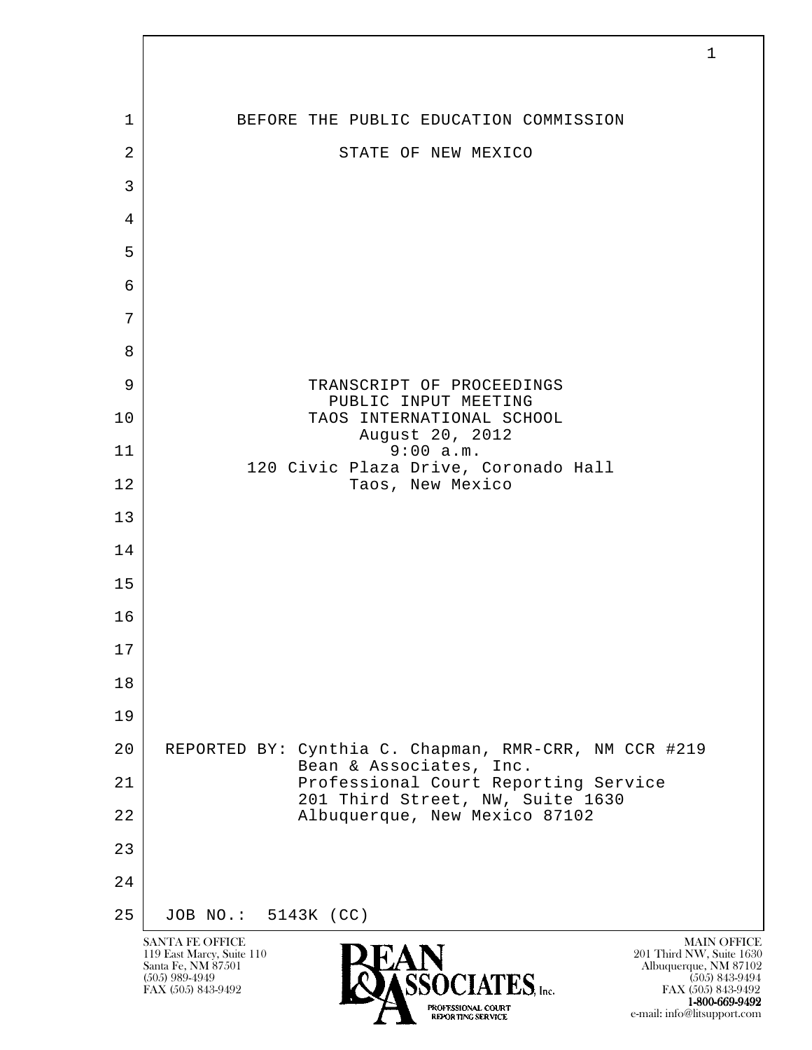BEFORE THE PUBLIC EDUCATION COMMISSION

STATE OF NEW MEXICO

TRANSCRIPT OF PROCEEDINGS
PUBLIC INPUT MEETING
TAOS INTERNATIONAL SCHOOL
August 20, 2012
9:00 a.m.
120 Civic Plaza Drive, Coronado Hall
Taos, New Mexico

REPORTED BY: Cynthia C. Chapman, RMR-CRR, NM CCR #219
Bean & Associates, Inc.
Professional Court Reporting Service
201 Third Street, NW, Suite 1630
Albuquerque, New Mexico 87102

JOB NO.: 5143K (CC)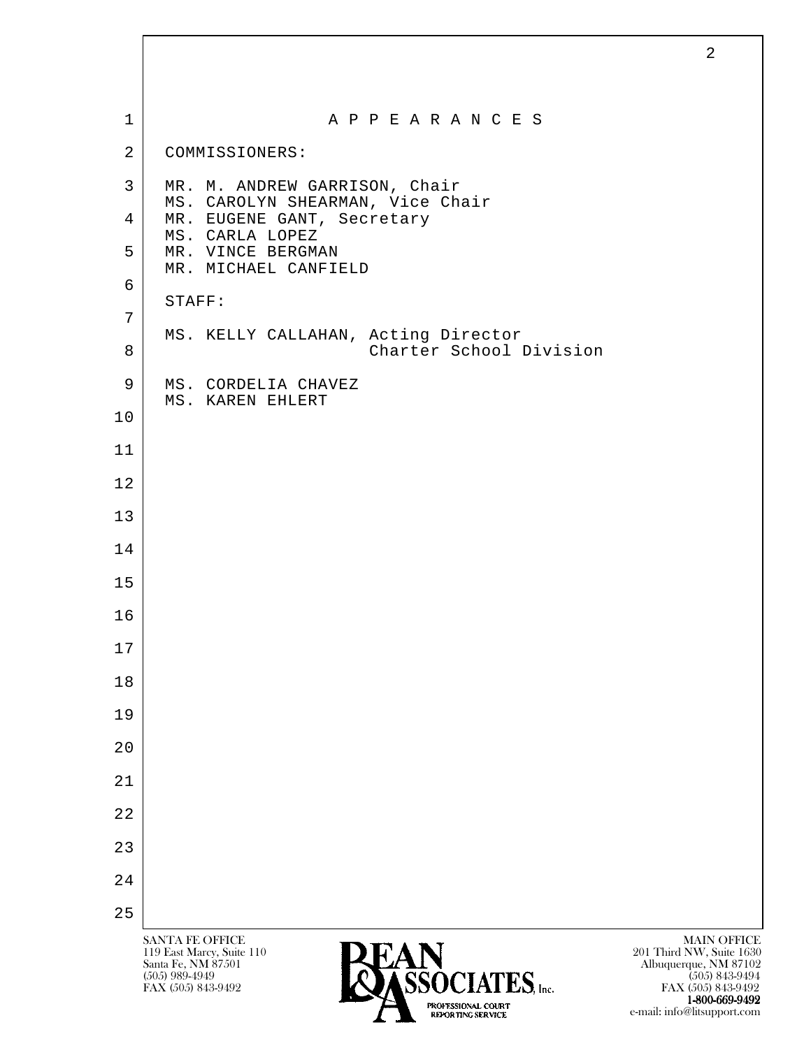# A P P E A R A N C E S

COMMISSIONERS:

MR. M. ANDREW GARRISON, Chair
MS. CAROLYN SHEARMAN, Vice Chair
MR. EUGENE GANT, Secretary
MS. CARLA LOPEZ
MR. VINCE BERGMAN
MR. MICHAEL CANFIELD

STAFF:

MS. KELLY CALLAHAN, Acting Director
Charter School Division

MS. CORDELIA CHAVEZ
MS. KAREN EHLERT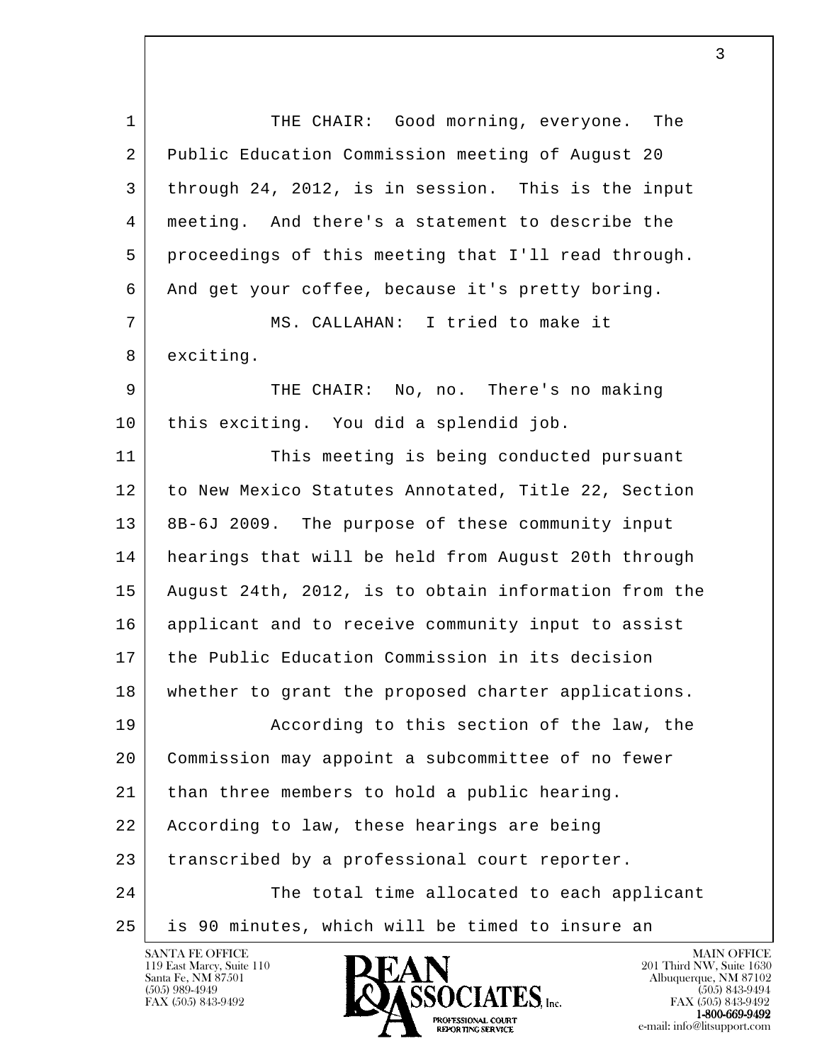THE CHAIR: Good morning, everyone. The Public Education Commission meeting of August 20 through 24, 2012, is in session. This is the input meeting. And there's a statement to describe the proceedings of this meeting that I'll read through. And get your coffee, because it's pretty boring.

MS. CALLAHAN: I tried to make it exciting.

THE CHAIR: No, no. There's no making this exciting. You did a splendid job.

This meeting is being conducted pursuant to New Mexico Statutes Annotated, Title 22, Section 8B-6J 2009. The purpose of these community input hearings that will be held from August 20th through August 24th, 2012, is to obtain information from the applicant and to receive community input to assist the Public Education Commission in its decision whether to grant the proposed charter applications.

According to this section of the law, the Commission may appoint a subcommittee of no fewer than three members to hold a public hearing. According to law, these hearings are being transcribed by a professional court reporter.

The total time allocated to each applicant is 90 minutes, which will be timed to insure an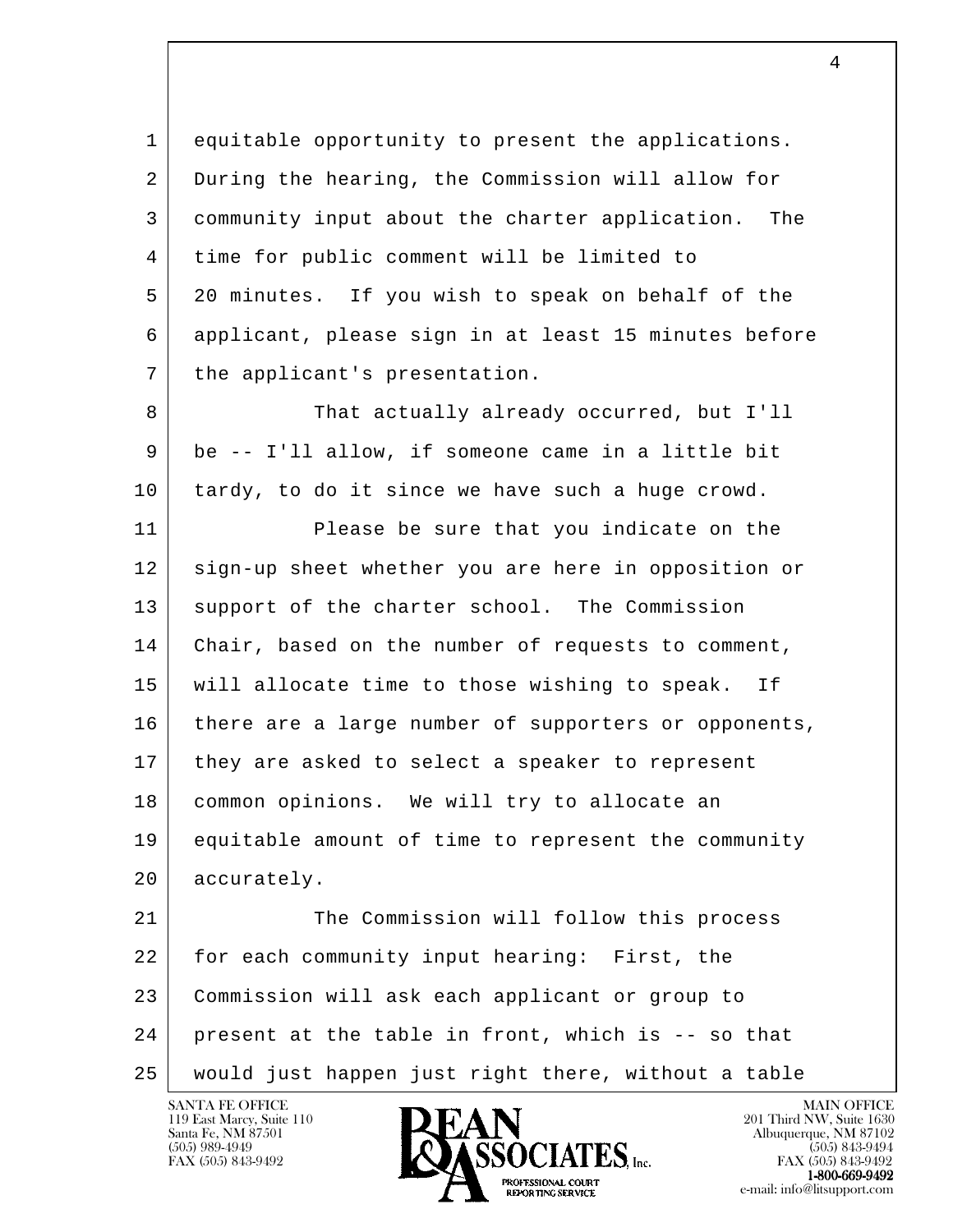equitable opportunity to present the applications. During the hearing, the Commission will allow for community input about the charter application. The time for public comment will be limited to 20 minutes. If you wish to speak on behalf of the applicant, please sign in at least 15 minutes before the applicant's presentation.

That actually already occurred, but I'll be -- I'll allow, if someone came in a little bit tardy, to do it since we have such a huge crowd.

Please be sure that you indicate on the sign-up sheet whether you are here in opposition or support of the charter school. The Commission Chair, based on the number of requests to comment, will allocate time to those wishing to speak. If there are a large number of supporters or opponents, they are asked to select a speaker to represent common opinions. We will try to allocate an equitable amount of time to represent the community accurately.

The Commission will follow this process for each community input hearing: First, the Commission will ask each applicant or group to present at the table in front, which is -- so that would just happen just right there, without a table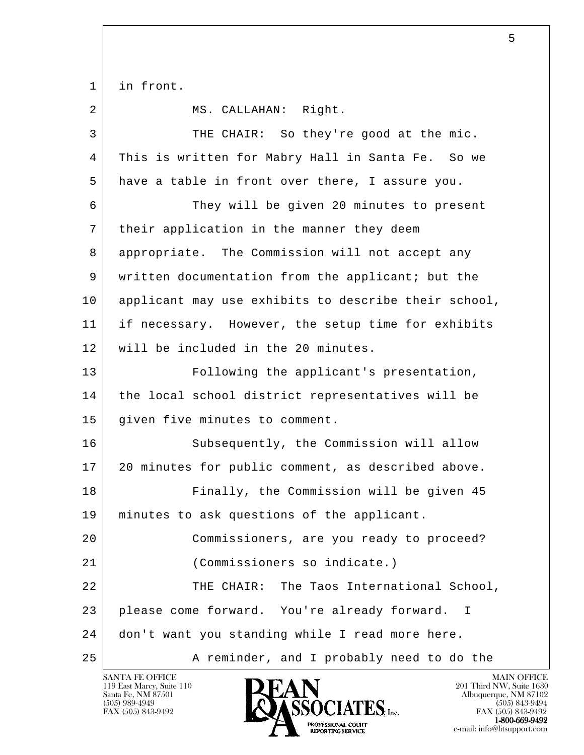in front.

MS. CALLAHAN: Right.

THE CHAIR: So they're good at the mic. This is written for Mabry Hall in Santa Fe. So we have a table in front over there, I assure you.

They will be given 20 minutes to present their application in the manner they deem appropriate. The Commission will not accept any written documentation from the applicant; but the applicant may use exhibits to describe their school, if necessary. However, the setup time for exhibits will be included in the 20 minutes.

Following the applicant's presentation, the local school district representatives will be given five minutes to comment.

Subsequently, the Commission will allow 20 minutes for public comment, as described above.

Finally, the Commission will be given 45 minutes to ask questions of the applicant.

Commissioners, are you ready to proceed?

(Commissioners so indicate.)

THE CHAIR: The Taos International School, please come forward. You're already forward. I don't want you standing while I read more here.

A reminder, and I probably need to do the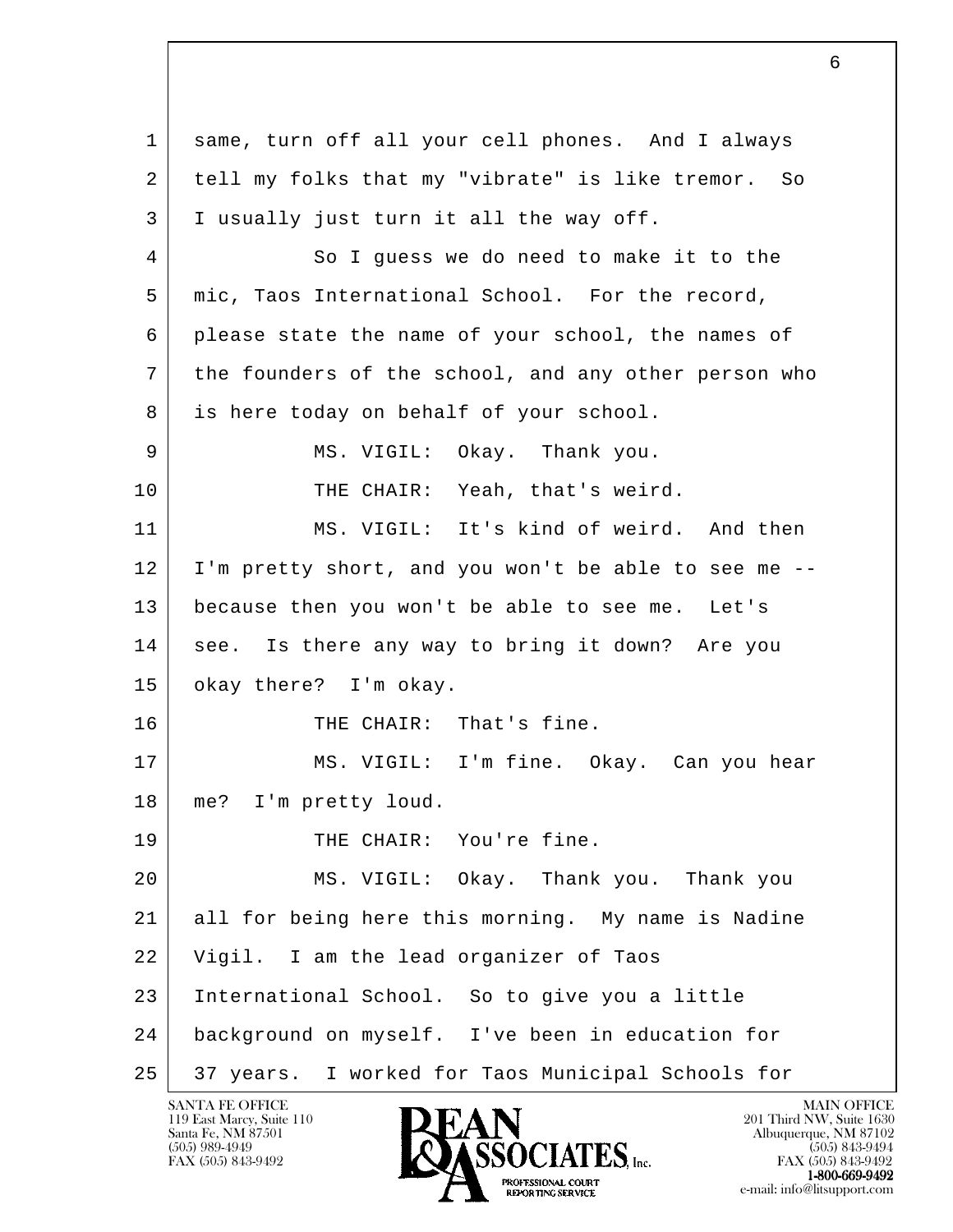same, turn off all your cell phones. And I always tell my folks that my "vibrate" is like tremor. So I usually just turn it all the way off.

So I guess we do need to make it to the mic, Taos International School. For the record, please state the name of your school, the names of the founders of the school, and any other person who is here today on behalf of your school.

MS. VIGIL: Okay. Thank you.

THE CHAIR: Yeah, that's weird.

MS. VIGIL: It's kind of weird. And then I'm pretty short, and you won't be able to see me -- because then you won't be able to see me. Let's see. Is there any way to bring it down? Are you okay there? I'm okay.

THE CHAIR: That's fine.

MS. VIGIL: I'm fine. Okay. Can you hear me? I'm pretty loud.

THE CHAIR: You're fine.

MS. VIGIL: Okay. Thank you. Thank you all for being here this morning. My name is Nadine Vigil. I am the lead organizer of Taos International School. So to give you a little background on myself. I've been in education for 37 years. I worked for Taos Municipal Schools for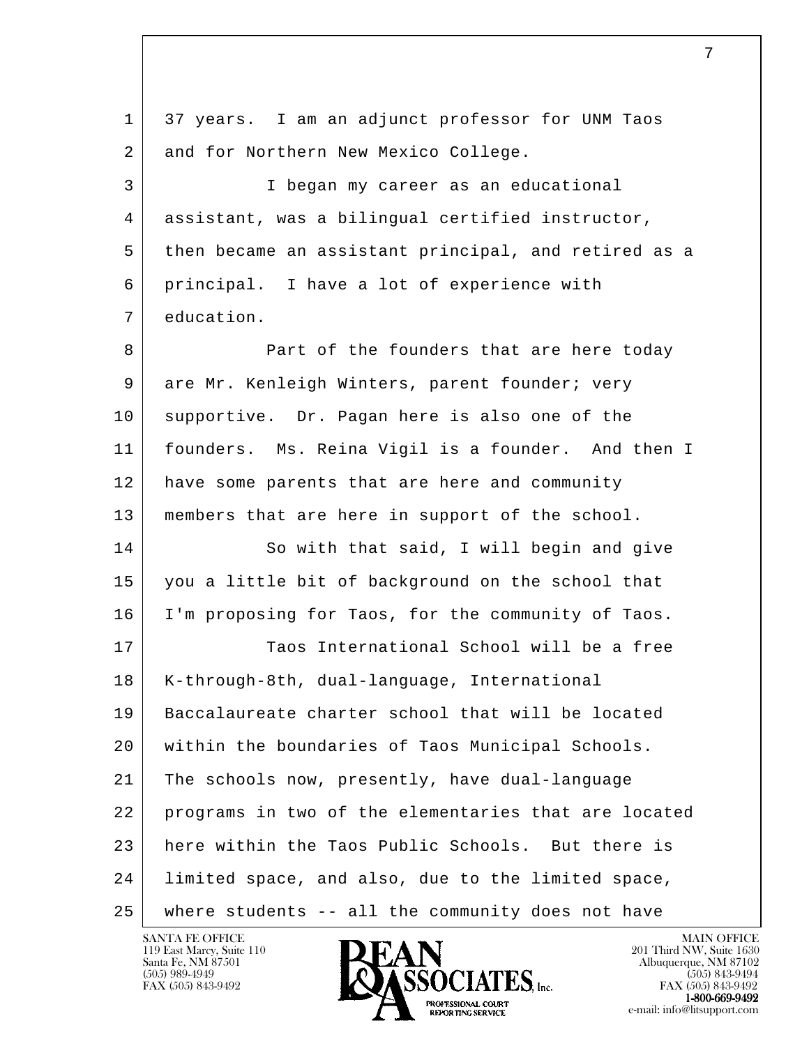37 years. I am an adjunct professor for UNM Taos and for Northern New Mexico College.

I began my career as an educational assistant, was a bilingual certified instructor, then became an assistant principal, and retired as a principal. I have a lot of experience with education.

Part of the founders that are here today are Mr. Kenleigh Winters, parent founder; very supportive. Dr. Pagan here is also one of the founders. Ms. Reina Vigil is a founder. And then I have some parents that are here and community members that are here in support of the school.

So with that said, I will begin and give you a little bit of background on the school that I'm proposing for Taos, for the community of Taos.

Taos International School will be a free K-through-8th, dual-language, International Baccalaureate charter school that will be located within the boundaries of Taos Municipal Schools. The schools now, presently, have dual-language programs in two of the elementaries that are located here within the Taos Public Schools. But there is limited space, and also, due to the limited space, where students -- all the community does not have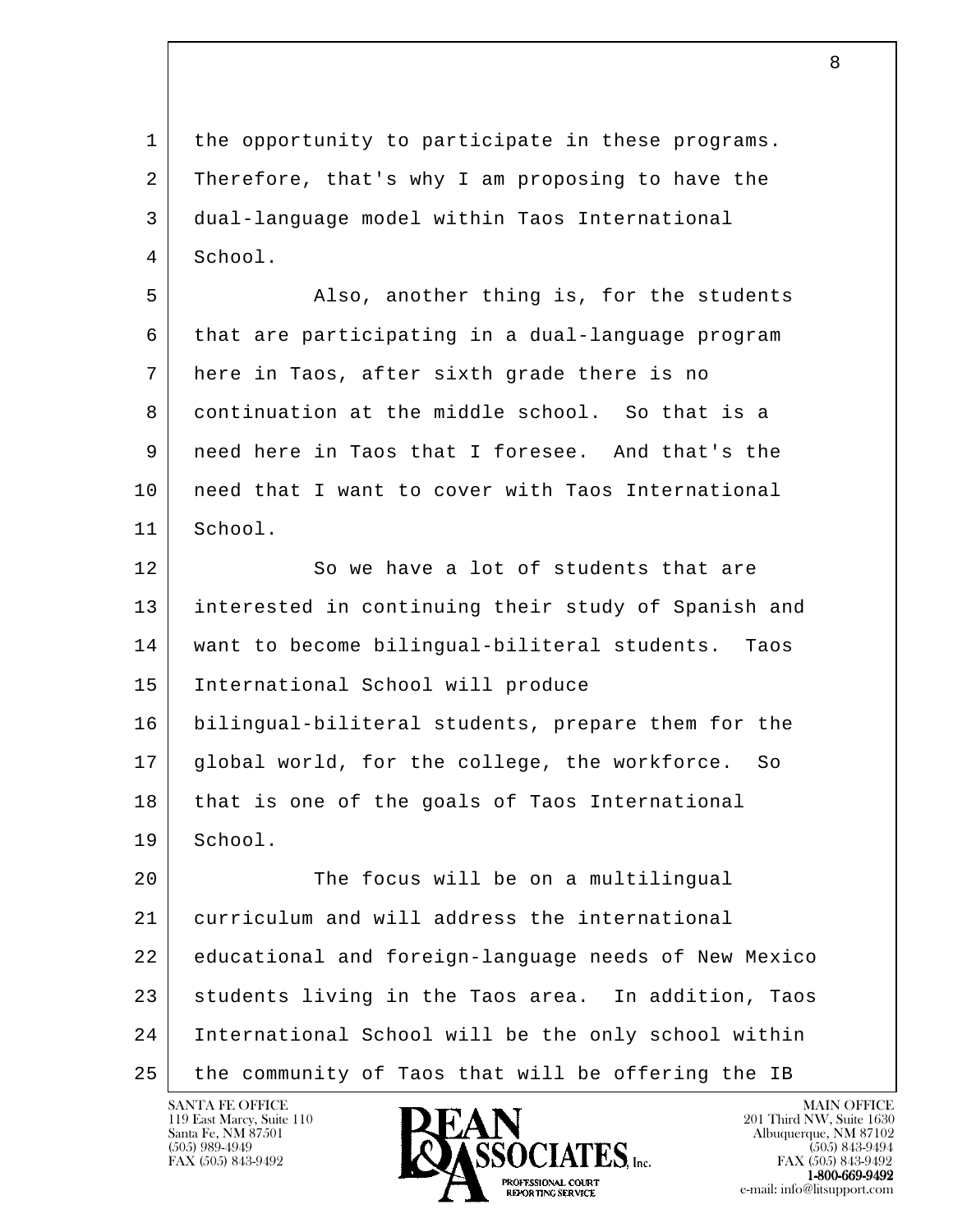the opportunity to participate in these programs. Therefore, that's why I am proposing to have the dual-language model within Taos International School.

Also, another thing is, for the students that are participating in a dual-language program here in Taos, after sixth grade there is no continuation at the middle school. So that is a need here in Taos that I foresee. And that's the need that I want to cover with Taos International School.

So we have a lot of students that are interested in continuing their study of Spanish and want to become bilingual-biliteral students. Taos International School will produce bilingual-biliteral students, prepare them for the global world, for the college, the workforce. So that is one of the goals of Taos International School.

The focus will be on a multilingual curriculum and will address the international educational and foreign-language needs of New Mexico students living in the Taos area. In addition, Taos International School will be the only school within the community of Taos that will be offering the IB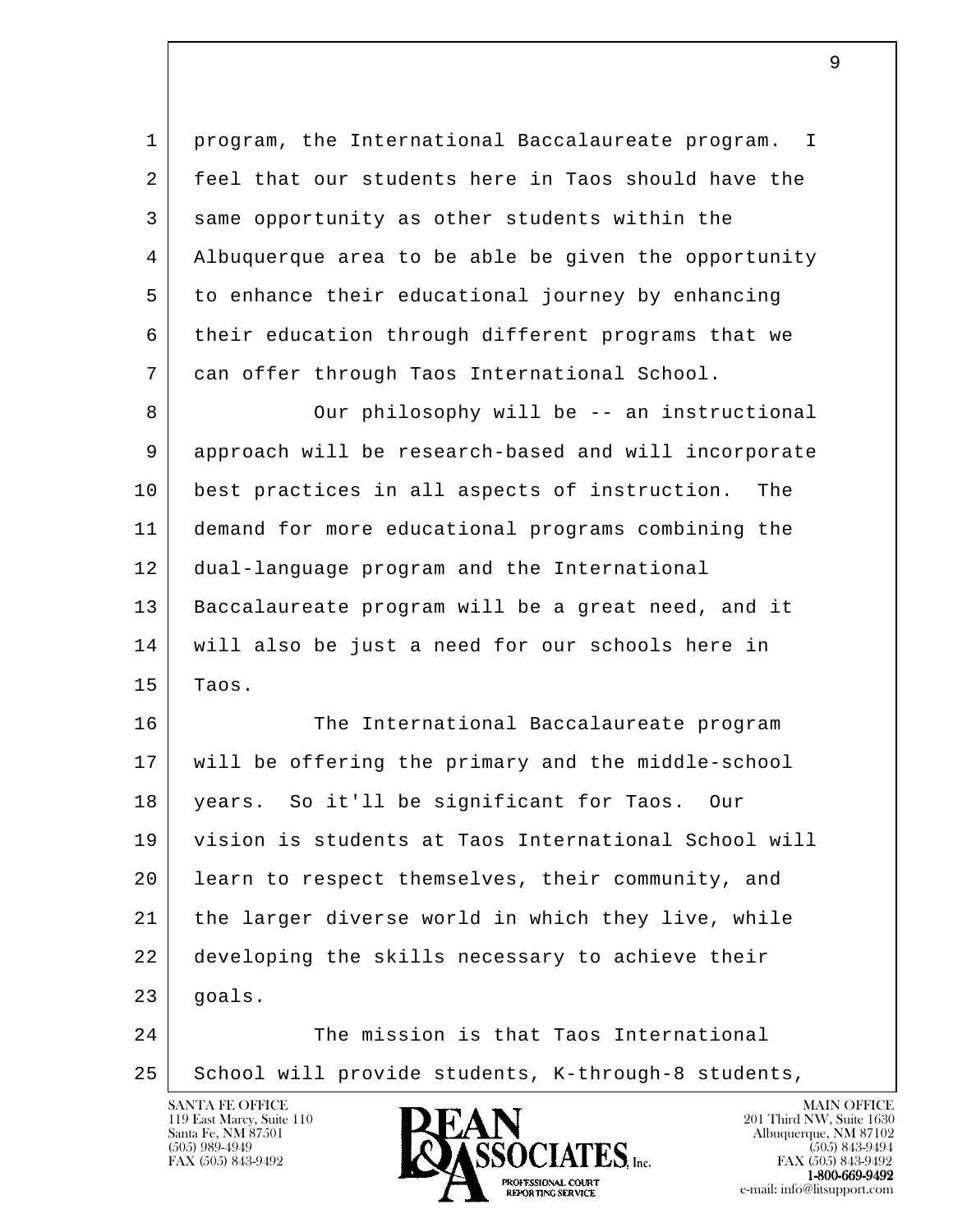program, the International Baccalaureate program. I feel that our students here in Taos should have the same opportunity as other students within the Albuquerque area to be able be given the opportunity to enhance their educational journey by enhancing their education through different programs that we can offer through Taos International School.

Our philosophy will be -- an instructional approach will be research-based and will incorporate best practices in all aspects of instruction. The demand for more educational programs combining the dual-language program and the International Baccalaureate program will be a great need, and it will also be just a need for our schools here in Taos.

The International Baccalaureate program will be offering the primary and the middle-school years. So it'll be significant for Taos. Our vision is students at Taos International School will learn to respect themselves, their community, and the larger diverse world in which they live, while developing the skills necessary to achieve their goals.

The mission is that Taos International School will provide students, K-through-8 students,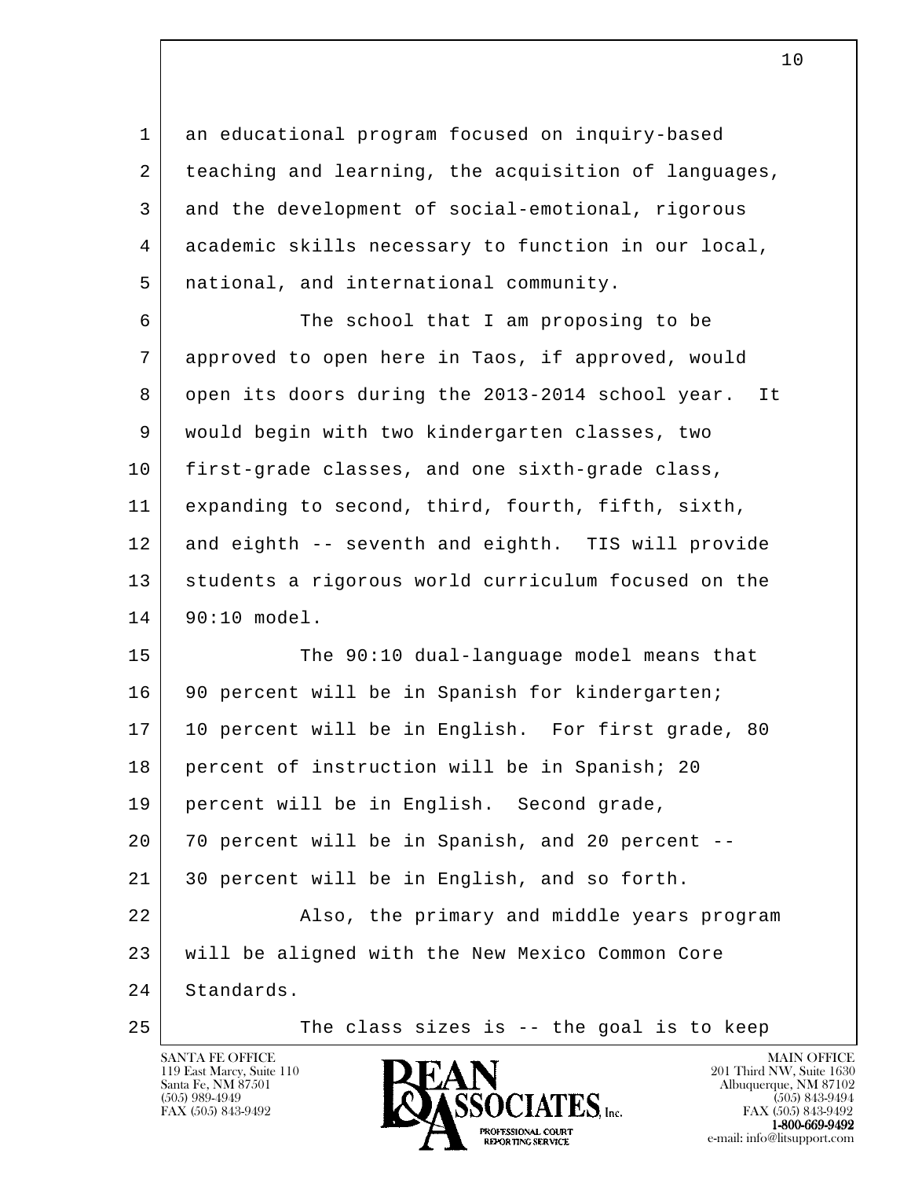an educational program focused on inquiry-based teaching and learning, the acquisition of languages, and the development of social-emotional, rigorous academic skills necessary to function in our local, national, and international community.

The school that I am proposing to be approved to open here in Taos, if approved, would open its doors during the 2013-2014 school year. It would begin with two kindergarten classes, two first-grade classes, and one sixth-grade class, expanding to second, third, fourth, fifth, sixth, and eighth -- seventh and eighth. TIS will provide students a rigorous world curriculum focused on the 90:10 model.

The 90:10 dual-language model means that 90 percent will be in Spanish for kindergarten; 10 percent will be in English. For first grade, 80 percent of instruction will be in Spanish; 20 percent will be in English. Second grade, 70 percent will be in Spanish, and 20 percent -- 30 percent will be in English, and so forth.

Also, the primary and middle years program will be aligned with the New Mexico Common Core Standards.

The class sizes is -- the goal is to keep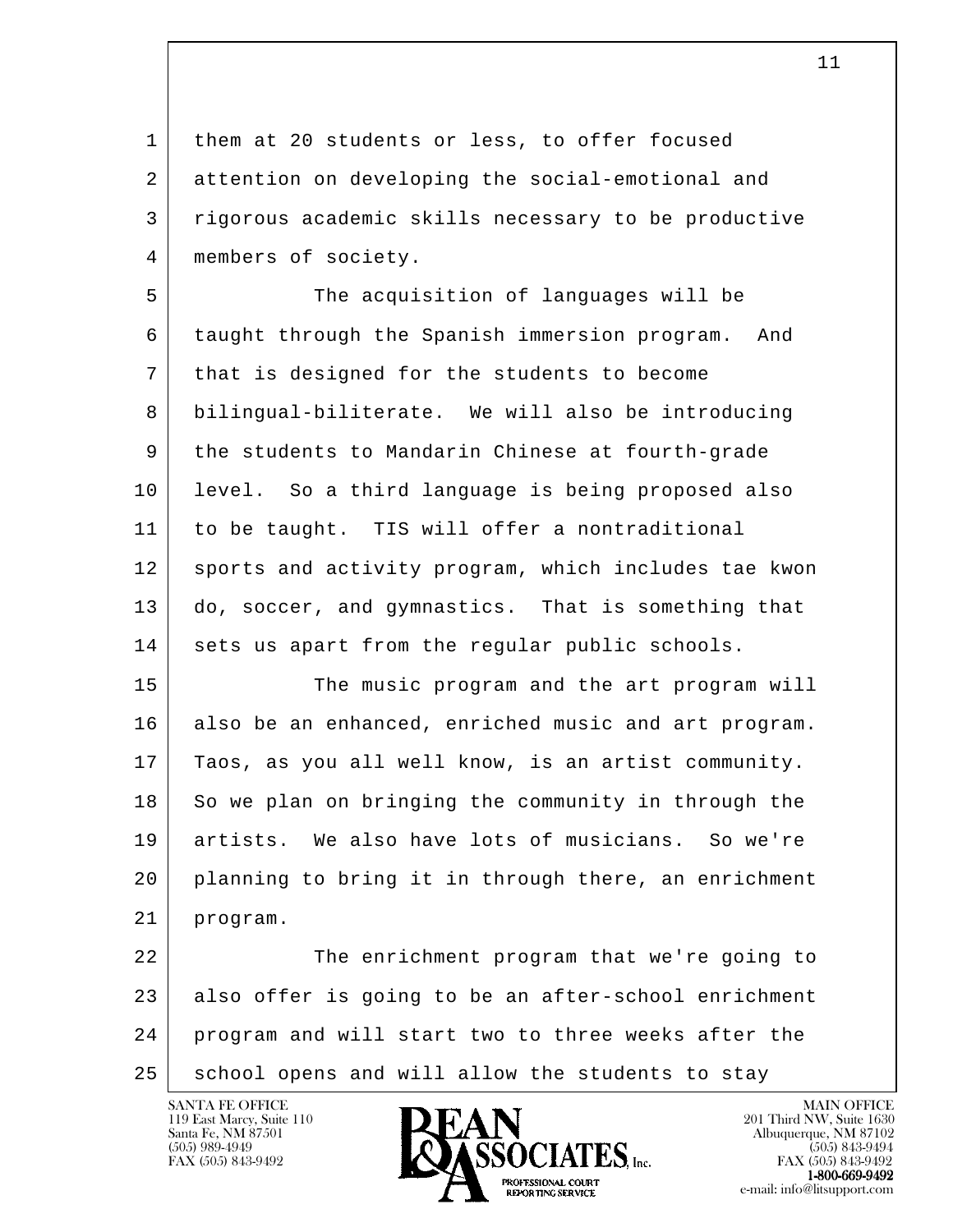them at 20 students or less, to offer focused attention on developing the social-emotional and rigorous academic skills necessary to be productive members of society.

The acquisition of languages will be taught through the Spanish immersion program. And that is designed for the students to become bilingual-biliterate. We will also be introducing the students to Mandarin Chinese at fourth-grade level. So a third language is being proposed also to be taught. TIS will offer a nontraditional sports and activity program, which includes tae kwon do, soccer, and gymnastics. That is something that sets us apart from the regular public schools.

The music program and the art program will also be an enhanced, enriched music and art program. Taos, as you all well know, is an artist community. So we plan on bringing the community in through the artists. We also have lots of musicians. So we're planning to bring it in through there, an enrichment program.

The enrichment program that we're going to also offer is going to be an after-school enrichment program and will start two to three weeks after the school opens and will allow the students to stay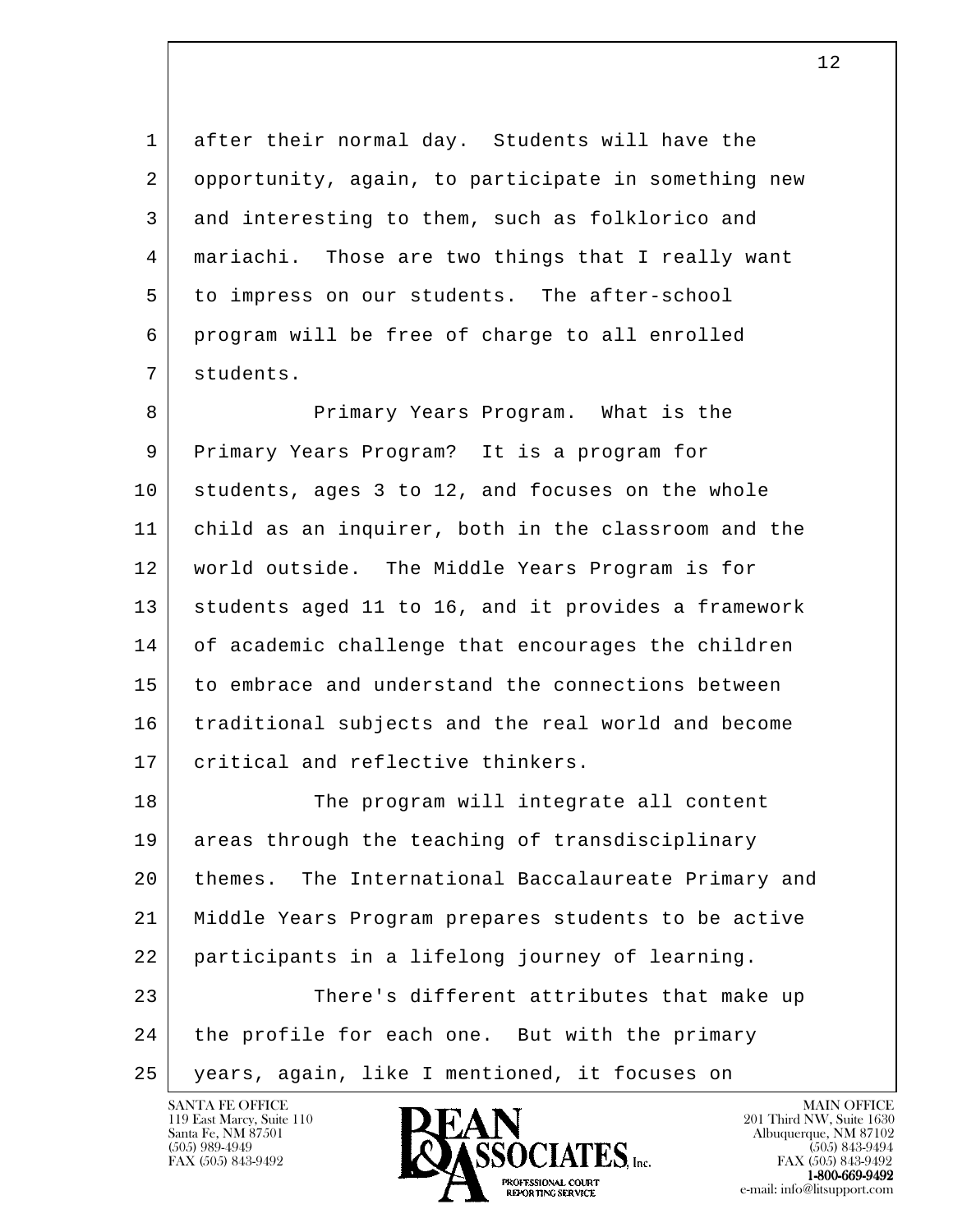after their normal day. Students will have the opportunity, again, to participate in something new and interesting to them, such as folklorico and mariachi. Those are two things that I really want to impress on our students. The after-school program will be free of charge to all enrolled students.

Primary Years Program. What is the Primary Years Program? It is a program for students, ages 3 to 12, and focuses on the whole child as an inquirer, both in the classroom and the world outside. The Middle Years Program is for students aged 11 to 16, and it provides a framework of academic challenge that encourages the children to embrace and understand the connections between traditional subjects and the real world and become critical and reflective thinkers.

The program will integrate all content areas through the teaching of transdisciplinary themes. The International Baccalaureate Primary and Middle Years Program prepares students to be active participants in a lifelong journey of learning.

There's different attributes that make up the profile for each one. But with the primary years, again, like I mentioned, it focuses on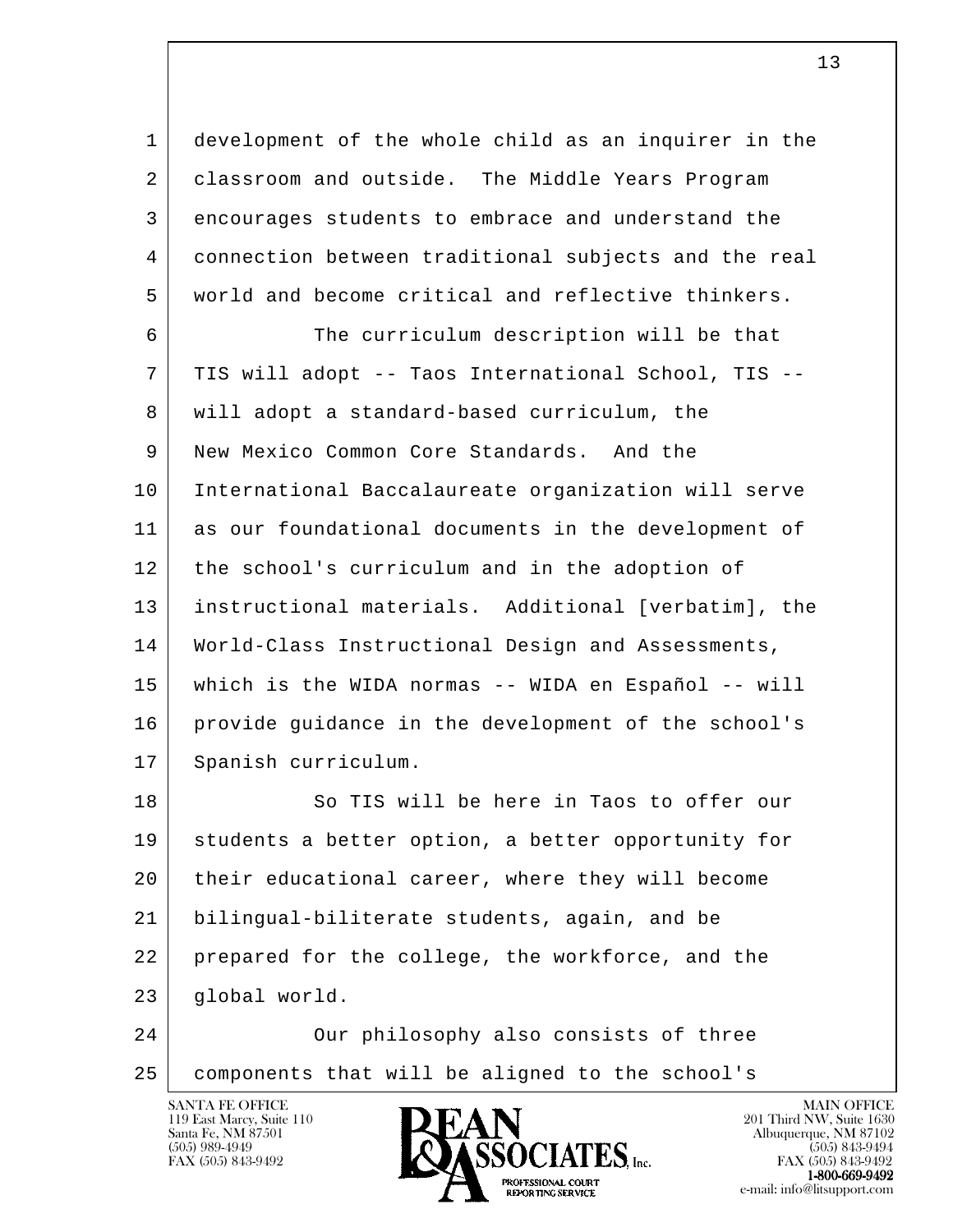development of the whole child as an inquirer in the classroom and outside. The Middle Years Program encourages students to embrace and understand the connection between traditional subjects and the real world and become critical and reflective thinkers.

The curriculum description will be that TIS will adopt -- Taos International School, TIS -- will adopt a standard-based curriculum, the New Mexico Common Core Standards. And the International Baccalaureate organization will serve as our foundational documents in the development of the school's curriculum and in the adoption of instructional materials. Additional [verbatim], the World-Class Instructional Design and Assessments, which is the WIDA normas -- WIDA en Español -- will provide guidance in the development of the school's Spanish curriculum.

So TIS will be here in Taos to offer our students a better option, a better opportunity for their educational career, where they will become bilingual-biliterate students, again, and be prepared for the college, the workforce, and the global world.

Our philosophy also consists of three components that will be aligned to the school's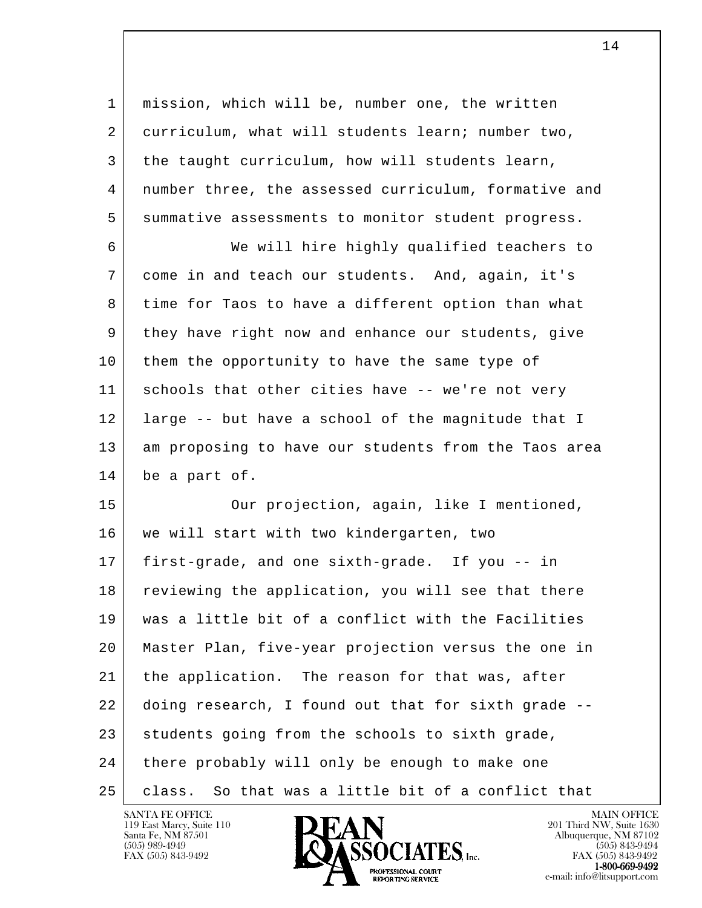mission, which will be, number one, the written curriculum, what will students learn; number two, the taught curriculum, how will students learn, number three, the assessed curriculum, formative and summative assessments to monitor student progress.

We will hire highly qualified teachers to come in and teach our students. And, again, it's time for Taos to have a different option than what they have right now and enhance our students, give them the opportunity to have the same type of schools that other cities have -- we're not very large -- but have a school of the magnitude that I am proposing to have our students from the Taos area be a part of.

Our projection, again, like I mentioned, we will start with two kindergarten, two first-grade, and one sixth-grade. If you -- in reviewing the application, you will see that there was a little bit of a conflict with the Facilities Master Plan, five-year projection versus the one in the application. The reason for that was, after doing research, I found out that for sixth grade -- students going from the schools to sixth grade, there probably will only be enough to make one class. So that was a little bit of a conflict that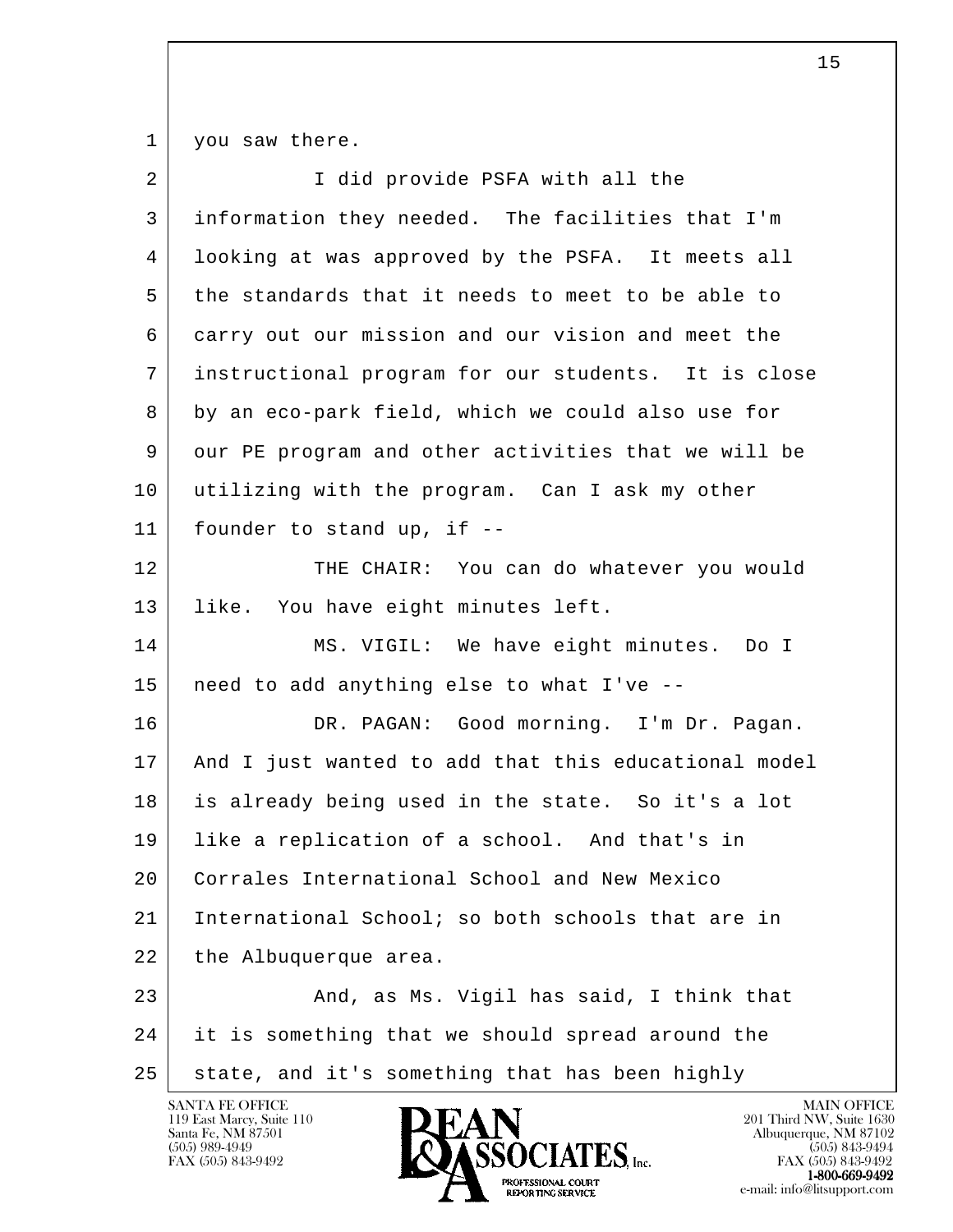you saw there.

I did provide PSFA with all the information they needed. The facilities that I'm looking at was approved by the PSFA. It meets all the standards that it needs to meet to be able to carry out our mission and our vision and meet the instructional program for our students. It is close by an eco-park field, which we could also use for our PE program and other activities that we will be utilizing with the program. Can I ask my other founder to stand up, if --

THE CHAIR: You can do whatever you would like. You have eight minutes left.

MS. VIGIL: We have eight minutes. Do I need to add anything else to what I've --

DR. PAGAN: Good morning. I'm Dr. Pagan. And I just wanted to add that this educational model is already being used in the state. So it's a lot like a replication of a school. And that's in Corrales International School and New Mexico International School; so both schools that are in the Albuquerque area.

And, as Ms. Vigil has said, I think that it is something that we should spread around the state, and it's something that has been highly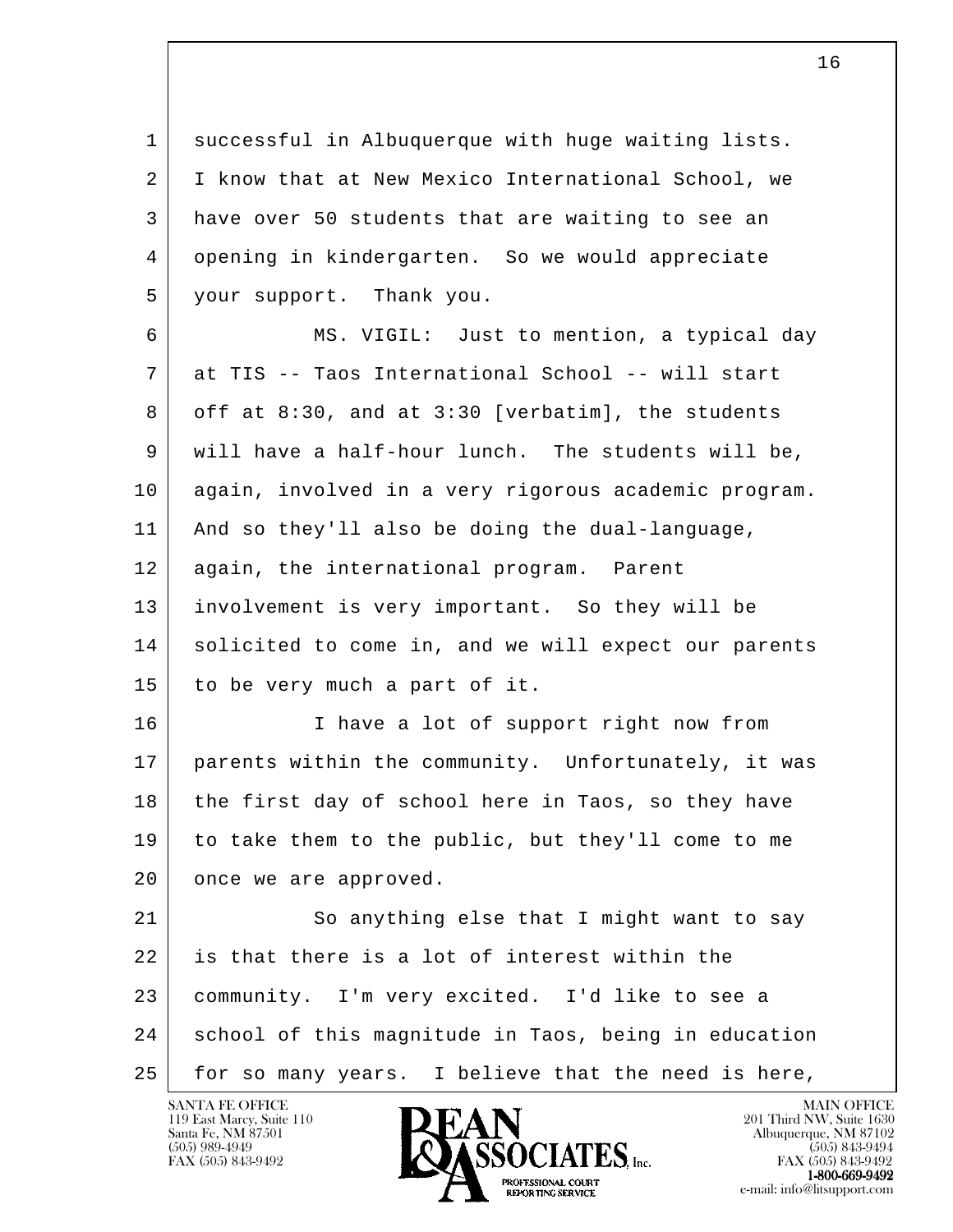successful in Albuquerque with huge waiting lists. I know that at New Mexico International School, we have over 50 students that are waiting to see an opening in kindergarten. So we would appreciate your support. Thank you.

MS. VIGIL: Just to mention, a typical day at TIS -- Taos International School -- will start off at 8:30, and at 3:30 [verbatim], the students will have a half-hour lunch. The students will be, again, involved in a very rigorous academic program. And so they'll also be doing the dual-language, again, the international program. Parent involvement is very important. So they will be solicited to come in, and we will expect our parents to be very much a part of it.

I have a lot of support right now from parents within the community. Unfortunately, it was the first day of school here in Taos, so they have to take them to the public, but they'll come to me once we are approved.

So anything else that I might want to say is that there is a lot of interest within the community. I'm very excited. I'd like to see a school of this magnitude in Taos, being in education for so many years. I believe that the need is here,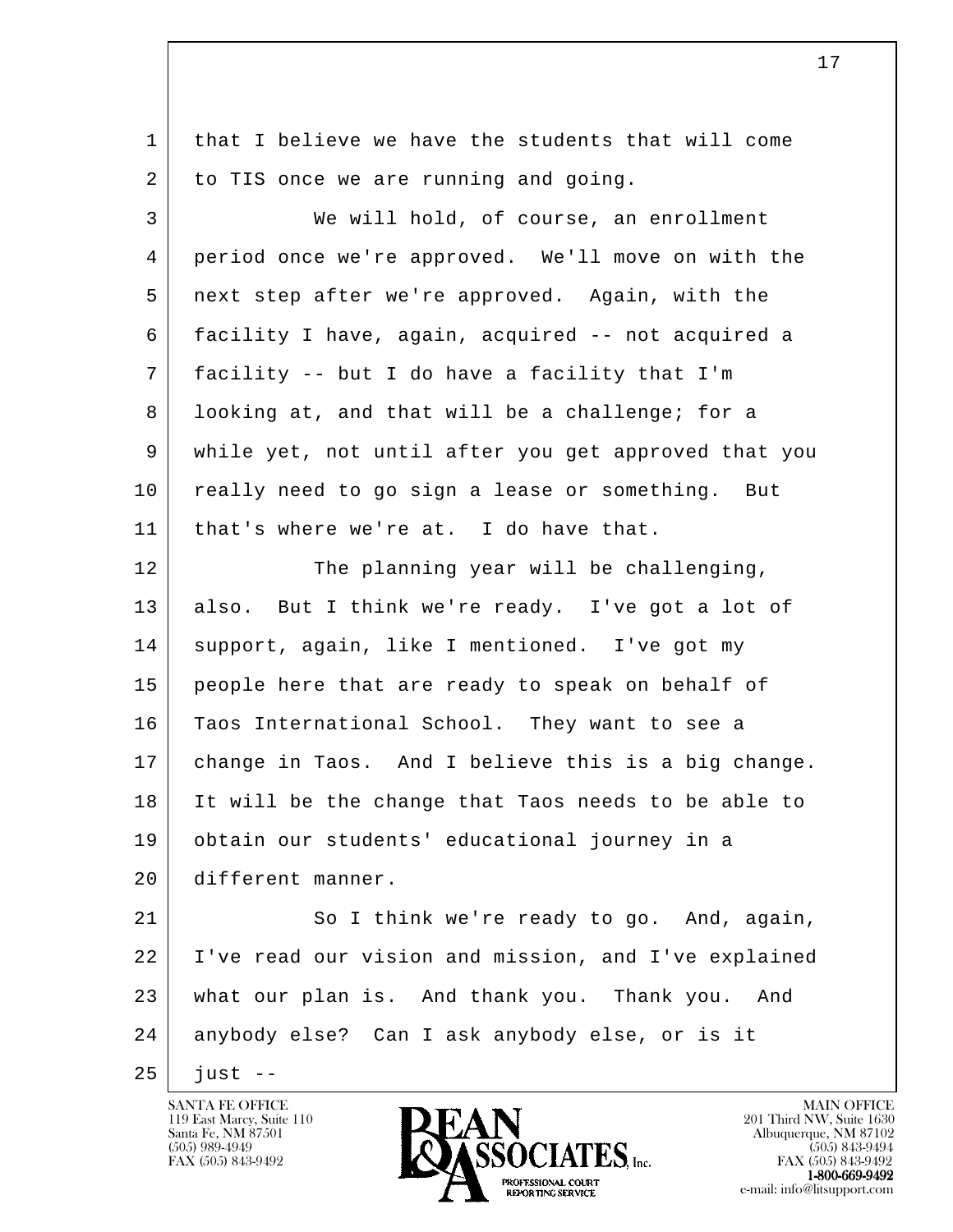that I believe we have the students that will come to TIS once we are running and going.

We will hold, of course, an enrollment period once we're approved. We'll move on with the next step after we're approved. Again, with the facility I have, again, acquired -- not acquired a facility -- but I do have a facility that I'm looking at, and that will be a challenge; for a while yet, not until after you get approved that you really need to go sign a lease or something. But that's where we're at. I do have that.

The planning year will be challenging, also. But I think we're ready. I've got a lot of support, again, like I mentioned. I've got my people here that are ready to speak on behalf of Taos International School. They want to see a change in Taos. And I believe this is a big change. It will be the change that Taos needs to be able to obtain our students' educational journey in a different manner.

So I think we're ready to go. And, again, I've read our vision and mission, and I've explained what our plan is. And thank you. Thank you. And anybody else? Can I ask anybody else, or is it just --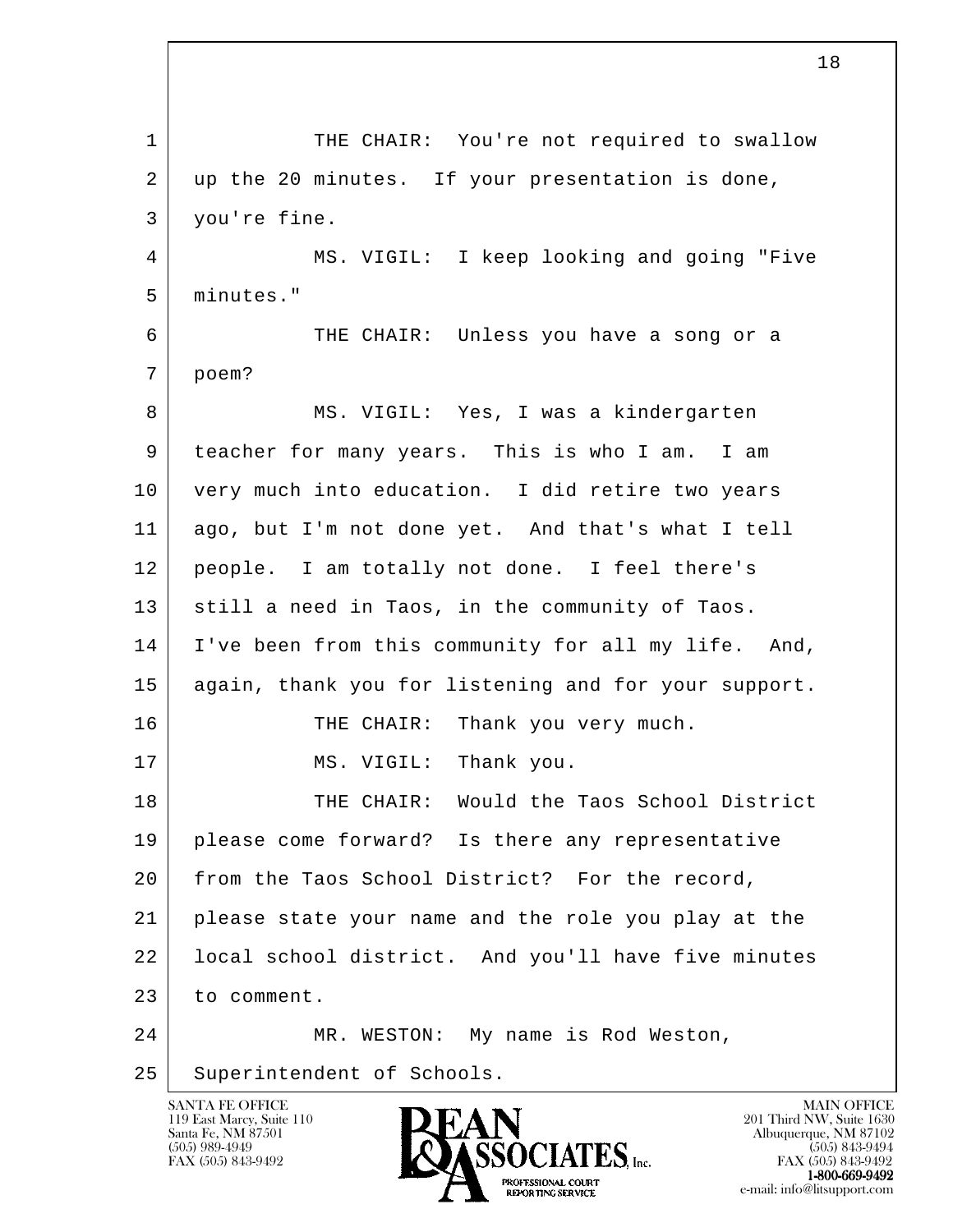THE CHAIR: You're not required to swallow up the 20 minutes. If your presentation is done, you're fine.

MS. VIGIL: I keep looking and going "Five minutes."

THE CHAIR: Unless you have a song or a poem?

MS. VIGIL: Yes, I was a kindergarten teacher for many years. This is who I am. I am very much into education. I did retire two years ago, but I'm not done yet. And that's what I tell people. I am totally not done. I feel there's still a need in Taos, in the community of Taos. I've been from this community for all my life. And, again, thank you for listening and for your support.

THE CHAIR: Thank you very much.

MS. VIGIL: Thank you.

THE CHAIR: Would the Taos School District please come forward? Is there any representative from the Taos School District? For the record, please state your name and the role you play at the local school district. And you'll have five minutes to comment.

MR. WESTON: My name is Rod Weston, Superintendent of Schools.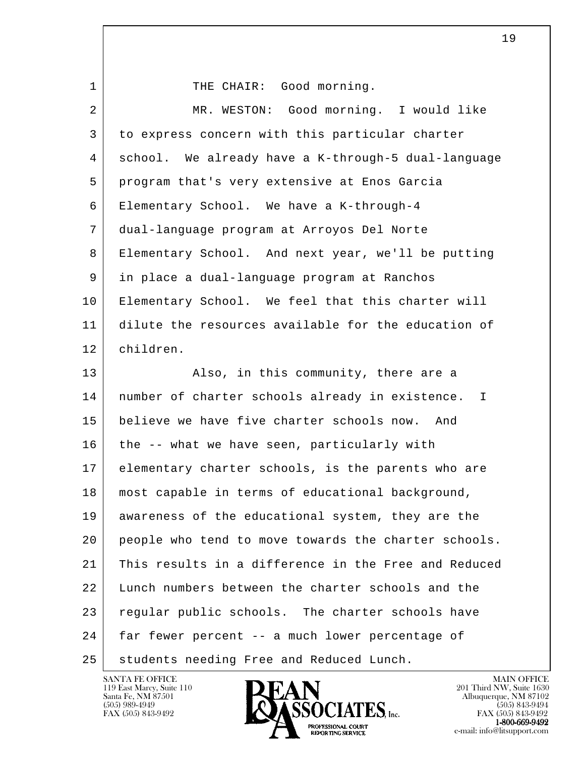THE CHAIR: Good morning.

MR. WESTON: Good morning. I would like to express concern with this particular charter school. We already have a K-through-5 dual-language program that's very extensive at Enos Garcia Elementary School. We have a K-through-4 dual-language program at Arroyos Del Norte Elementary School. And next year, we'll be putting in place a dual-language program at Ranchos Elementary School. We feel that this charter will dilute the resources available for the education of children.

Also, in this community, there are a number of charter schools already in existence. I believe we have five charter schools now. And the -- what we have seen, particularly with elementary charter schools, is the parents who are most capable in terms of educational background, awareness of the educational system, they are the people who tend to move towards the charter schools. This results in a difference in the Free and Reduced Lunch numbers between the charter schools and the regular public schools. The charter schools have far fewer percent -- a much lower percentage of students needing Free and Reduced Lunch.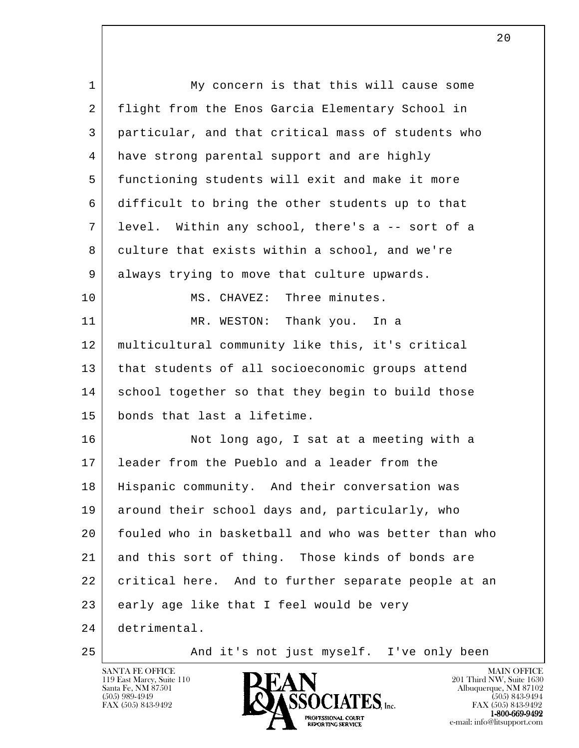My concern is that this will cause some flight from the Enos Garcia Elementary School in particular, and that critical mass of students who have strong parental support and are highly functioning students will exit and make it more difficult to bring the other students up to that level. Within any school, there's a -- sort of a culture that exists within a school, and we're always trying to move that culture upwards.

MS. CHAVEZ: Three minutes.

MR. WESTON: Thank you. In a multicultural community like this, it's critical that students of all socioeconomic groups attend school together so that they begin to build those bonds that last a lifetime.

Not long ago, I sat at a meeting with a leader from the Pueblo and a leader from the Hispanic community. And their conversation was around their school days and, particularly, who fouled who in basketball and who was better than who and this sort of thing. Those kinds of bonds are critical here. And to further separate people at an early age like that I feel would be very detrimental.

And it's not just myself. I've only been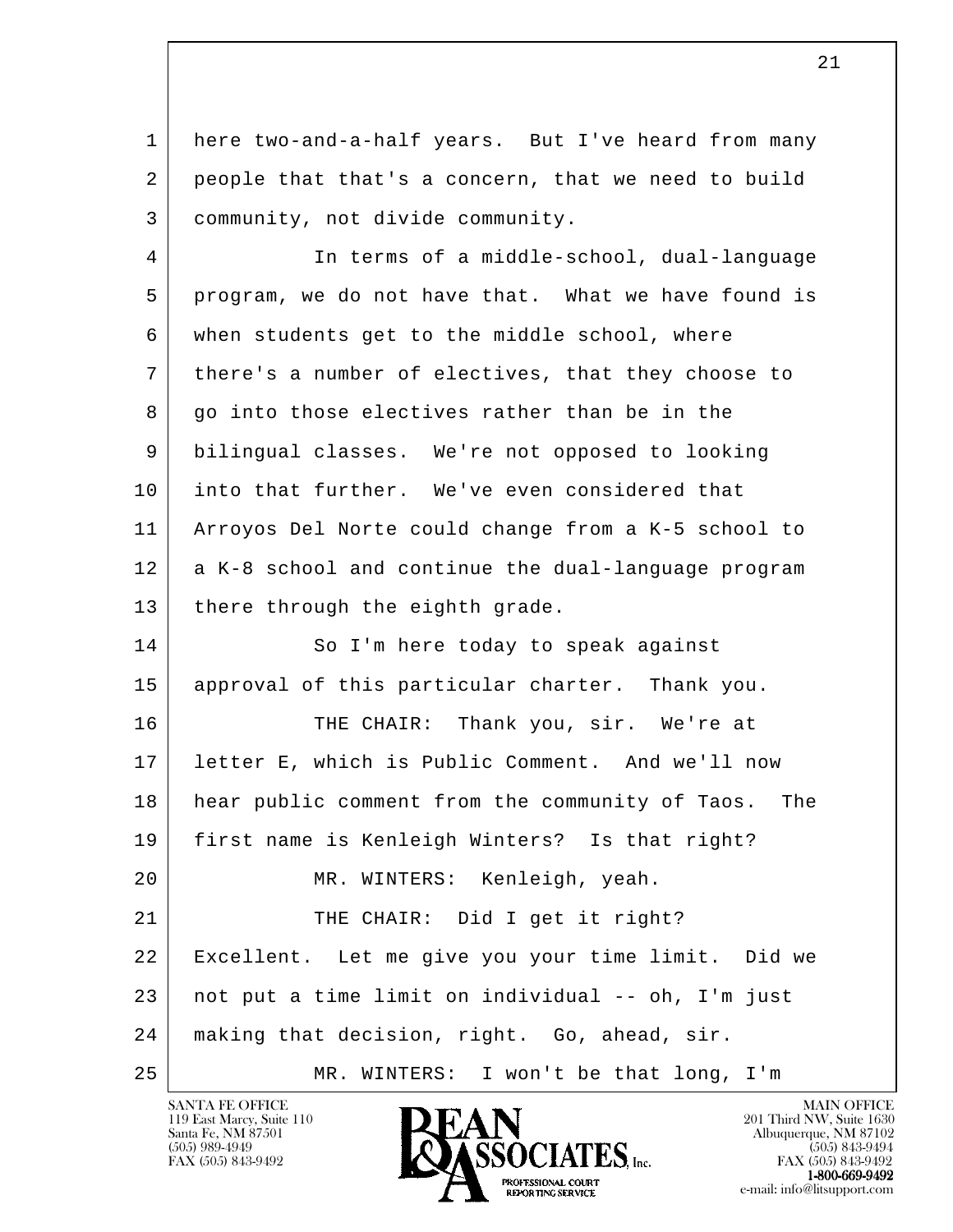here two-and-a-half years. But I've heard from many people that that's a concern, that we need to build community, not divide community.

In terms of a middle-school, dual-language program, we do not have that. What we have found is when students get to the middle school, where there's a number of electives, that they choose to go into those electives rather than be in the bilingual classes. We're not opposed to looking into that further. We've even considered that Arroyos Del Norte could change from a K-5 school to a K-8 school and continue the dual-language program there through the eighth grade.

So I'm here today to speak against approval of this particular charter. Thank you.

THE CHAIR: Thank you, sir. We're at letter E, which is Public Comment. And we'll now hear public comment from the community of Taos. The first name is Kenleigh Winters? Is that right?

MR. WINTERS: Kenleigh, yeah.

THE CHAIR: Did I get it right? Excellent. Let me give you your time limit. Did we not put a time limit on individual -- oh, I'm just making that decision, right. Go, ahead, sir.

MR. WINTERS: I won't be that long, I'm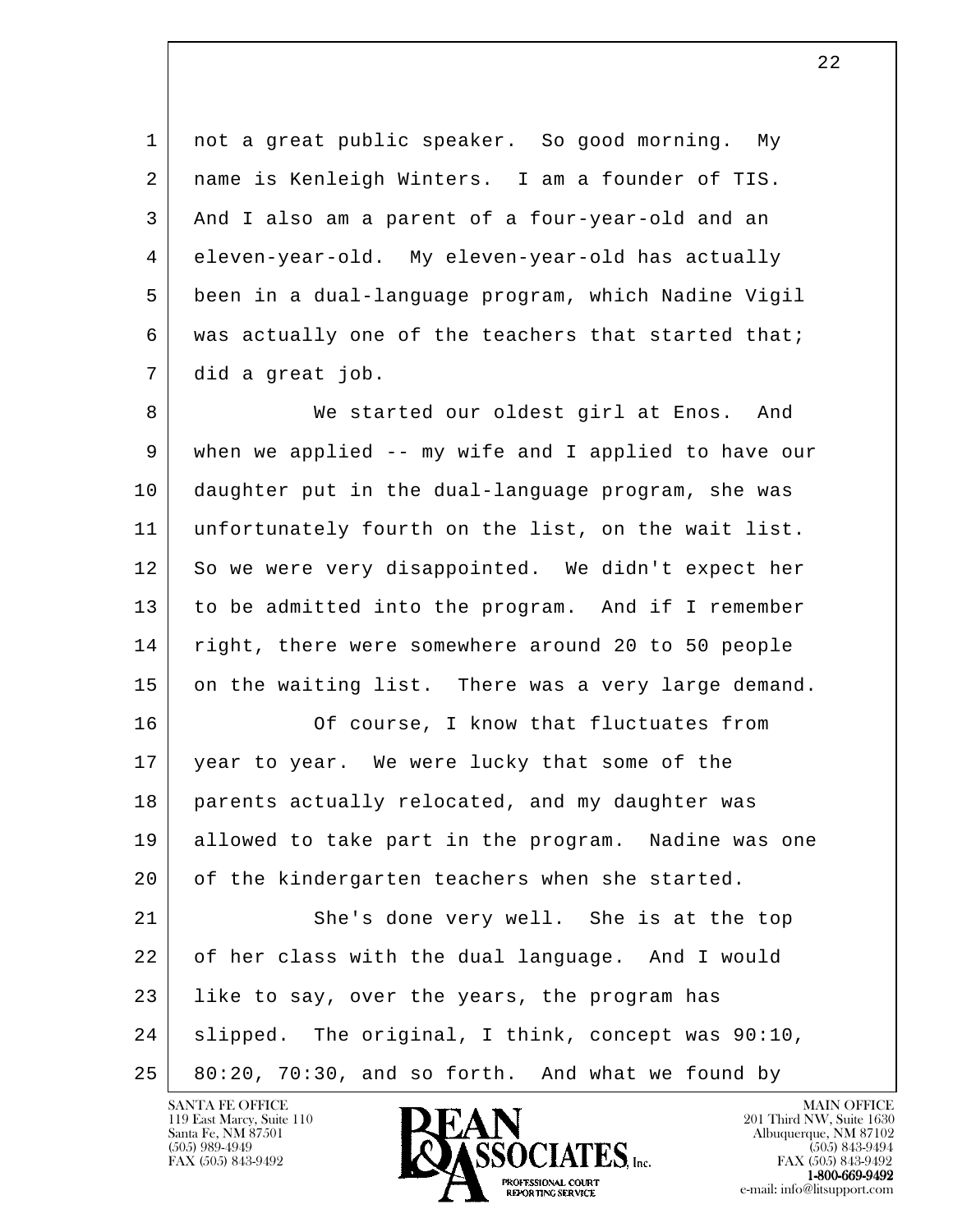not a great public speaker. So good morning. My name is Kenleigh Winters. I am a founder of TIS. And I also am a parent of a four-year-old and an eleven-year-old. My eleven-year-old has actually been in a dual-language program, which Nadine Vigil was actually one of the teachers that started that; did a great job.

We started our oldest girl at Enos. And when we applied -- my wife and I applied to have our daughter put in the dual-language program, she was unfortunately fourth on the list, on the wait list. So we were very disappointed. We didn't expect her to be admitted into the program. And if I remember right, there were somewhere around 20 to 50 people on the waiting list. There was a very large demand.

Of course, I know that fluctuates from year to year. We were lucky that some of the parents actually relocated, and my daughter was allowed to take part in the program. Nadine was one of the kindergarten teachers when she started.

She's done very well. She is at the top of her class with the dual language. And I would like to say, over the years, the program has slipped. The original, I think, concept was 90:10, 80:20, 70:30, and so forth. And what we found by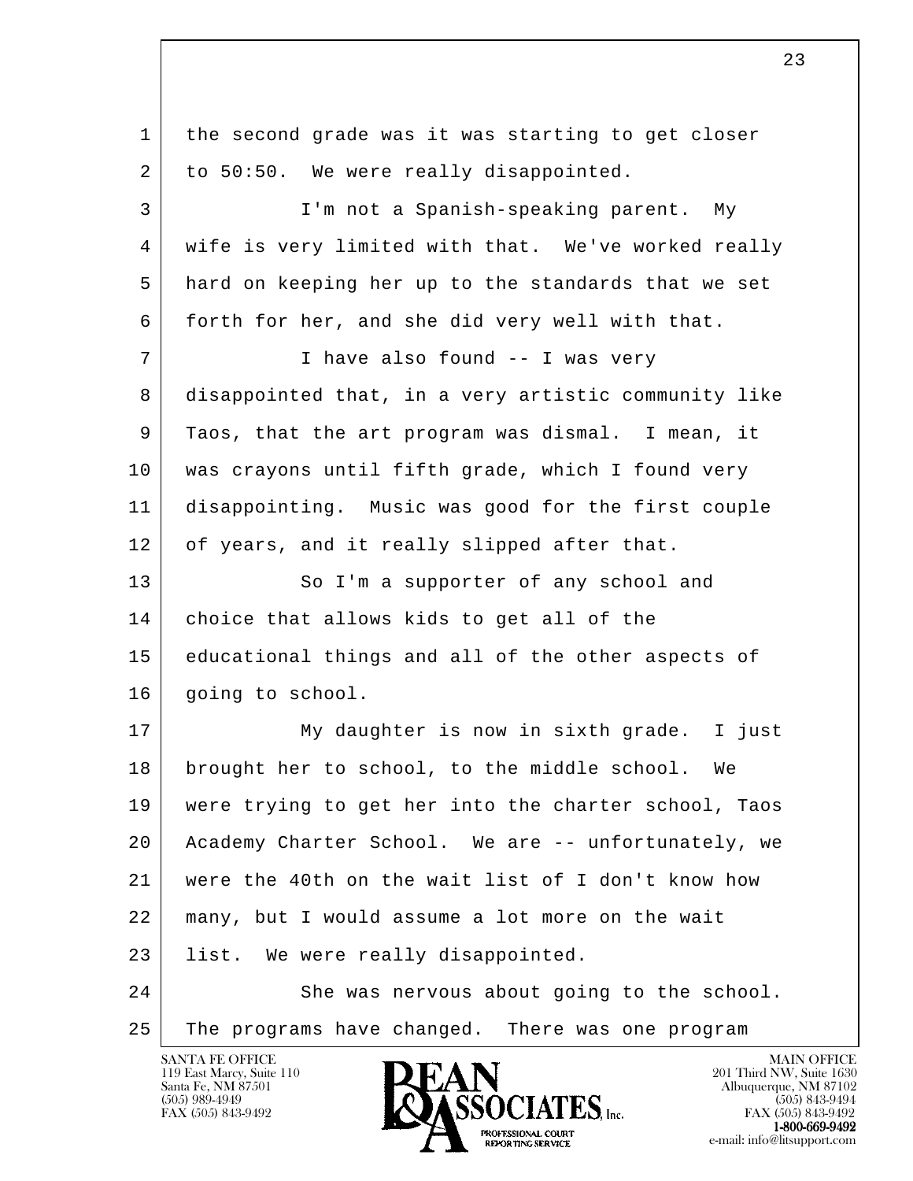the second grade was it was starting to get closer to 50:50. We were really disappointed.

I'm not a Spanish-speaking parent. My wife is very limited with that. We've worked really hard on keeping her up to the standards that we set forth for her, and she did very well with that.

I have also found -- I was very disappointed that, in a very artistic community like Taos, that the art program was dismal. I mean, it was crayons until fifth grade, which I found very disappointing. Music was good for the first couple of years, and it really slipped after that.

So I'm a supporter of any school and choice that allows kids to get all of the educational things and all of the other aspects of going to school.

My daughter is now in sixth grade. I just brought her to school, to the middle school. We were trying to get her into the charter school, Taos Academy Charter School. We are -- unfortunately, we were the 40th on the wait list of I don't know how many, but I would assume a lot more on the wait list. We were really disappointed.

She was nervous about going to the school. The programs have changed. There was one program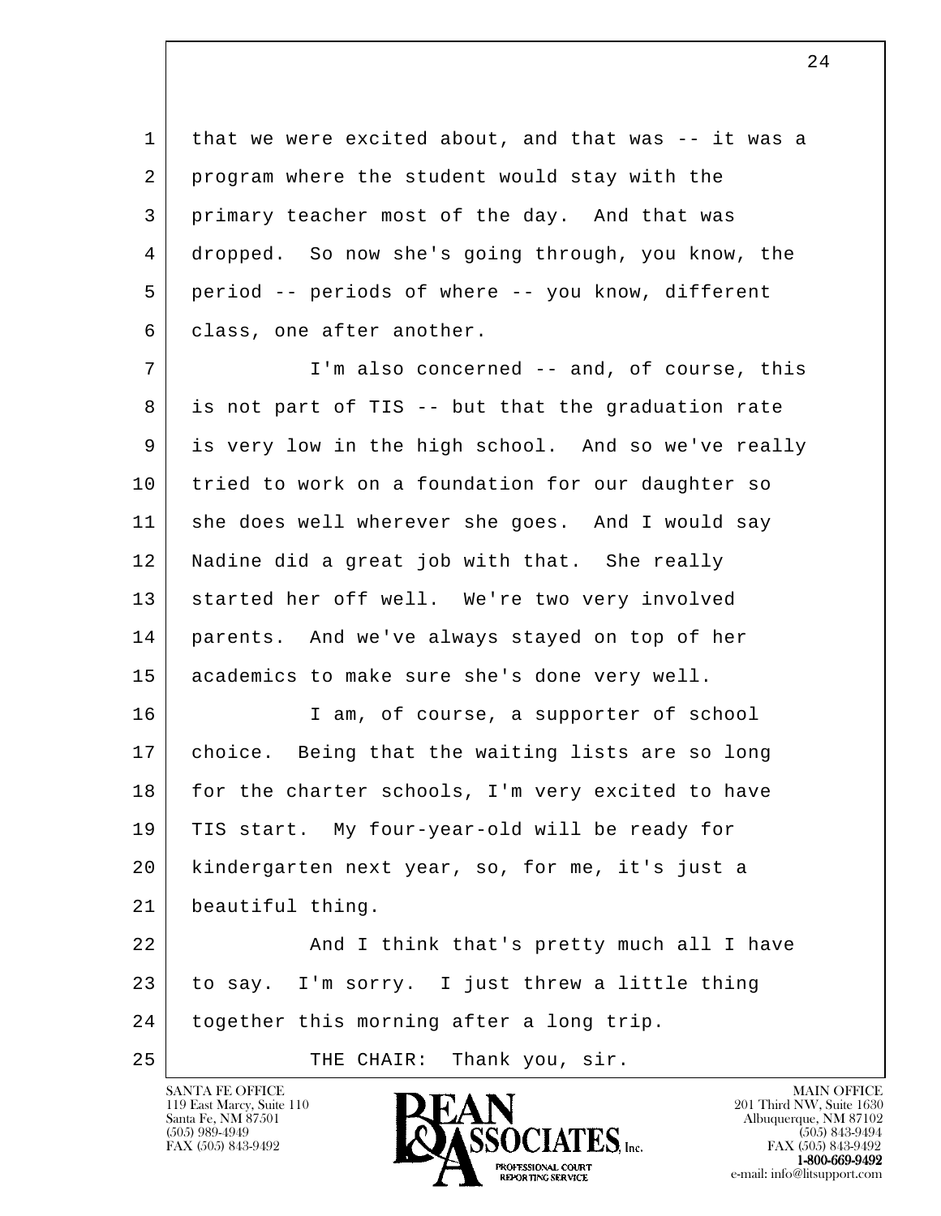that we were excited about, and that was -- it was a program where the student would stay with the primary teacher most of the day. And that was dropped. So now she's going through, you know, the period -- periods of where -- you know, different class, one after another.

I'm also concerned -- and, of course, this is not part of TIS -- but that the graduation rate is very low in the high school. And so we've really tried to work on a foundation for our daughter so she does well wherever she goes. And I would say Nadine did a great job with that. She really started her off well. We're two very involved parents. And we've always stayed on top of her academics to make sure she's done very well.

I am, of course, a supporter of school choice. Being that the waiting lists are so long for the charter schools, I'm very excited to have TIS start. My four-year-old will be ready for kindergarten next year, so, for me, it's just a beautiful thing.

And I think that's pretty much all I have to say. I'm sorry. I just threw a little thing together this morning after a long trip.

THE CHAIR: Thank you, sir.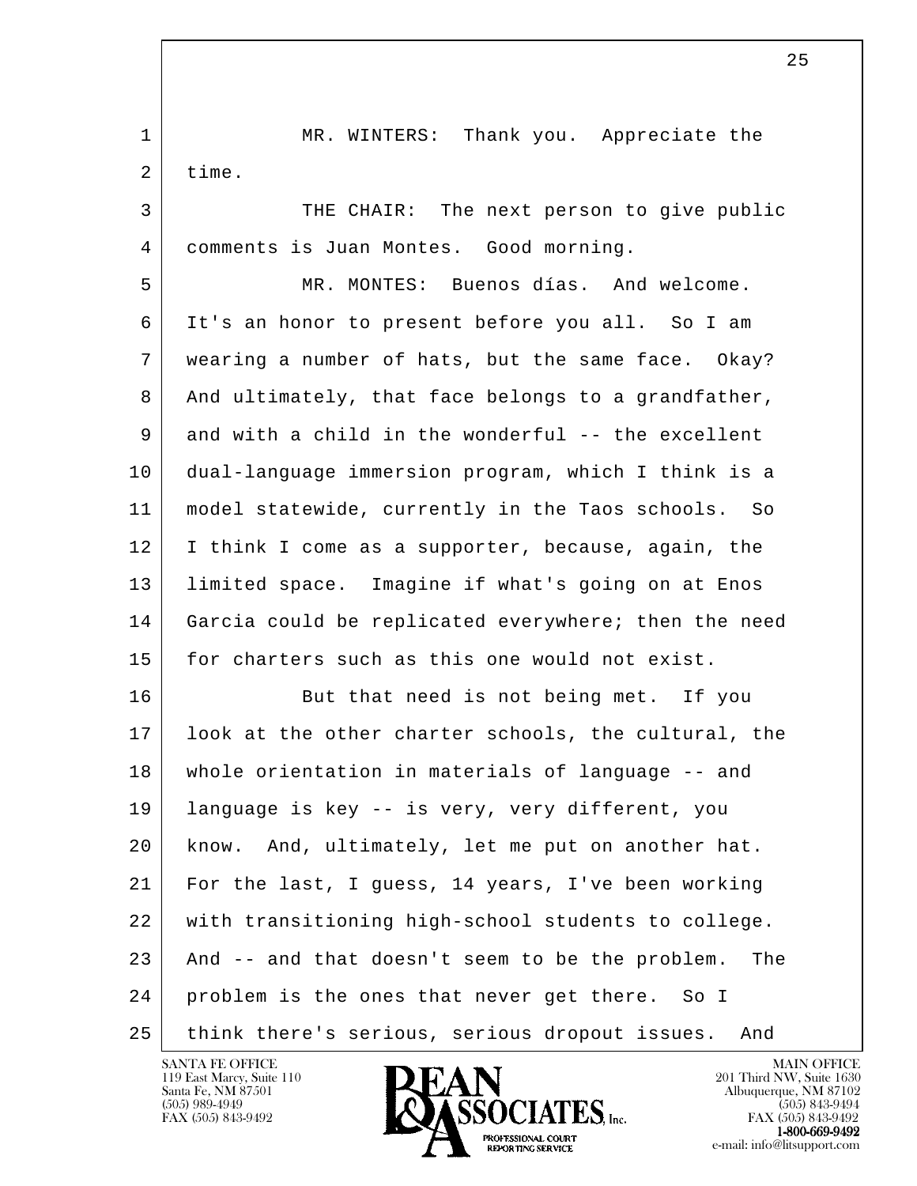MR. WINTERS: Thank you. Appreciate the time.

THE CHAIR: The next person to give public comments is Juan Montes. Good morning.

MR. MONTES: Buenos días. And welcome. It's an honor to present before you all. So I am wearing a number of hats, but the same face. Okay? And ultimately, that face belongs to a grandfather, and with a child in the wonderful -- the excellent dual-language immersion program, which I think is a model statewide, currently in the Taos schools. So I think I come as a supporter, because, again, the limited space. Imagine if what's going on at Enos Garcia could be replicated everywhere; then the need for charters such as this one would not exist.

But that need is not being met. If you look at the other charter schools, the cultural, the whole orientation in materials of language -- and language is key -- is very, very different, you know. And, ultimately, let me put on another hat. For the last, I guess, 14 years, I've been working with transitioning high-school students to college. And -- and that doesn't seem to be the problem. The problem is the ones that never get there. So I think there's serious, serious dropout issues. And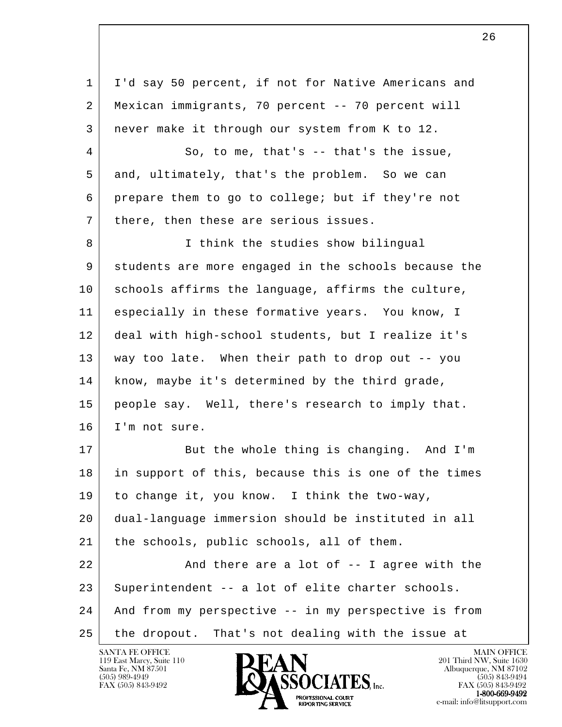I'd say 50 percent, if not for Native Americans and Mexican immigrants, 70 percent -- 70 percent will never make it through our system from K to 12.

So, to me, that's -- that's the issue, and, ultimately, that's the problem. So we can prepare them to go to college; but if they're not there, then these are serious issues.

I think the studies show bilingual students are more engaged in the schools because the schools affirms the language, affirms the culture, especially in these formative years. You know, I deal with high-school students, but I realize it's way too late. When their path to drop out -- you know, maybe it's determined by the third grade, people say. Well, there's research to imply that. I'm not sure.

But the whole thing is changing. And I'm in support of this, because this is one of the times to change it, you know. I think the two-way, dual-language immersion should be instituted in all the schools, public schools, all of them.

And there are a lot of -- I agree with the Superintendent -- a lot of elite charter schools. And from my perspective -- in my perspective is from the dropout. That's not dealing with the issue at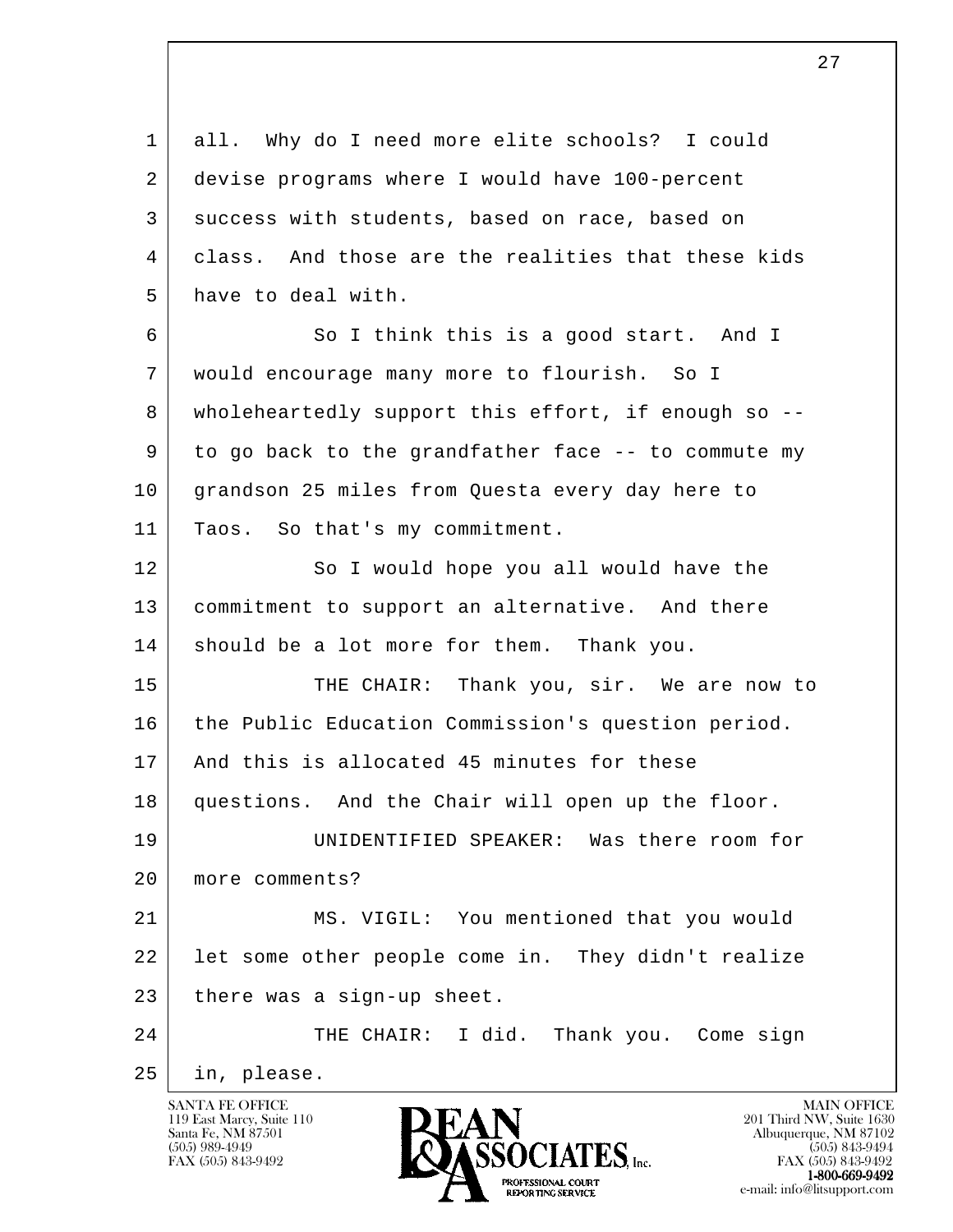all. Why do I need more elite schools? I could devise programs where I would have 100-percent success with students, based on race, based on class. And those are the realities that these kids have to deal with.

So I think this is a good start. And I would encourage many more to flourish. So I wholeheartedly support this effort, if enough so -- to go back to the grandfather face -- to commute my grandson 25 miles from Questa every day here to Taos. So that's my commitment.

So I would hope you all would have the commitment to support an alternative. And there should be a lot more for them. Thank you.

THE CHAIR: Thank you, sir. We are now to the Public Education Commission's question period. And this is allocated 45 minutes for these questions. And the Chair will open up the floor.

UNIDENTIFIED SPEAKER: Was there room for more comments?

MS. VIGIL: You mentioned that you would let some other people come in. They didn't realize there was a sign-up sheet.

THE CHAIR: I did. Thank you. Come sign in, please.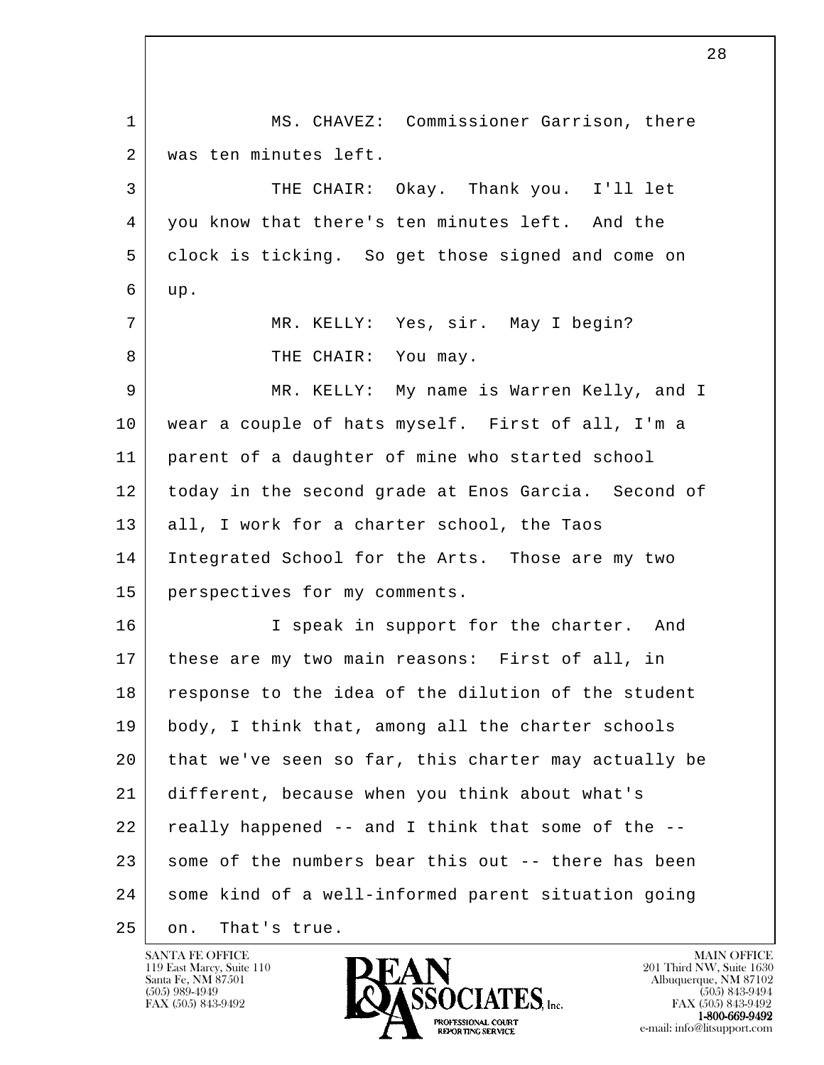MS. CHAVEZ: Commissioner Garrison, there was ten minutes left.

THE CHAIR: Okay. Thank you. I'll let you know that there's ten minutes left. And the clock is ticking. So get those signed and come on up.

MR. KELLY: Yes, sir. May I begin?

THE CHAIR: You may.

MR. KELLY: My name is Warren Kelly, and I wear a couple of hats myself. First of all, I'm a parent of a daughter of mine who started school today in the second grade at Enos Garcia. Second of all, I work for a charter school, the Taos Integrated School for the Arts. Those are my two perspectives for my comments.

I speak in support for the charter. And these are my two main reasons: First of all, in response to the idea of the dilution of the student body, I think that, among all the charter schools that we've seen so far, this charter may actually be different, because when you think about what's really happened -- and I think that some of the -- some of the numbers bear this out -- there has been some kind of a well-informed parent situation going on. That's true.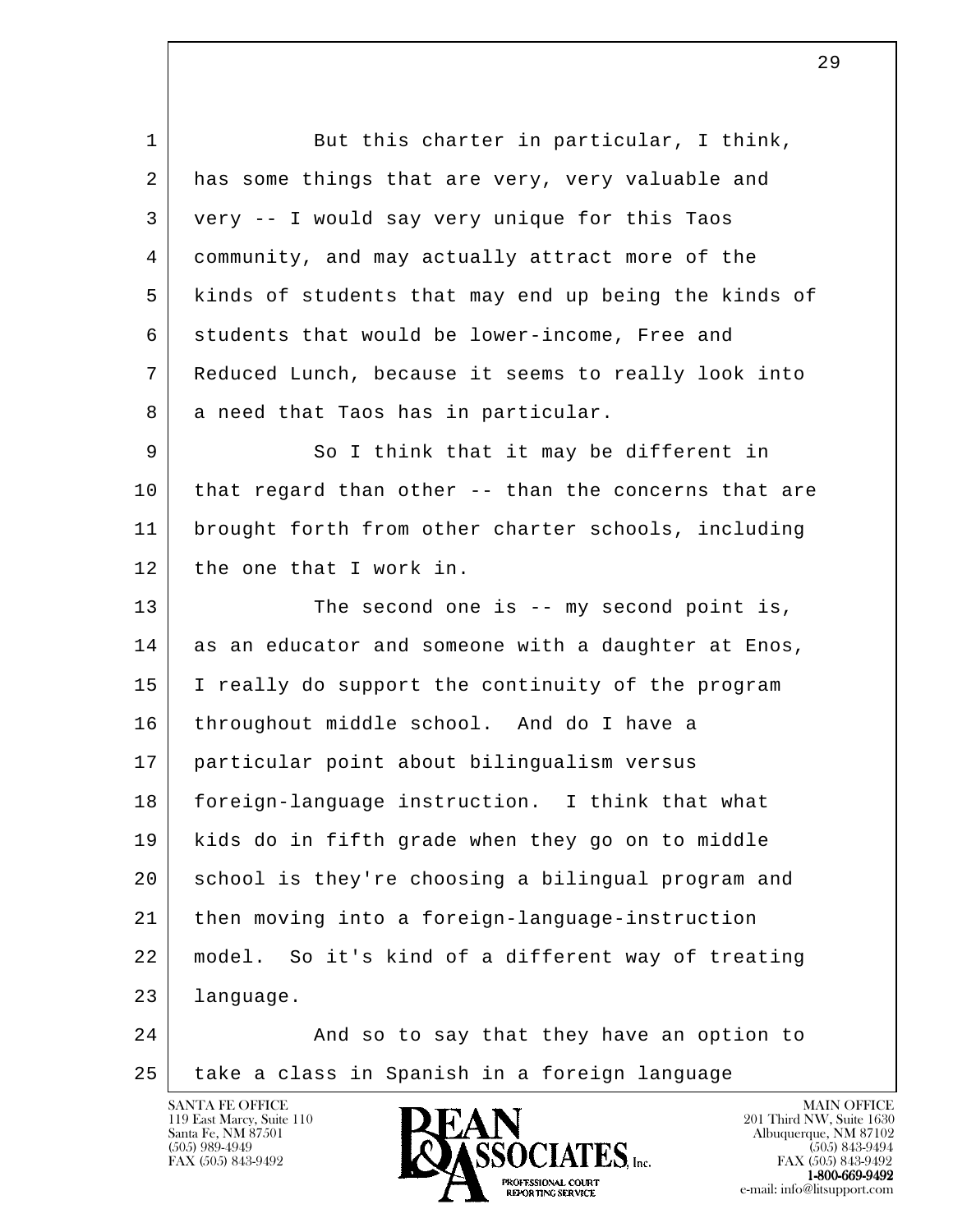But this charter in particular, I think, has some things that are very, very valuable and very -- I would say very unique for this Taos community, and may actually attract more of the kinds of students that may end up being the kinds of students that would be lower-income, Free and Reduced Lunch, because it seems to really look into a need that Taos has in particular.

So I think that it may be different in that regard than other -- than the concerns that are brought forth from other charter schools, including the one that I work in.

The second one is -- my second point is, as an educator and someone with a daughter at Enos, I really do support the continuity of the program throughout middle school. And do I have a particular point about bilingualism versus foreign-language instruction. I think that what kids do in fifth grade when they go on to middle school is they're choosing a bilingual program and then moving into a foreign-language-instruction model. So it's kind of a different way of treating language.

And so to say that they have an option to take a class in Spanish in a foreign language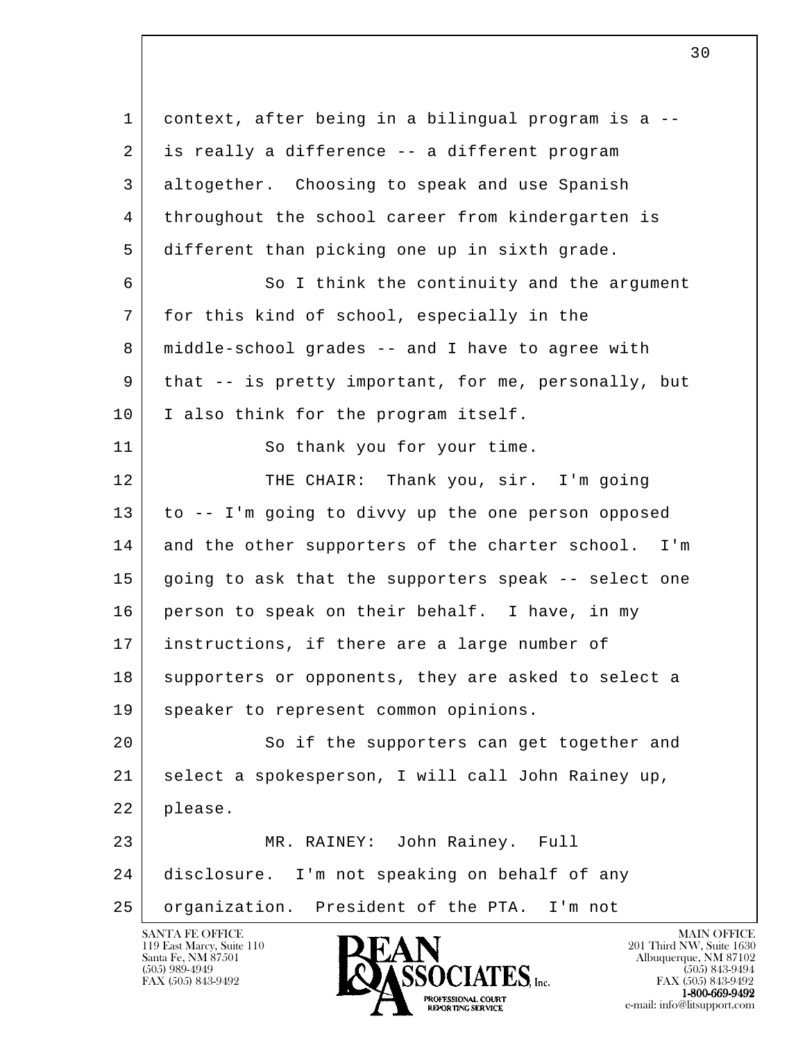1 context, after being in a bilingual program is a --
2 is really a difference -- a different program
3 altogether. Choosing to speak and use Spanish
4 throughout the school career from kindergarten is
5 different than picking one up in sixth grade.
6 So I think the continuity and the argument
7 for this kind of school, especially in the
8 middle-school grades -- and I have to agree with
9 that -- is pretty important, for me, personally, but
10 I also think for the program itself.
11 So thank you for your time.
12 THE CHAIR: Thank you, sir. I'm going
13 to -- I'm going to divvy up the one person opposed
14 and the other supporters of the charter school. I'm
15 going to ask that the supporters speak -- select one
16 person to speak on their behalf. I have, in my
17 instructions, if there are a large number of
18 supporters or opponents, they are asked to select a
19 speaker to represent common opinions.
20 So if the supporters can get together and
21 select a spokesperson, I will call John Rainey up,
22 please.
23 MR. RAINEY: John Rainey. Full
24 disclosure. I'm not speaking on behalf of any
25 organization. President of the PTA. I'm not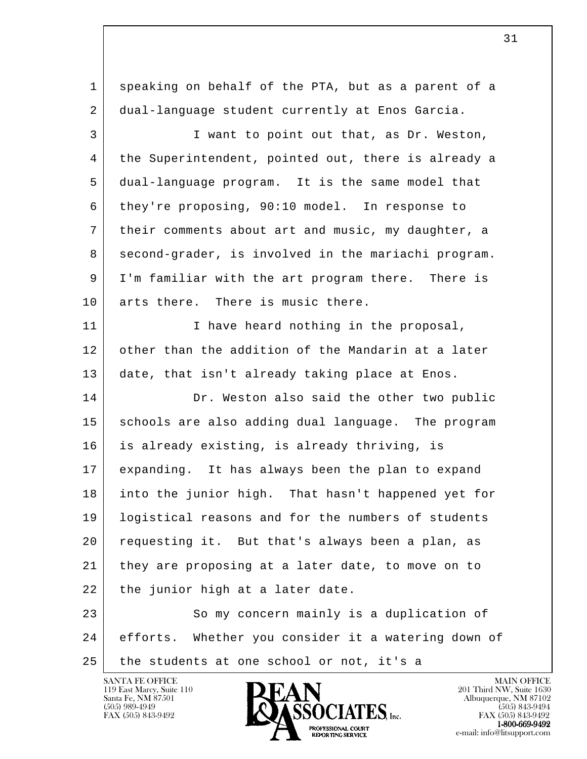speaking on behalf of the PTA, but as a parent of a dual-language student currently at Enos Garcia.

I want to point out that, as Dr. Weston, the Superintendent, pointed out, there is already a dual-language program. It is the same model that they're proposing, 90:10 model. In response to their comments about art and music, my daughter, a second-grader, is involved in the mariachi program. I'm familiar with the art program there. There is arts there. There is music there.

I have heard nothing in the proposal, other than the addition of the Mandarin at a later date, that isn't already taking place at Enos.

Dr. Weston also said the other two public schools are also adding dual language. The program is already existing, is already thriving, is expanding. It has always been the plan to expand into the junior high. That hasn't happened yet for logistical reasons and for the numbers of students requesting it. But that's always been a plan, as they are proposing at a later date, to move on to the junior high at a later date.

So my concern mainly is a duplication of efforts. Whether you consider it a watering down of the students at one school or not, it's a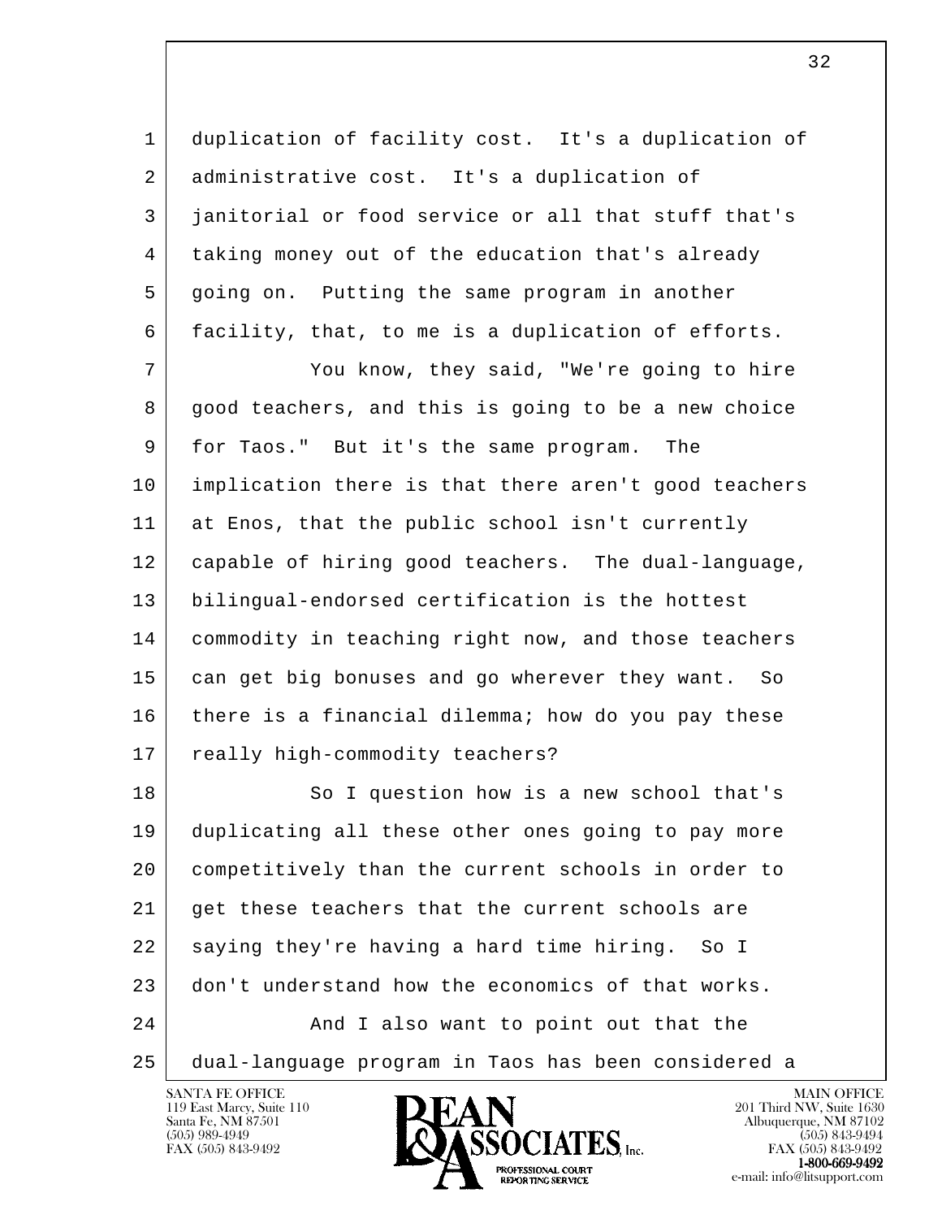duplication of facility cost. It's a duplication of administrative cost. It's a duplication of janitorial or food service or all that stuff that's taking money out of the education that's already going on. Putting the same program in another facility, that, to me is a duplication of efforts.

You know, they said, "We're going to hire good teachers, and this is going to be a new choice for Taos." But it's the same program. The implication there is that there aren't good teachers at Enos, that the public school isn't currently capable of hiring good teachers. The dual-language, bilingual-endorsed certification is the hottest commodity in teaching right now, and those teachers can get big bonuses and go wherever they want. So there is a financial dilemma; how do you pay these really high-commodity teachers?

So I question how is a new school that's duplicating all these other ones going to pay more competitively than the current schools in order to get these teachers that the current schools are saying they're having a hard time hiring. So I don't understand how the economics of that works.

And I also want to point out that the dual-language program in Taos has been considered a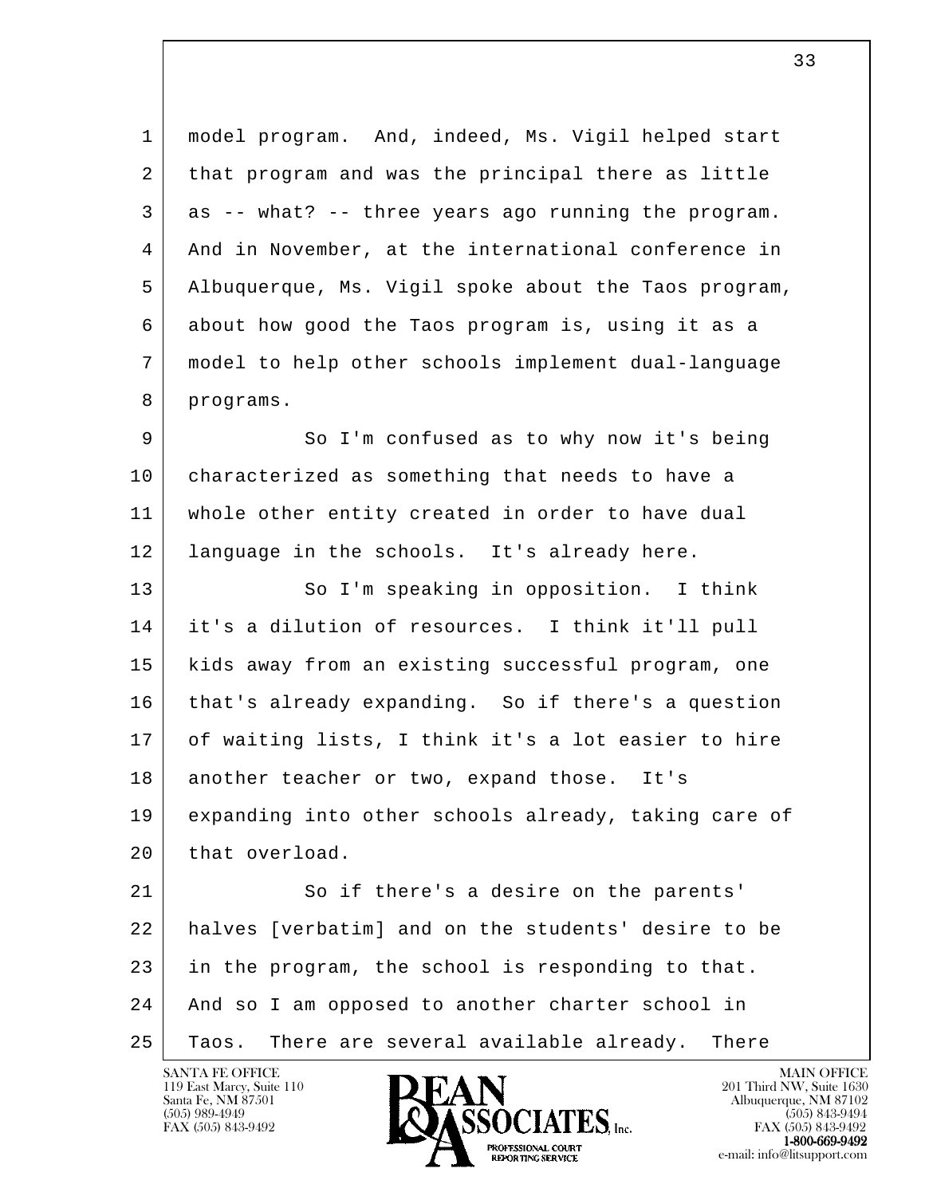model program. And, indeed, Ms. Vigil helped start that program and was the principal there as little as -- what? -- three years ago running the program. And in November, at the international conference in Albuquerque, Ms. Vigil spoke about the Taos program, about how good the Taos program is, using it as a model to help other schools implement dual-language programs.

So I'm confused as to why now it's being characterized as something that needs to have a whole other entity created in order to have dual language in the schools. It's already here.

So I'm speaking in opposition. I think it's a dilution of resources. I think it'll pull kids away from an existing successful program, one that's already expanding. So if there's a question of waiting lists, I think it's a lot easier to hire another teacher or two, expand those. It's expanding into other schools already, taking care of that overload.

So if there's a desire on the parents' halves [verbatim] and on the students' desire to be in the program, the school is responding to that. And so I am opposed to another charter school in Taos. There are several available already. There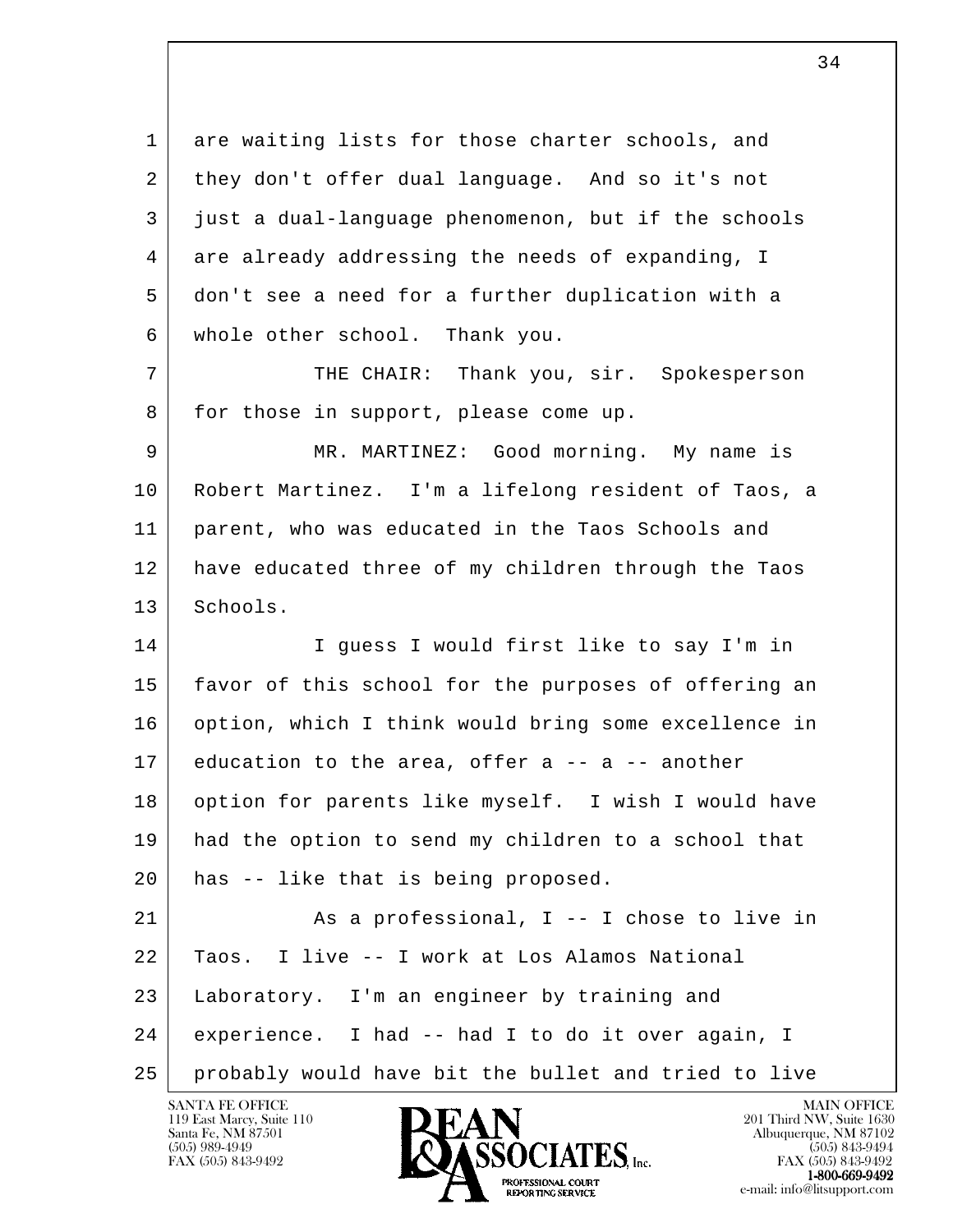are waiting lists for those charter schools, and they don't offer dual language. And so it's not just a dual-language phenomenon, but if the schools are already addressing the needs of expanding, I don't see a need for a further duplication with a whole other school. Thank you.

THE CHAIR: Thank you, sir. Spokesperson for those in support, please come up.

MR. MARTINEZ: Good morning. My name is Robert Martinez. I'm a lifelong resident of Taos, a parent, who was educated in the Taos Schools and have educated three of my children through the Taos Schools.

I guess I would first like to say I'm in favor of this school for the purposes of offering an option, which I think would bring some excellence in education to the area, offer a -- a -- another option for parents like myself. I wish I would have had the option to send my children to a school that has -- like that is being proposed.

As a professional, I -- I chose to live in Taos. I live -- I work at Los Alamos National Laboratory. I'm an engineer by training and experience. I had -- had I to do it over again, I probably would have bit the bullet and tried to live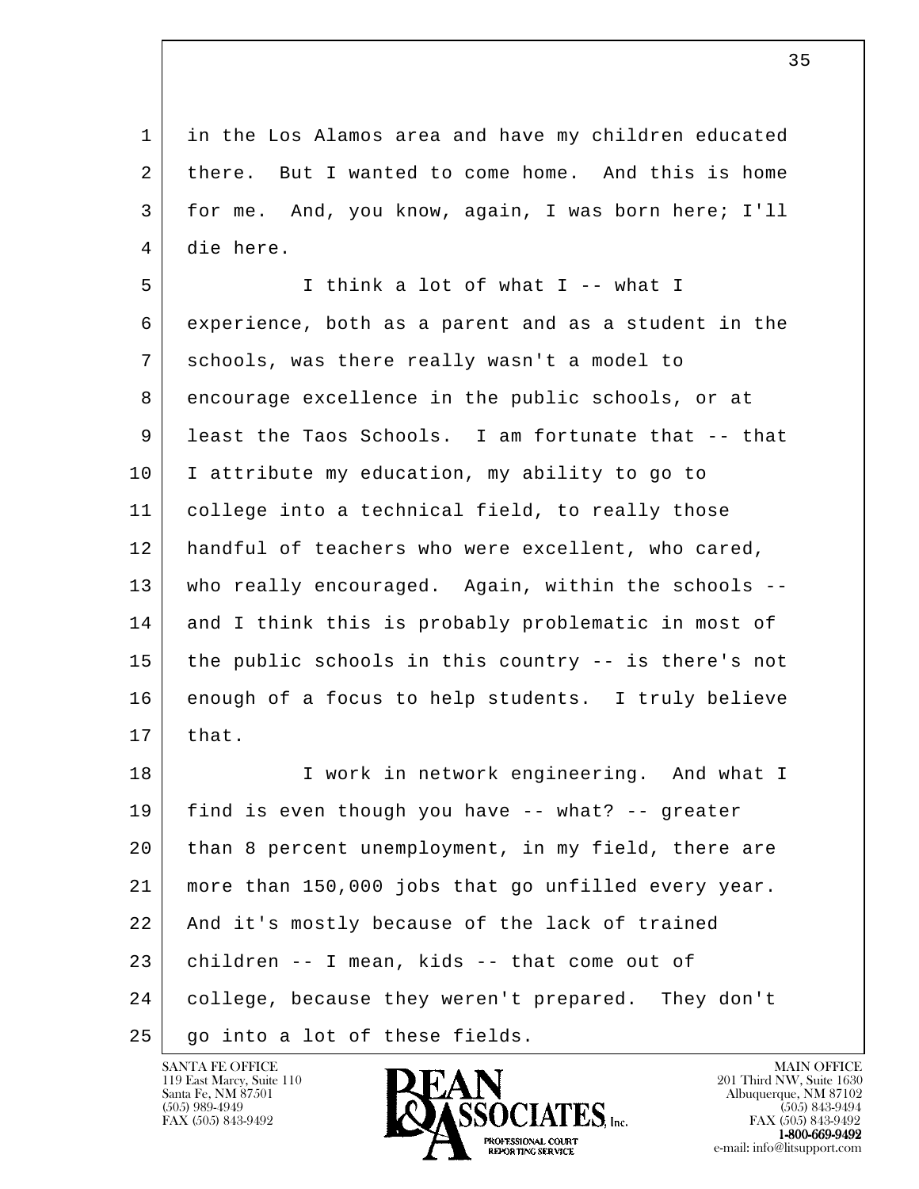in the Los Alamos area and have my children educated there. But I wanted to come home. And this is home for me. And, you know, again, I was born here; I'll die here.

I think a lot of what I -- what I experience, both as a parent and as a student in the schools, was there really wasn't a model to encourage excellence in the public schools, or at least the Taos Schools. I am fortunate that -- that I attribute my education, my ability to go to college into a technical field, to really those handful of teachers who were excellent, who cared, who really encouraged. Again, within the schools -- and I think this is probably problematic in most of the public schools in this country -- is there's not enough of a focus to help students. I truly believe that.

I work in network engineering. And what I find is even though you have -- what? -- greater than 8 percent unemployment, in my field, there are more than 150,000 jobs that go unfilled every year. And it's mostly because of the lack of trained children -- I mean, kids -- that come out of college, because they weren't prepared. They don't go into a lot of these fields.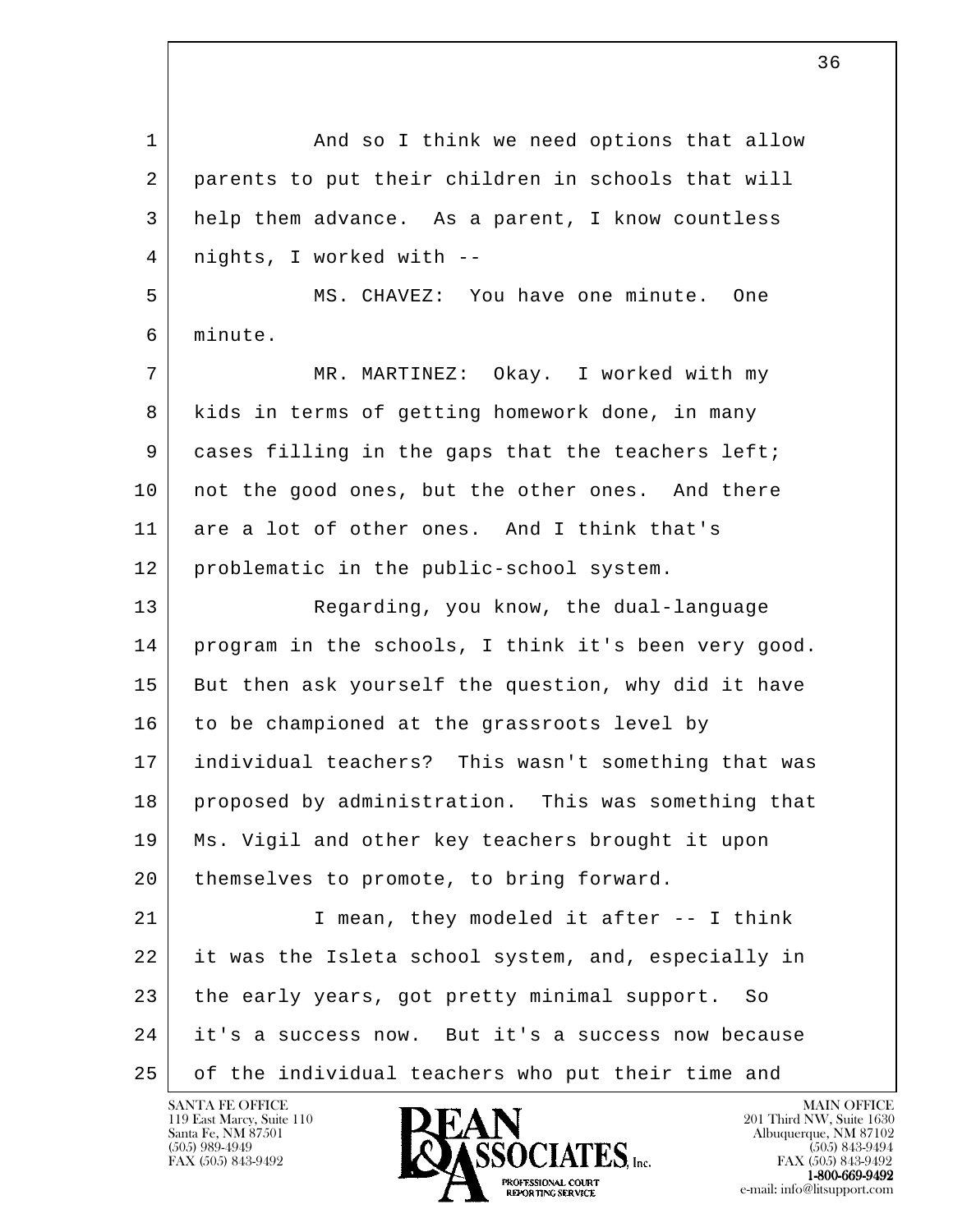And so I think we need options that allow parents to put their children in schools that will help them advance. As a parent, I know countless nights, I worked with --

MS. CHAVEZ: You have one minute. One minute.

MR. MARTINEZ: Okay. I worked with my kids in terms of getting homework done, in many cases filling in the gaps that the teachers left; not the good ones, but the other ones. And there are a lot of other ones. And I think that's problematic in the public-school system.

Regarding, you know, the dual-language program in the schools, I think it's been very good. But then ask yourself the question, why did it have to be championed at the grassroots level by individual teachers? This wasn't something that was proposed by administration. This was something that Ms. Vigil and other key teachers brought it upon themselves to promote, to bring forward.

I mean, they modeled it after -- I think it was the Isleta school system, and, especially in the early years, got pretty minimal support. So it's a success now. But it's a success now because of the individual teachers who put their time and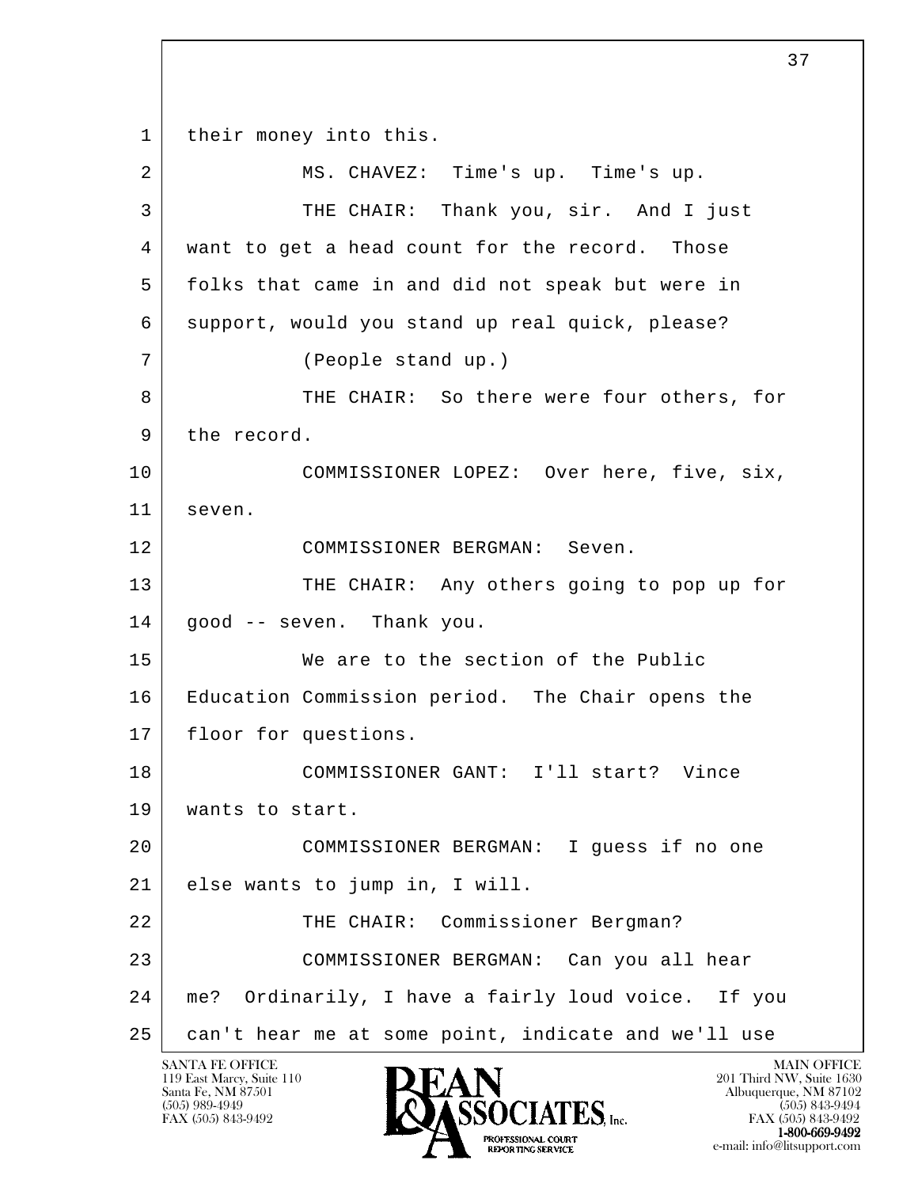their money into this.

MS. CHAVEZ: Time's up. Time's up.

THE CHAIR: Thank you, sir. And I just want to get a head count for the record. Those folks that came in and did not speak but were in support, would you stand up real quick, please?

(People stand up.)

THE CHAIR: So there were four others, for the record.

COMMISSIONER LOPEZ: Over here, five, six, seven.

COMMISSIONER BERGMAN: Seven.

THE CHAIR: Any others going to pop up for good -- seven. Thank you.

We are to the section of the Public Education Commission period. The Chair opens the floor for questions.

COMMISSIONER GANT: I'll start? Vince wants to start.

COMMISSIONER BERGMAN: I guess if no one else wants to jump in, I will.

THE CHAIR: Commissioner Bergman?

COMMISSIONER BERGMAN: Can you all hear me? Ordinarily, I have a fairly loud voice. If you can't hear me at some point, indicate and we'll use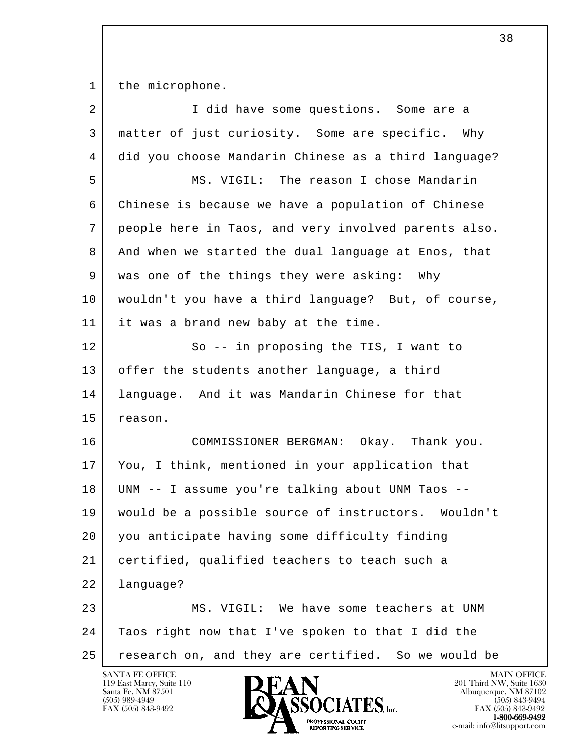1 the microphone.

2 I did have some questions. Some are a
3 matter of just curiosity. Some are specific. Why
4 did you choose Mandarin Chinese as a third language?

5 MS. VIGIL: The reason I chose Mandarin
6 Chinese is because we have a population of Chinese
7 people here in Taos, and very involved parents also.
8 And when we started the dual language at Enos, that
9 was one of the things they were asking: Why
10 wouldn't you have a third language? But, of course,
11 it was a brand new baby at the time.

12 So -- in proposing the TIS, I want to
13 offer the students another language, a third
14 language. And it was Mandarin Chinese for that
15 reason.

16 COMMISSIONER BERGMAN: Okay. Thank you.
17 You, I think, mentioned in your application that
18 UNM -- I assume you're talking about UNM Taos --
19 would be a possible source of instructors. Wouldn't
20 you anticipate having some difficulty finding
21 certified, qualified teachers to teach such a
22 language?

23 MS. VIGIL: We have some teachers at UNM
24 Taos right now that I've spoken to that I did the
25 research on, and they are certified. So we would be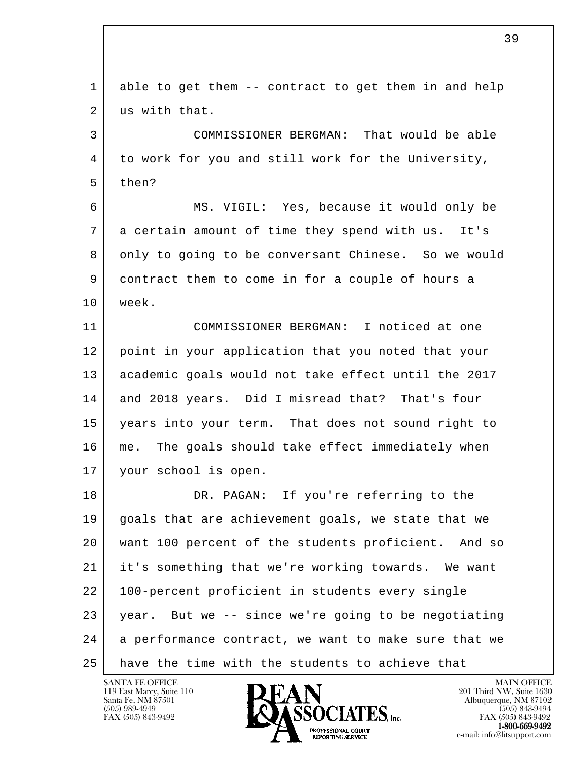able to get them -- contract to get them in and help us with that.

COMMISSIONER BERGMAN: That would be able to work for you and still work for the University, then?

MS. VIGIL: Yes, because it would only be a certain amount of time they spend with us. It's only to going to be conversant Chinese. So we would contract them to come in for a couple of hours a week.

COMMISSIONER BERGMAN: I noticed at one point in your application that you noted that your academic goals would not take effect until the 2017 and 2018 years. Did I misread that? That's four years into your term. That does not sound right to me. The goals should take effect immediately when your school is open.

DR. PAGAN: If you're referring to the goals that are achievement goals, we state that we want 100 percent of the students proficient. And so it's something that we're working towards. We want 100-percent proficient in students every single year. But we -- since we're going to be negotiating a performance contract, we want to make sure that we have the time with the students to achieve that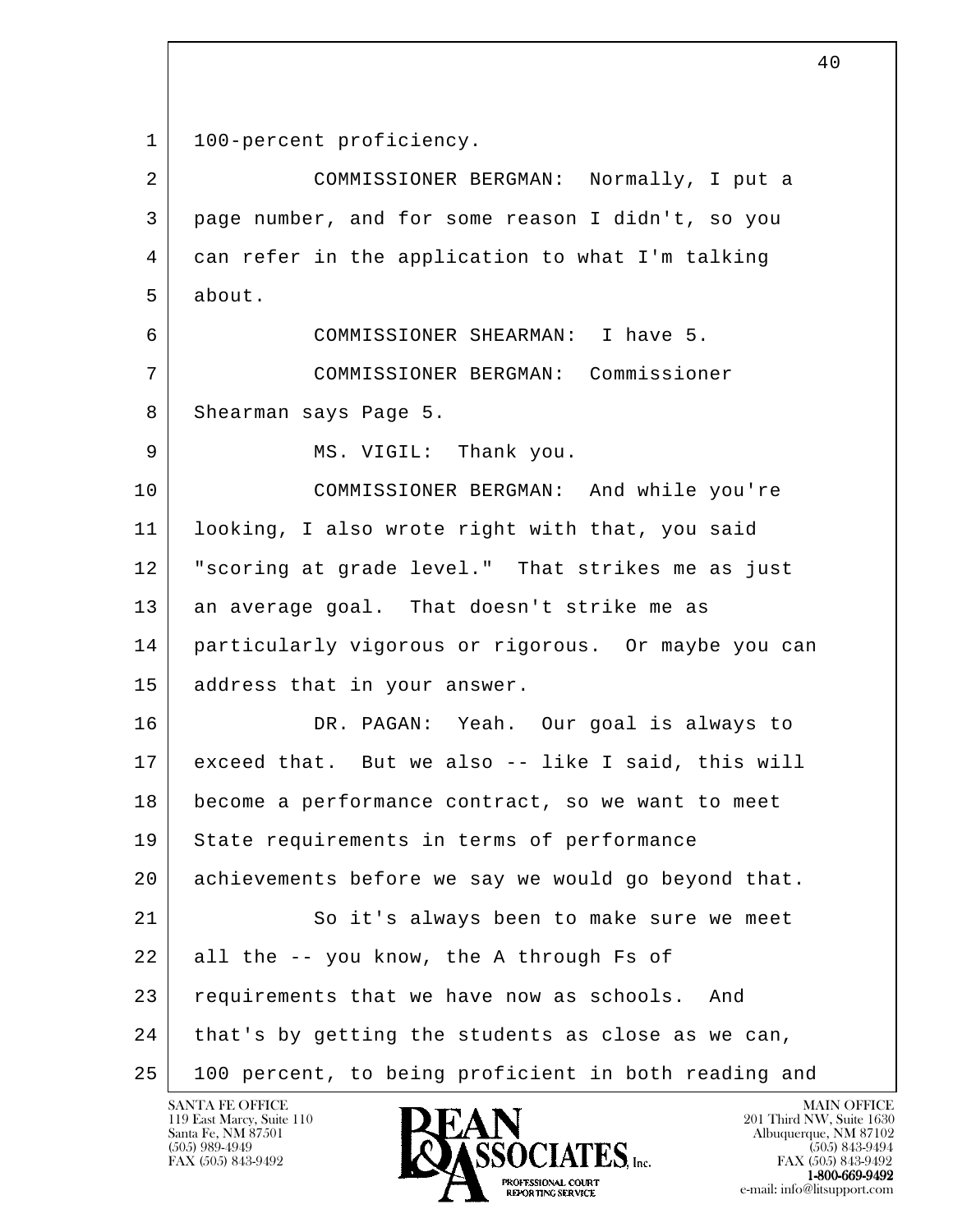100-percent proficiency.

COMMISSIONER BERGMAN: Normally, I put a page number, and for some reason I didn't, so you can refer in the application to what I'm talking about.

COMMISSIONER SHEARMAN: I have 5.

COMMISSIONER BERGMAN: Commissioner Shearman says Page 5.

MS. VIGIL: Thank you.

COMMISSIONER BERGMAN: And while you're looking, I also wrote right with that, you said "scoring at grade level." That strikes me as just an average goal. That doesn't strike me as particularly vigorous or rigorous. Or maybe you can address that in your answer.

DR. PAGAN: Yeah. Our goal is always to exceed that. But we also -- like I said, this will become a performance contract, so we want to meet State requirements in terms of performance achievements before we say we would go beyond that.

So it's always been to make sure we meet all the -- you know, the A through Fs of requirements that we have now as schools. And that's by getting the students as close as we can, 100 percent, to being proficient in both reading and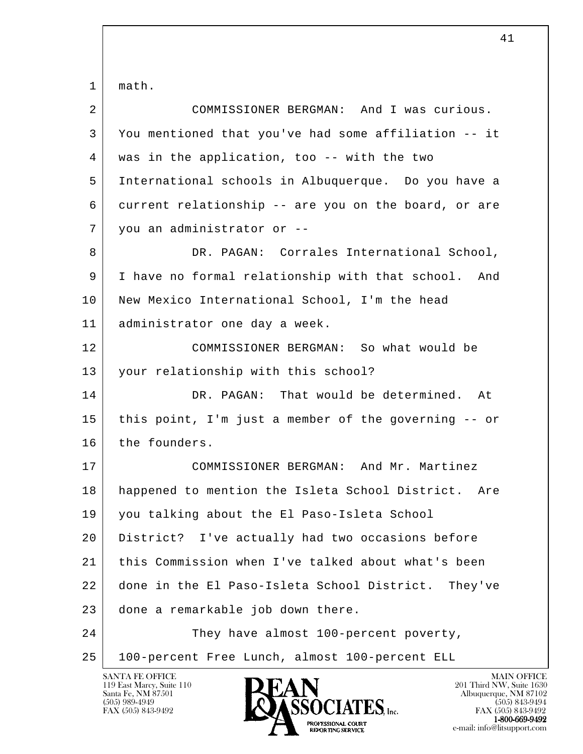math.

COMMISSIONER BERGMAN: And I was curious. You mentioned that you've had some affiliation -- it was in the application, too -- with the two International schools in Albuquerque. Do you have a current relationship -- are you on the board, or are you an administrator or --

DR. PAGAN: Corrales International School, I have no formal relationship with that school. And New Mexico International School, I'm the head administrator one day a week.

COMMISSIONER BERGMAN: So what would be your relationship with this school?

DR. PAGAN: That would be determined. At this point, I'm just a member of the governing -- or the founders.

COMMISSIONER BERGMAN: And Mr. Martinez happened to mention the Isleta School District. Are you talking about the El Paso-Isleta School District? I've actually had two occasions before this Commission when I've talked about what's been done in the El Paso-Isleta School District. They've done a remarkable job down there.

They have almost 100-percent poverty, 100-percent Free Lunch, almost 100-percent ELL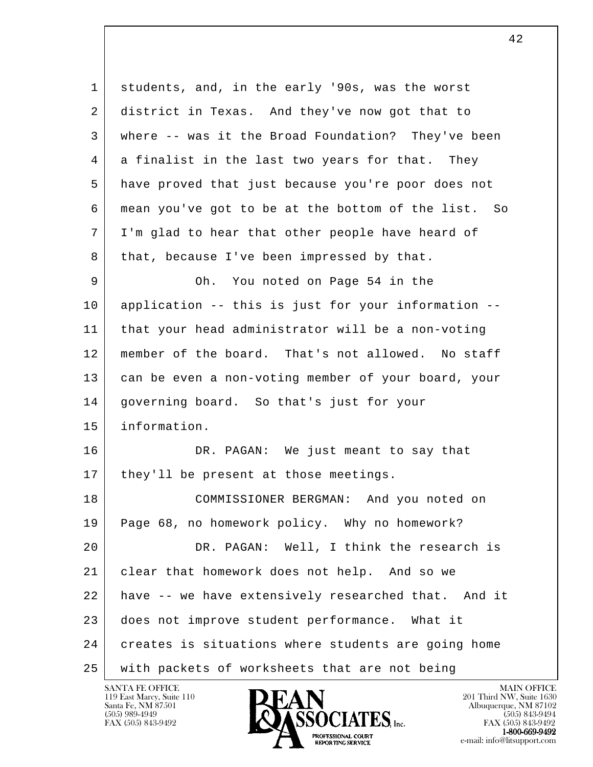students, and, in the early '90s, was the worst district in Texas. And they've now got that to where -- was it the Broad Foundation? They've been a finalist in the last two years for that. They have proved that just because you're poor does not mean you've got to be at the bottom of the list. So I'm glad to hear that other people have heard of that, because I've been impressed by that.

Oh. You noted on Page 54 in the application -- this is just for your information -- that your head administrator will be a non-voting member of the board. That's not allowed. No staff can be even a non-voting member of your board, your governing board. So that's just for your information.

DR. PAGAN: We just meant to say that they'll be present at those meetings.

COMMISSIONER BERGMAN: And you noted on Page 68, no homework policy. Why no homework?

DR. PAGAN: Well, I think the research is clear that homework does not help. And so we have -- we have extensively researched that. And it does not improve student performance. What it creates is situations where students are going home with packets of worksheets that are not being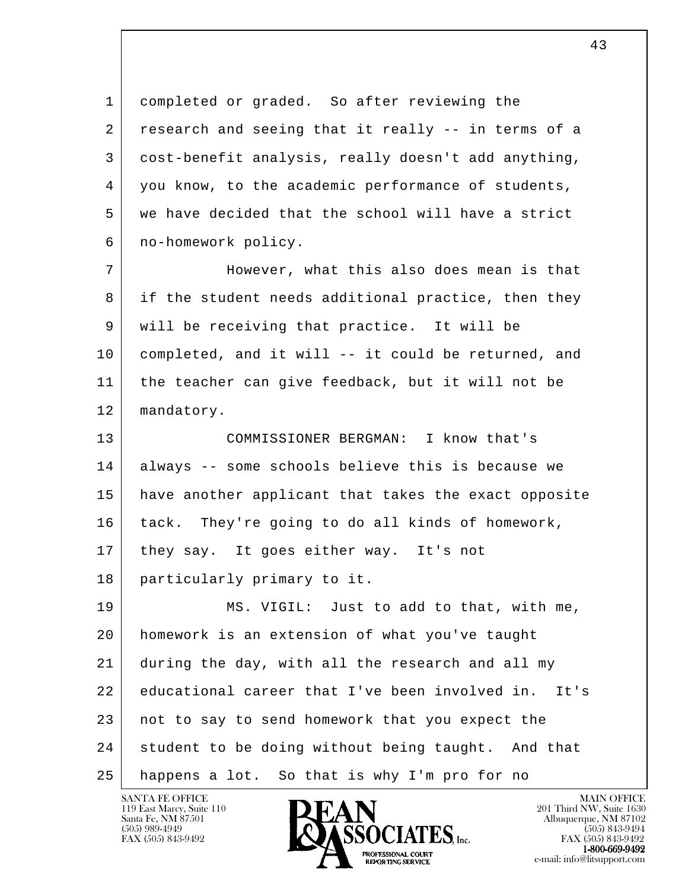completed or graded. So after reviewing the research and seeing that it really -- in terms of a cost-benefit analysis, really doesn't add anything, you know, to the academic performance of students, we have decided that the school will have a strict no-homework policy.

However, what this also does mean is that if the student needs additional practice, then they will be receiving that practice. It will be completed, and it will -- it could be returned, and the teacher can give feedback, but it will not be mandatory.

COMMISSIONER BERGMAN: I know that's always -- some schools believe this is because we have another applicant that takes the exact opposite tack. They're going to do all kinds of homework, they say. It goes either way. It's not particularly primary to it.

MS. VIGIL: Just to add to that, with me, homework is an extension of what you've taught during the day, with all the research and all my educational career that I've been involved in. It's not to say to send homework that you expect the student to be doing without being taught. And that happens a lot. So that is why I'm pro for no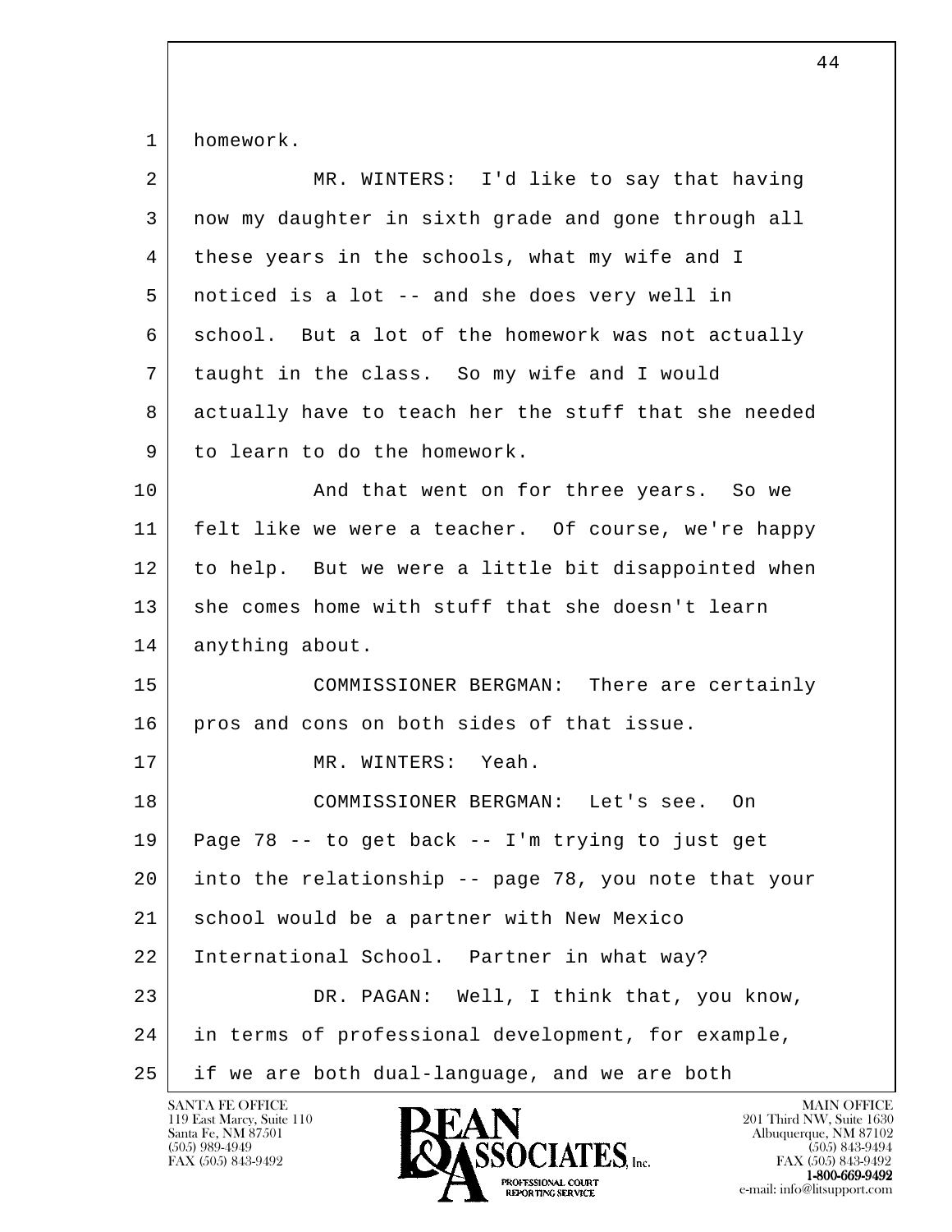homework.

MR. WINTERS: I'd like to say that having now my daughter in sixth grade and gone through all these years in the schools, what my wife and I noticed is a lot -- and she does very well in school. But a lot of the homework was not actually taught in the class. So my wife and I would actually have to teach her the stuff that she needed to learn to do the homework.

And that went on for three years. So we felt like we were a teacher. Of course, we're happy to help. But we were a little bit disappointed when she comes home with stuff that she doesn't learn anything about.

COMMISSIONER BERGMAN: There are certainly pros and cons on both sides of that issue.

MR. WINTERS: Yeah.

COMMISSIONER BERGMAN: Let's see. On Page 78 -- to get back -- I'm trying to just get into the relationship -- page 78, you note that your school would be a partner with New Mexico International School. Partner in what way?

DR. PAGAN: Well, I think that, you know, in terms of professional development, for example, if we are both dual-language, and we are both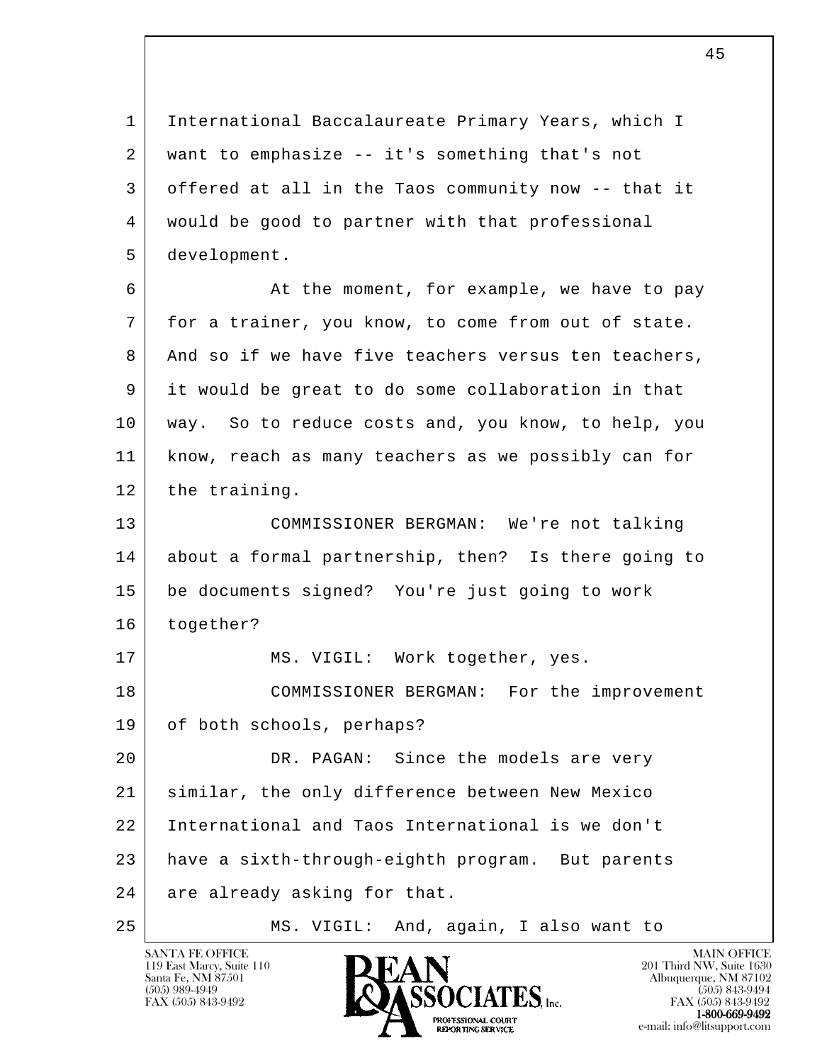International Baccalaureate Primary Years, which I want to emphasize -- it's something that's not offered at all in the Taos community now -- that it would be good to partner with that professional development.

At the moment, for example, we have to pay for a trainer, you know, to come from out of state. And so if we have five teachers versus ten teachers, it would be great to do some collaboration in that way. So to reduce costs and, you know, to help, you know, reach as many teachers as we possibly can for the training.

COMMISSIONER BERGMAN: We're not talking about a formal partnership, then? Is there going to be documents signed? You're just going to work together?

MS. VIGIL: Work together, yes.

COMMISSIONER BERGMAN: For the improvement of both schools, perhaps?

DR. PAGAN: Since the models are very similar, the only difference between New Mexico International and Taos International is we don't have a sixth-through-eighth program. But parents are already asking for that.

MS. VIGIL: And, again, I also want to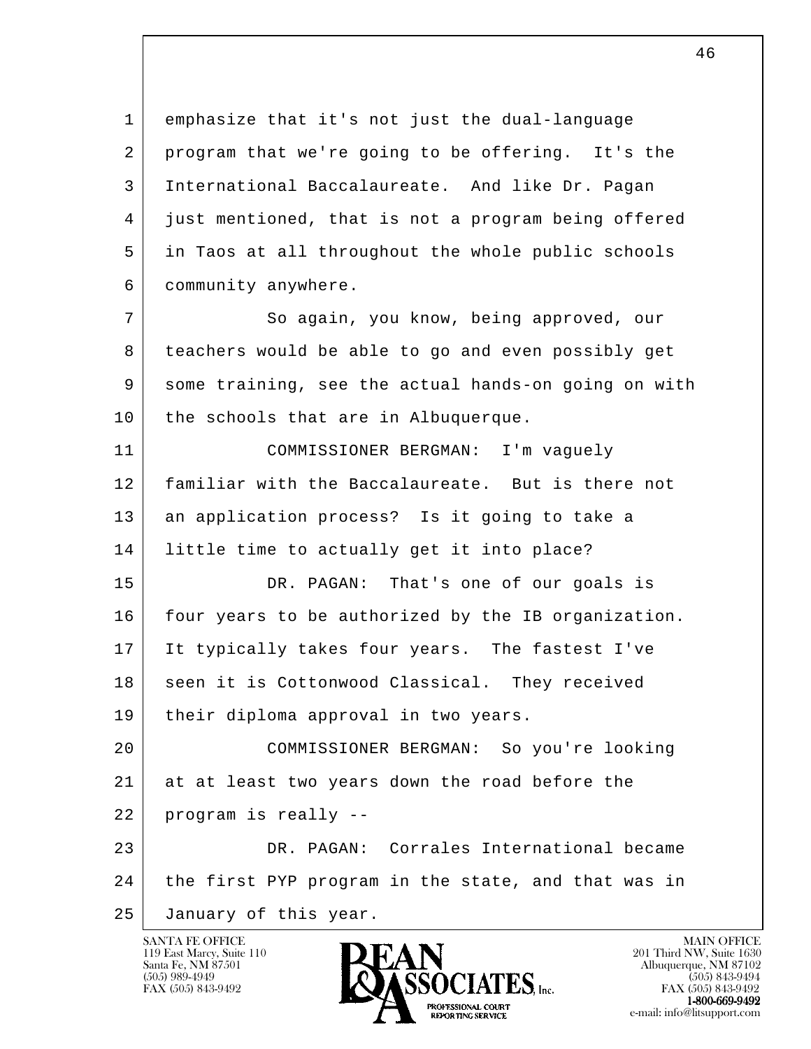emphasize that it's not just the dual-language program that we're going to be offering. It's the International Baccalaureate. And like Dr. Pagan just mentioned, that is not a program being offered in Taos at all throughout the whole public schools community anywhere.

So again, you know, being approved, our teachers would be able to go and even possibly get some training, see the actual hands-on going on with the schools that are in Albuquerque.

COMMISSIONER BERGMAN: I'm vaguely familiar with the Baccalaureate. But is there not an application process? Is it going to take a little time to actually get it into place?

DR. PAGAN: That's one of our goals is four years to be authorized by the IB organization. It typically takes four years. The fastest I've seen it is Cottonwood Classical. They received their diploma approval in two years.

COMMISSIONER BERGMAN: So you're looking at at least two years down the road before the program is really --

DR. PAGAN: Corrales International became the first PYP program in the state, and that was in January of this year.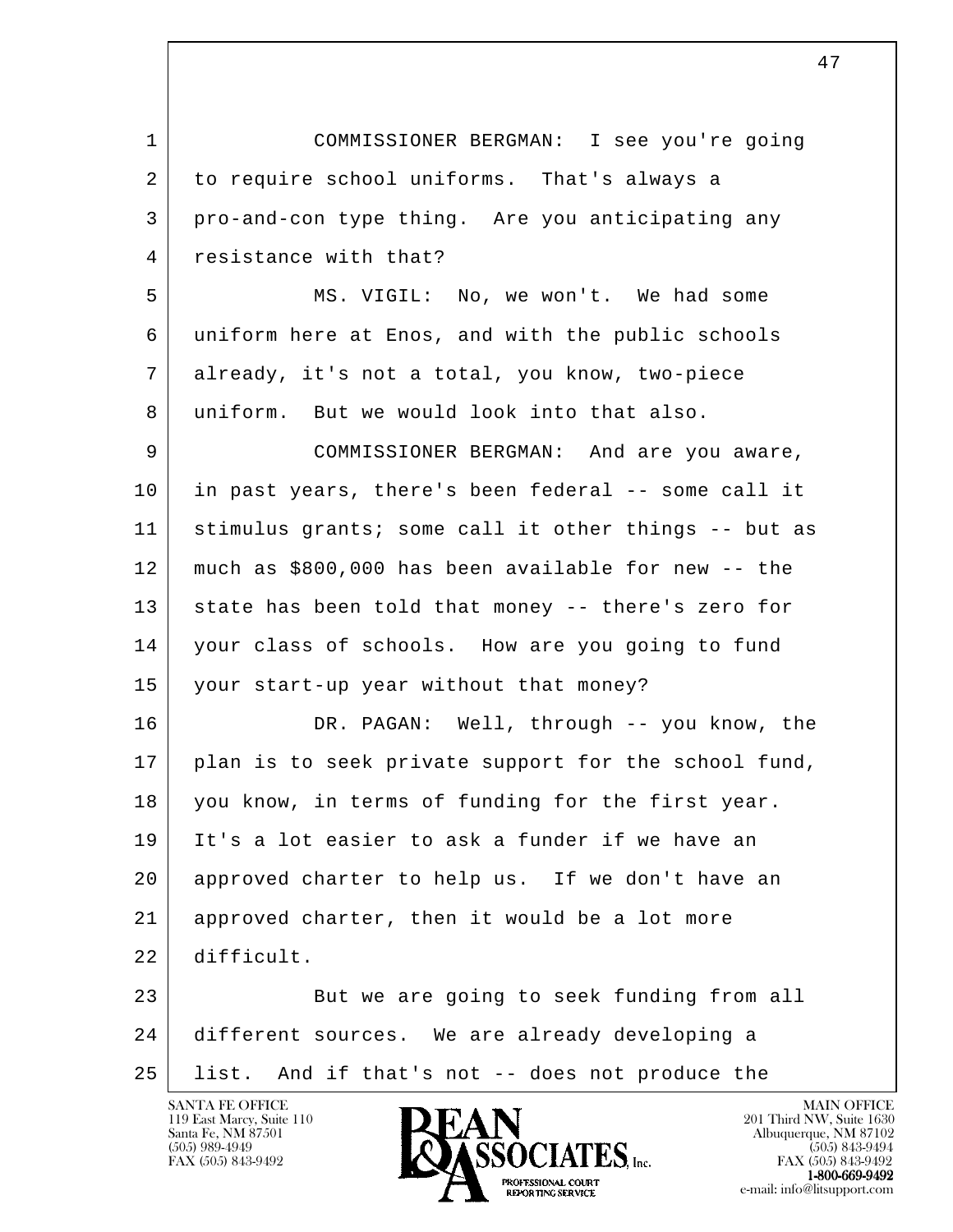COMMISSIONER BERGMAN: I see you're going to require school uniforms. That's always a pro-and-con type thing. Are you anticipating any resistance with that?

MS. VIGIL: No, we won't. We had some uniform here at Enos, and with the public schools already, it's not a total, you know, two-piece uniform. But we would look into that also.

COMMISSIONER BERGMAN: And are you aware, in past years, there's been federal -- some call it stimulus grants; some call it other things -- but as much as $800,000 has been available for new -- the state has been told that money -- there's zero for your class of schools. How are you going to fund your start-up year without that money?

DR. PAGAN: Well, through -- you know, the plan is to seek private support for the school fund, you know, in terms of funding for the first year. It's a lot easier to ask a funder if we have an approved charter to help us. If we don't have an approved charter, then it would be a lot more difficult.

But we are going to seek funding from all different sources. We are already developing a list. And if that's not -- does not produce the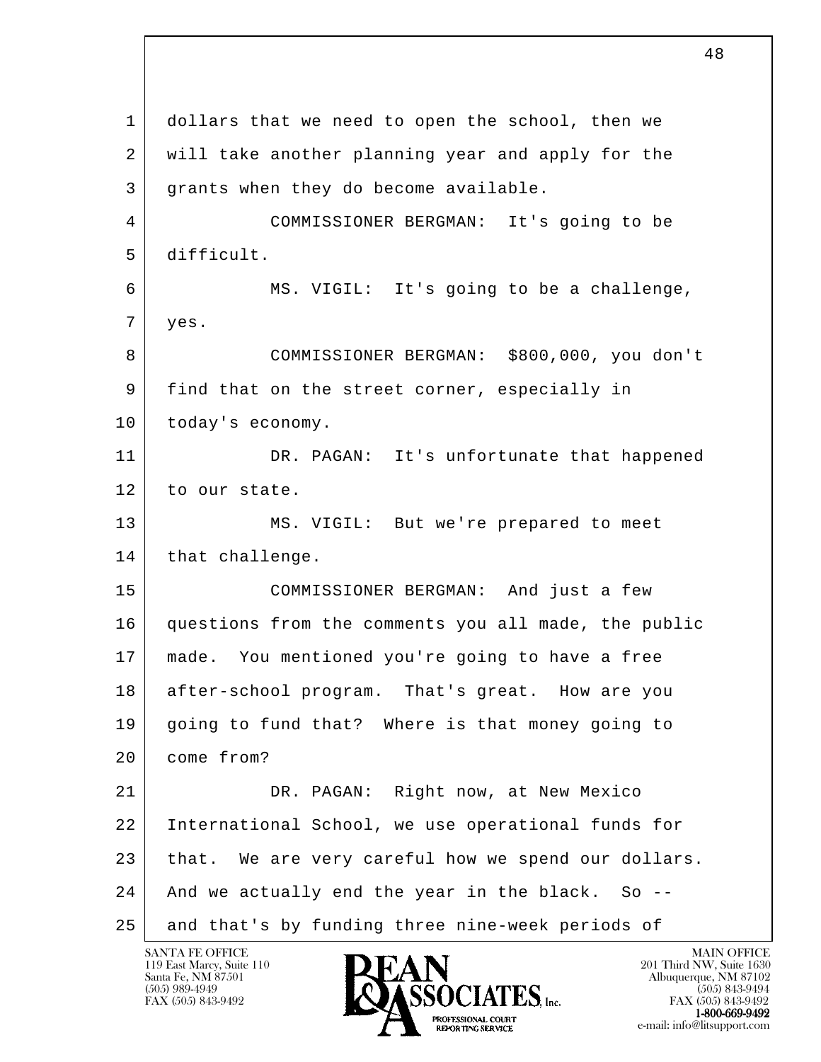dollars that we need to open the school, then we will take another planning year and apply for the grants when they do become available.

COMMISSIONER BERGMAN: It's going to be difficult.

MS. VIGIL: It's going to be a challenge, yes.

COMMISSIONER BERGMAN: $800,000, you don't find that on the street corner, especially in today's economy.

DR. PAGAN: It's unfortunate that happened to our state.

MS. VIGIL: But we're prepared to meet that challenge.

COMMISSIONER BERGMAN: And just a few questions from the comments you all made, the public made. You mentioned you're going to have a free after-school program. That's great. How are you going to fund that? Where is that money going to come from?

DR. PAGAN: Right now, at New Mexico International School, we use operational funds for that. We are very careful how we spend our dollars. And we actually end the year in the black. So -- and that's by funding three nine-week periods of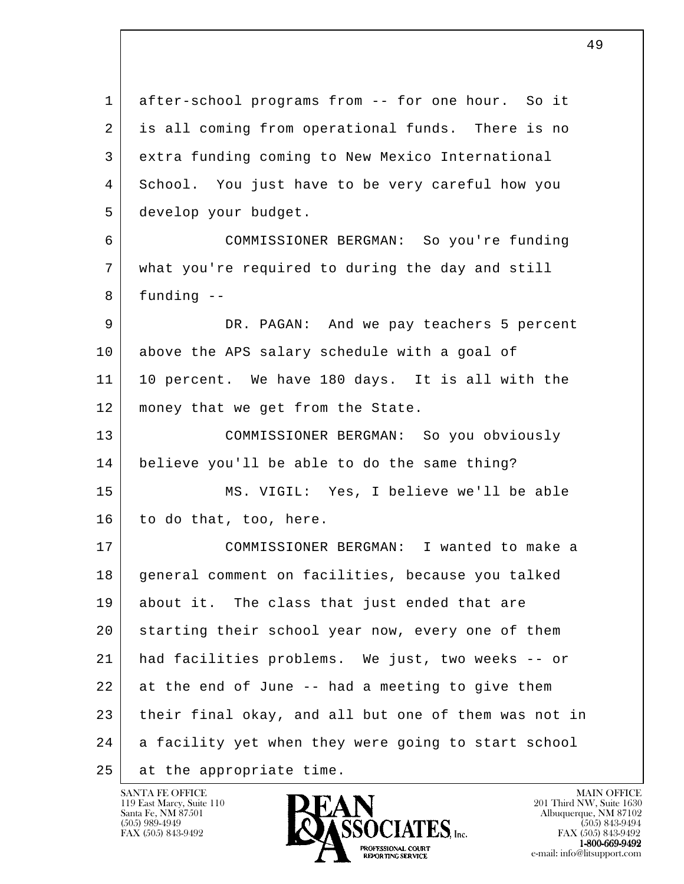after-school programs from -- for one hour. So it is all coming from operational funds. There is no extra funding coming to New Mexico International School. You just have to be very careful how you develop your budget.

COMMISSIONER BERGMAN: So you're funding what you're required to during the day and still funding --

DR. PAGAN: And we pay teachers 5 percent above the APS salary schedule with a goal of 10 percent. We have 180 days. It is all with the money that we get from the State.

COMMISSIONER BERGMAN: So you obviously believe you'll be able to do the same thing?

MS. VIGIL: Yes, I believe we'll be able to do that, too, here.

COMMISSIONER BERGMAN: I wanted to make a general comment on facilities, because you talked about it. The class that just ended that are starting their school year now, every one of them had facilities problems. We just, two weeks -- or at the end of June -- had a meeting to give them their final okay, and all but one of them was not in a facility yet when they were going to start school at the appropriate time.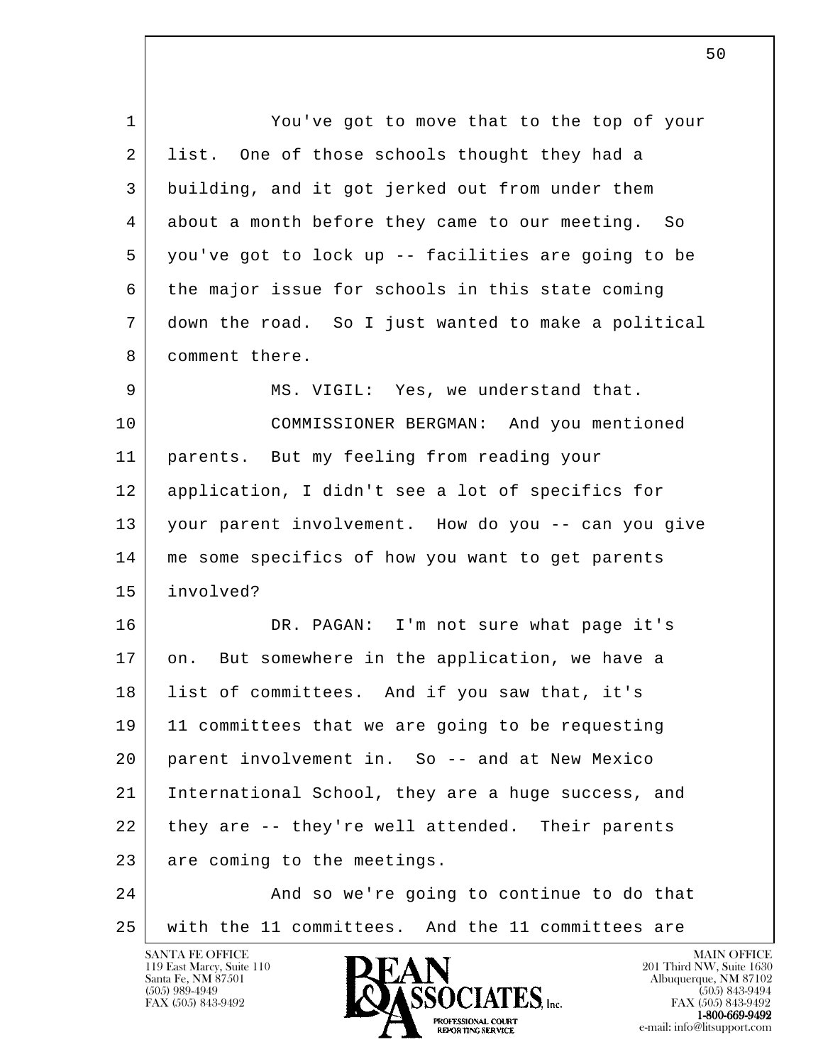1 You've got to move that to the top of your
2 list. One of those schools thought they had a
3 building, and it got jerked out from under them
4 about a month before they came to our meeting. So
5 you've got to lock up -- facilities are going to be
6 the major issue for schools in this state coming
7 down the road. So I just wanted to make a political
8 comment there.

9 MS. VIGIL: Yes, we understand that.

10 COMMISSIONER BERGMAN: And you mentioned
11 parents. But my feeling from reading your
12 application, I didn't see a lot of specifics for
13 your parent involvement. How do you -- can you give
14 me some specifics of how you want to get parents
15 involved?

16 DR. PAGAN: I'm not sure what page it's
17 on. But somewhere in the application, we have a
18 list of committees. And if you saw that, it's
19 11 committees that we are going to be requesting
20 parent involvement in. So -- and at New Mexico
21 International School, they are a huge success, and
22 they are -- they're well attended. Their parents
23 are coming to the meetings.

24 And so we're going to continue to do that
25 with the 11 committees. And the 11 committees are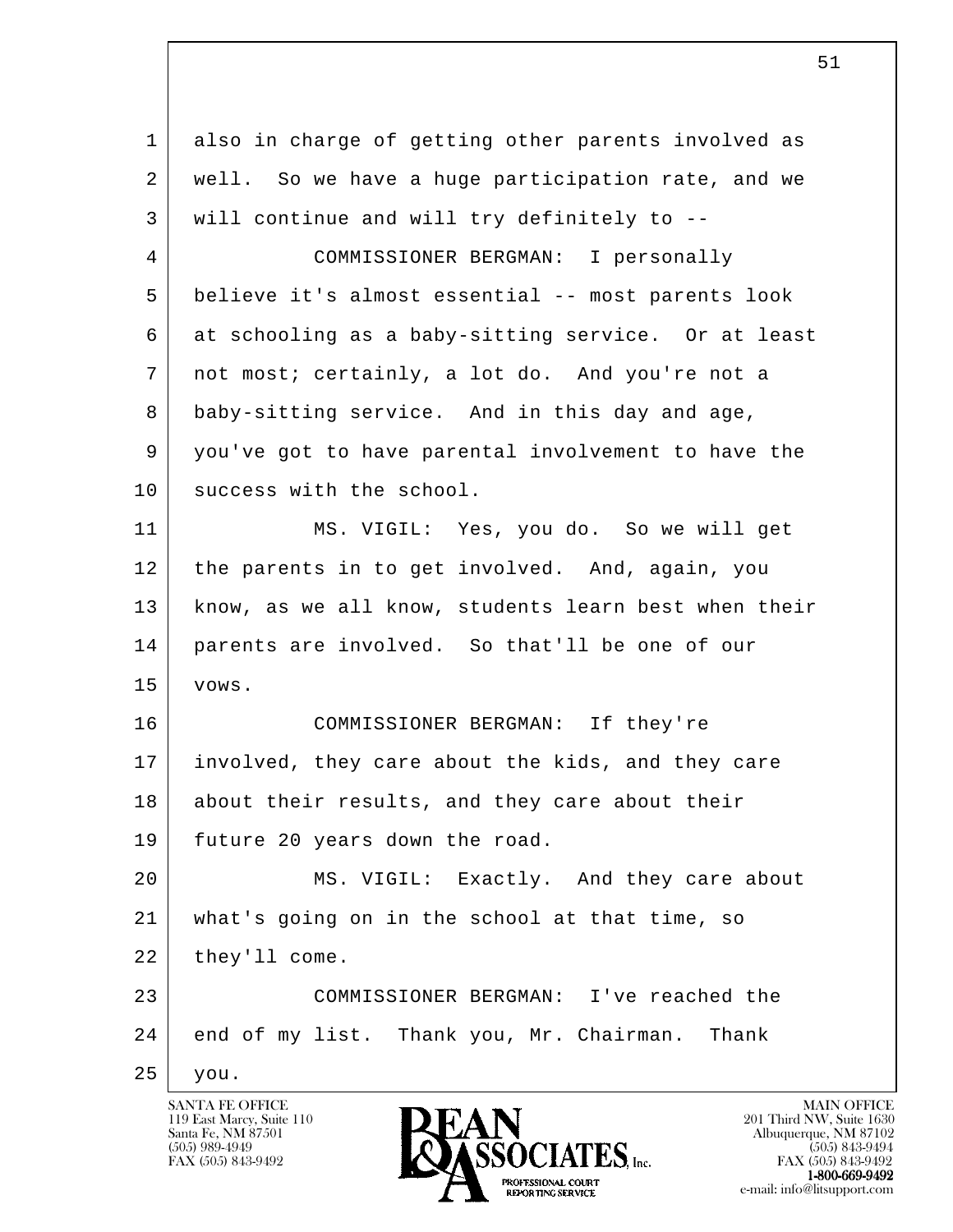also in charge of getting other parents involved as well. So we have a huge participation rate, and we will continue and will try definitely to --

COMMISSIONER BERGMAN: I personally believe it's almost essential -- most parents look at schooling as a baby-sitting service. Or at least not most; certainly, a lot do. And you're not a baby-sitting service. And in this day and age, you've got to have parental involvement to have the success with the school.

MS. VIGIL: Yes, you do. So we will get the parents in to get involved. And, again, you know, as we all know, students learn best when their parents are involved. So that'll be one of our vows.

COMMISSIONER BERGMAN: If they're involved, they care about the kids, and they care about their results, and they care about their future 20 years down the road.

MS. VIGIL: Exactly. And they care about what's going on in the school at that time, so they'll come.

COMMISSIONER BERGMAN: I've reached the end of my list. Thank you, Mr. Chairman. Thank you.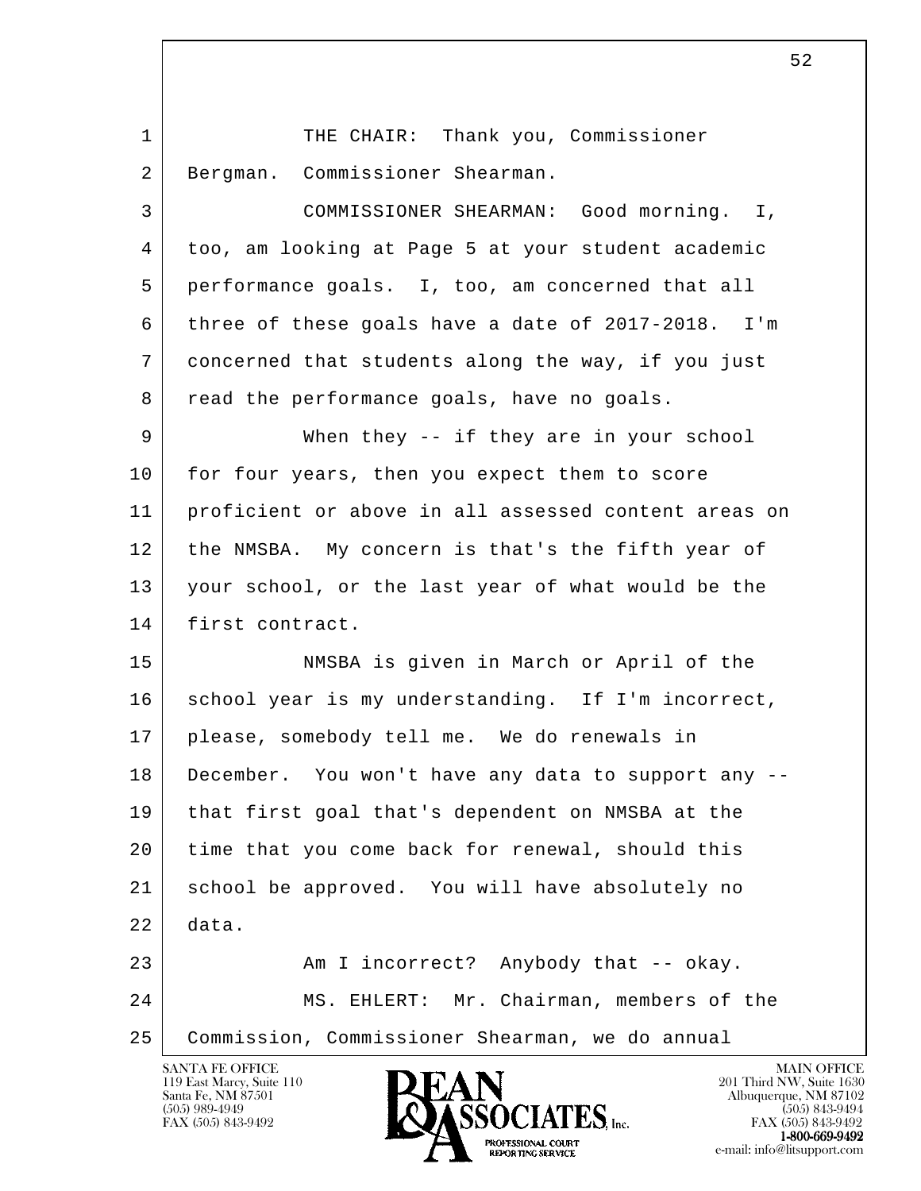THE CHAIR: Thank you, Commissioner Bergman. Commissioner Shearman.

COMMISSIONER SHEARMAN: Good morning. I, too, am looking at Page 5 at your student academic performance goals. I, too, am concerned that all three of these goals have a date of 2017-2018. I'm concerned that students along the way, if you just read the performance goals, have no goals.

When they -- if they are in your school for four years, then you expect them to score proficient or above in all assessed content areas on the NMSBA. My concern is that's the fifth year of your school, or the last year of what would be the first contract.

NMSBA is given in March or April of the school year is my understanding. If I'm incorrect, please, somebody tell me. We do renewals in December. You won't have any data to support any -- that first goal that's dependent on NMSBA at the time that you come back for renewal, should this school be approved. You will have absolutely no data.

Am I incorrect? Anybody that -- okay.

MS. EHLERT: Mr. Chairman, members of the Commission, Commissioner Shearman, we do annual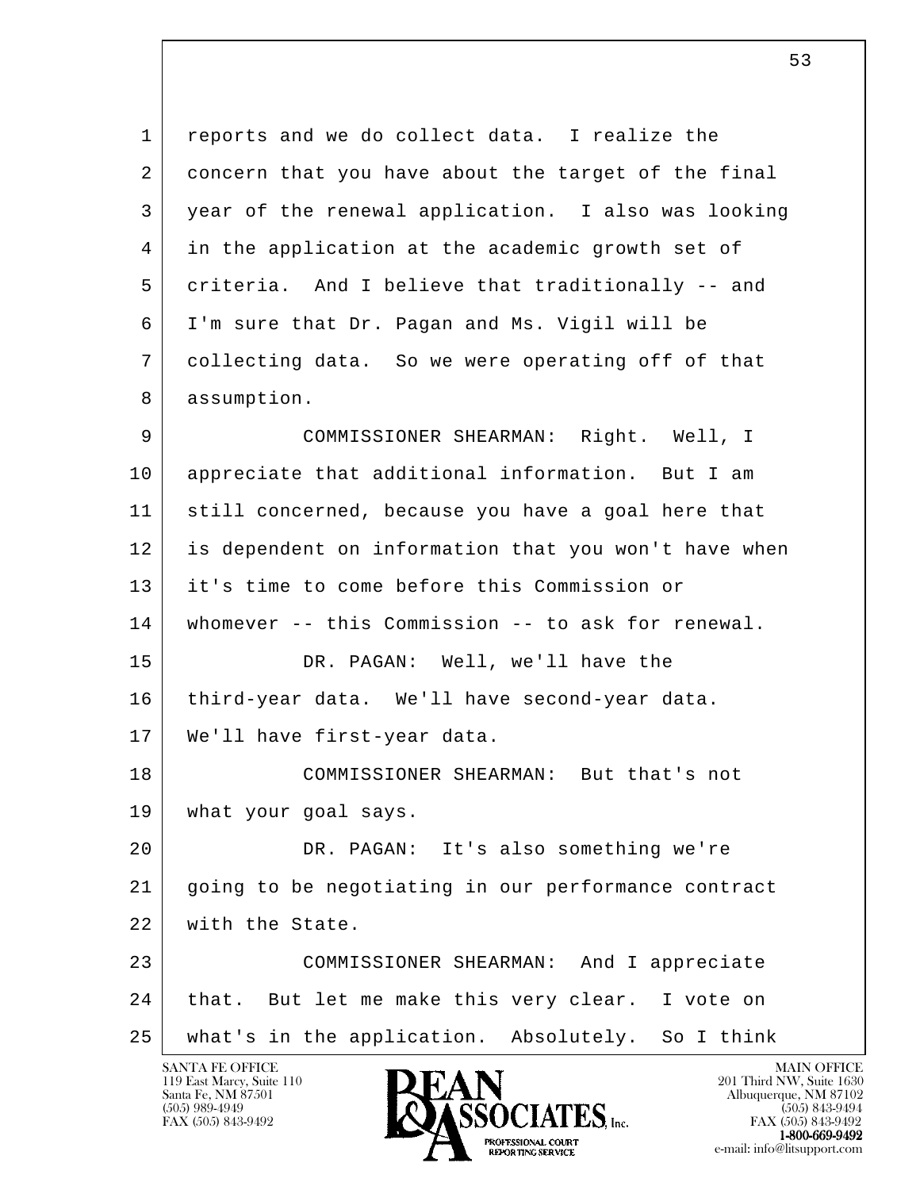1 reports and we do collect data. I realize the
2 concern that you have about the target of the final
3 year of the renewal application. I also was looking
4 in the application at the academic growth set of
5 criteria. And I believe that traditionally -- and
6 I'm sure that Dr. Pagan and Ms. Vigil will be
7 collecting data. So we were operating off of that
8 assumption.

9 COMMISSIONER SHEARMAN: Right. Well, I
10 appreciate that additional information. But I am
11 still concerned, because you have a goal here that
12 is dependent on information that you won't have when
13 it's time to come before this Commission or
14 whomever -- this Commission -- to ask for renewal.

15 DR. PAGAN: Well, we'll have the
16 third-year data. We'll have second-year data.
17 We'll have first-year data.

18 COMMISSIONER SHEARMAN: But that's not
19 what your goal says.

20 DR. PAGAN: It's also something we're
21 going to be negotiating in our performance contract
22 with the State.

23 COMMISSIONER SHEARMAN: And I appreciate
24 that. But let me make this very clear. I vote on
25 what's in the application. Absolutely. So I think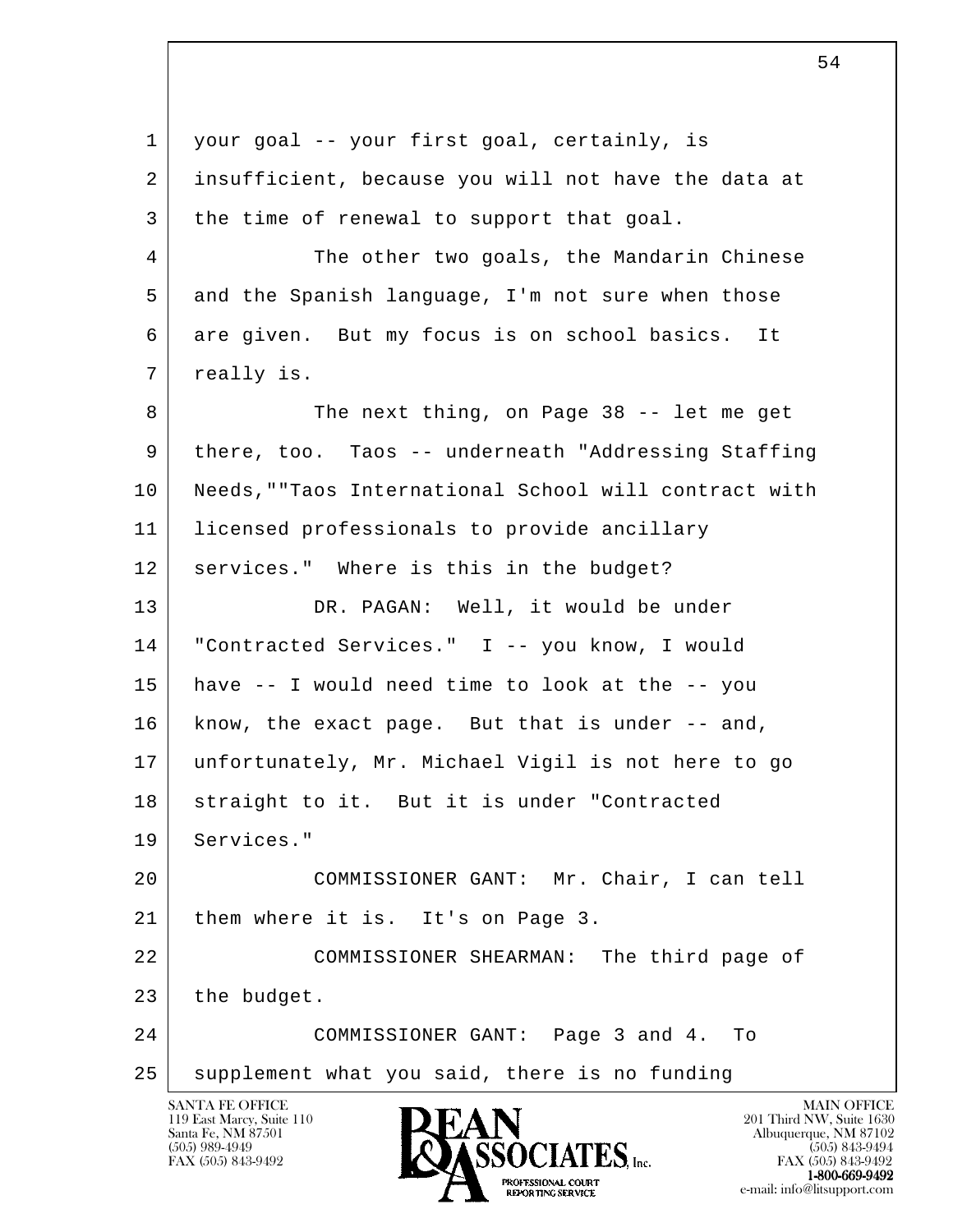your goal -- your first goal, certainly, is insufficient, because you will not have the data at the time of renewal to support that goal.

The other two goals, the Mandarin Chinese and the Spanish language, I'm not sure when those are given. But my focus is on school basics. It really is.

The next thing, on Page 38 -- let me get there, too. Taos -- underneath "Addressing Staffing Needs,""Taos International School will contract with licensed professionals to provide ancillary services." Where is this in the budget?

DR. PAGAN: Well, it would be under "Contracted Services." I -- you know, I would have -- I would need time to look at the -- you know, the exact page. But that is under -- and, unfortunately, Mr. Michael Vigil is not here to go straight to it. But it is under "Contracted Services."

COMMISSIONER GANT: Mr. Chair, I can tell them where it is. It's on Page 3.

COMMISSIONER SHEARMAN: The third page of the budget.

COMMISSIONER GANT: Page 3 and 4. To supplement what you said, there is no funding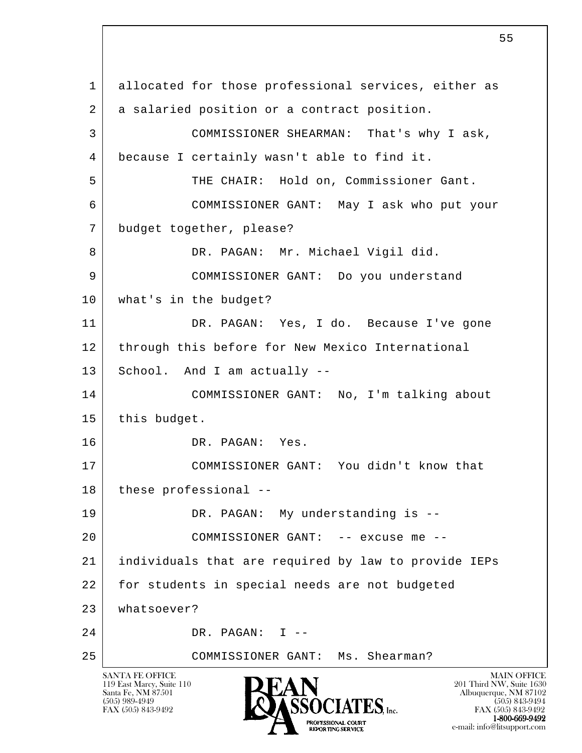1 allocated for those professional services, either as
2 a salaried position or a contract position.
3 COMMISSIONER SHEARMAN: That's why I ask,
4 because I certainly wasn't able to find it.
5 THE CHAIR: Hold on, Commissioner Gant.
6 COMMISSIONER GANT: May I ask who put your
7 budget together, please?
8 DR. PAGAN: Mr. Michael Vigil did.
9 COMMISSIONER GANT: Do you understand
10 what's in the budget?
11 DR. PAGAN: Yes, I do. Because I've gone
12 through this before for New Mexico International
13 School. And I am actually --
14 COMMISSIONER GANT: No, I'm talking about
15 this budget.
16 DR. PAGAN: Yes.
17 COMMISSIONER GANT: You didn't know that
18 these professional --
19 DR. PAGAN: My understanding is --
20 COMMISSIONER GANT: -- excuse me --
21 individuals that are required by law to provide IEPs
22 for students in special needs are not budgeted
23 whatsoever?
24 DR. PAGAN: I --
25 COMMISSIONER GANT: Ms. Shearman?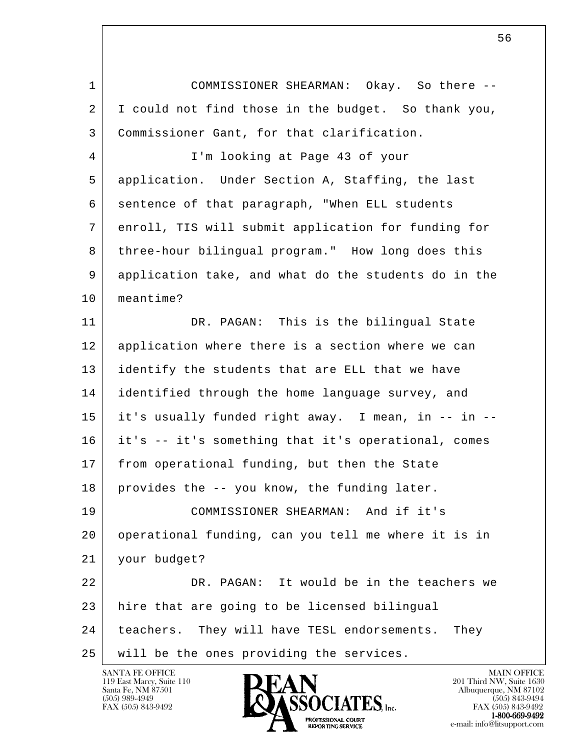COMMISSIONER SHEARMAN: Okay. So there -- I could not find those in the budget. So thank you, Commissioner Gant, for that clarification.

I'm looking at Page 43 of your application. Under Section A, Staffing, the last sentence of that paragraph, "When ELL students enroll, TIS will submit application for funding for three-hour bilingual program." How long does this application take, and what do the students do in the meantime?

DR. PAGAN: This is the bilingual State application where there is a section where we can identify the students that are ELL that we have identified through the home language survey, and it's usually funded right away. I mean, in -- in -- it's -- it's something that it's operational, comes from operational funding, but then the State provides the -- you know, the funding later.

COMMISSIONER SHEARMAN: And if it's operational funding, can you tell me where it is in your budget?

DR. PAGAN: It would be in the teachers we hire that are going to be licensed bilingual teachers. They will have TESL endorsements. They will be the ones providing the services.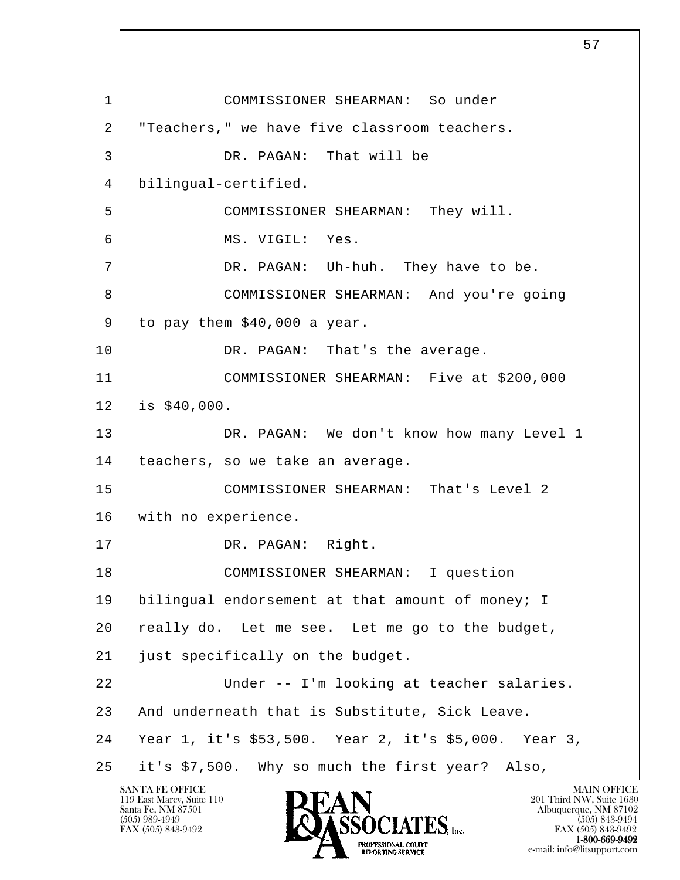COMMISSIONER SHEARMAN: So under "Teachers," we have five classroom teachers.

DR. PAGAN: That will be bilingual-certified.

COMMISSIONER SHEARMAN: They will.

MS. VIGIL: Yes.

DR. PAGAN: Uh-huh. They have to be.

COMMISSIONER SHEARMAN: And you're going to pay them $40,000 a year.

DR. PAGAN: That's the average.

COMMISSIONER SHEARMAN: Five at $200,000 is $40,000.

DR. PAGAN: We don't know how many Level 1 teachers, so we take an average.

COMMISSIONER SHEARMAN: That's Level 2 with no experience.

DR. PAGAN: Right.

COMMISSIONER SHEARMAN: I question bilingual endorsement at that amount of money; I really do. Let me see. Let me go to the budget, just specifically on the budget.

Under -- I'm looking at teacher salaries. And underneath that is Substitute, Sick Leave. Year 1, it's $53,500. Year 2, it's $5,000. Year 3, it's $7,500. Why so much the first year? Also,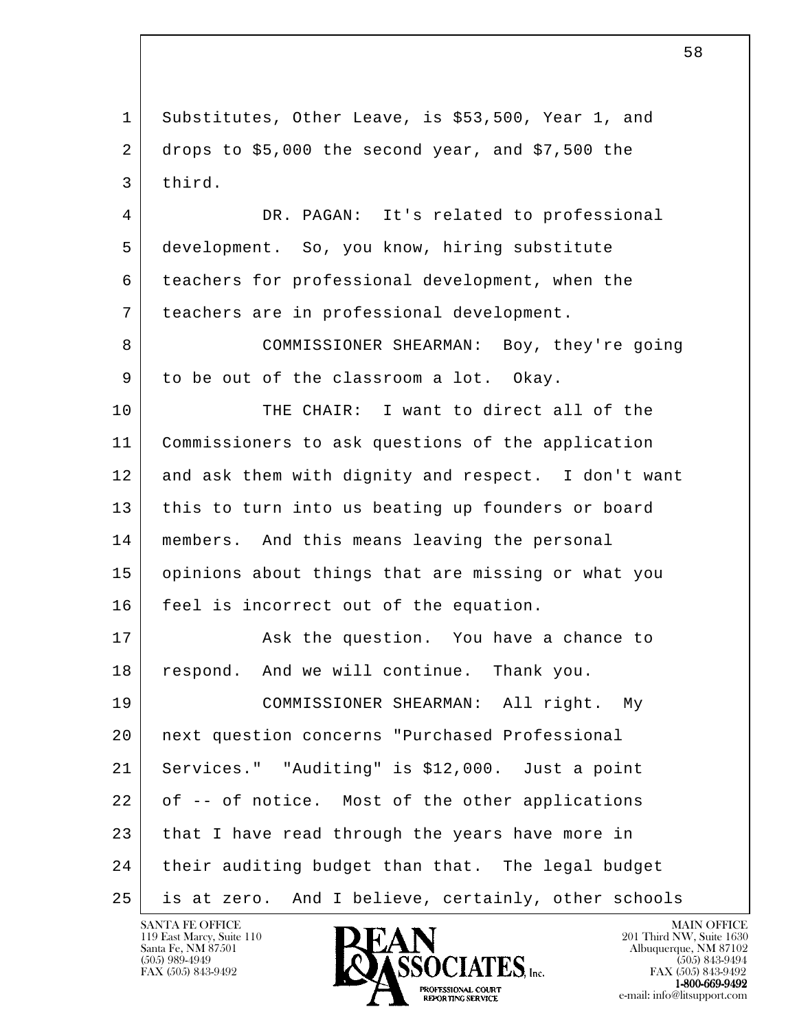Substitutes, Other Leave, is $53,500, Year 1, and drops to $5,000 the second year, and $7,500 the third.

DR. PAGAN: It's related to professional development. So, you know, hiring substitute teachers for professional development, when the teachers are in professional development.

COMMISSIONER SHEARMAN: Boy, they're going to be out of the classroom a lot. Okay.

THE CHAIR: I want to direct all of the Commissioners to ask questions of the application and ask them with dignity and respect. I don't want this to turn into us beating up founders or board members. And this means leaving the personal opinions about things that are missing or what you feel is incorrect out of the equation.

Ask the question. You have a chance to respond. And we will continue. Thank you.

COMMISSIONER SHEARMAN: All right. My next question concerns "Purchased Professional Services." "Auditing" is $12,000. Just a point of -- of notice. Most of the other applications that I have read through the years have more in their auditing budget than that. The legal budget is at zero. And I believe, certainly, other schools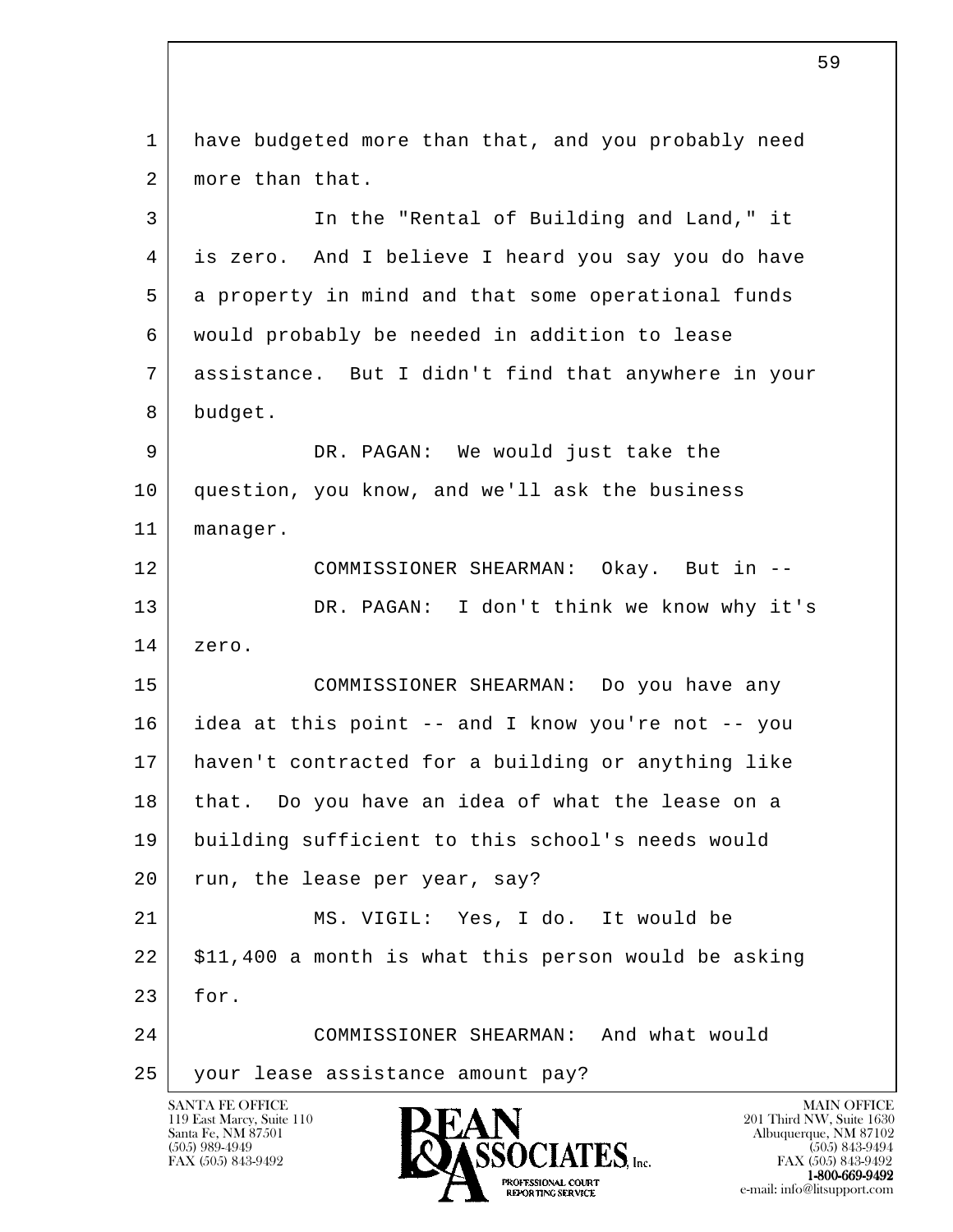have budgeted more than that, and you probably need more than that.

In the "Rental of Building and Land," it is zero. And I believe I heard you say you do have a property in mind and that some operational funds would probably be needed in addition to lease assistance. But I didn't find that anywhere in your budget.

DR. PAGAN: We would just take the question, you know, and we'll ask the business manager.

COMMISSIONER SHEARMAN: Okay. But in --

DR. PAGAN: I don't think we know why it's zero.

COMMISSIONER SHEARMAN: Do you have any idea at this point -- and I know you're not -- you haven't contracted for a building or anything like that. Do you have an idea of what the lease on a building sufficient to this school's needs would run, the lease per year, say?

MS. VIGIL: Yes, I do. It would be $11,400 a month is what this person would be asking for.

COMMISSIONER SHEARMAN: And what would your lease assistance amount pay?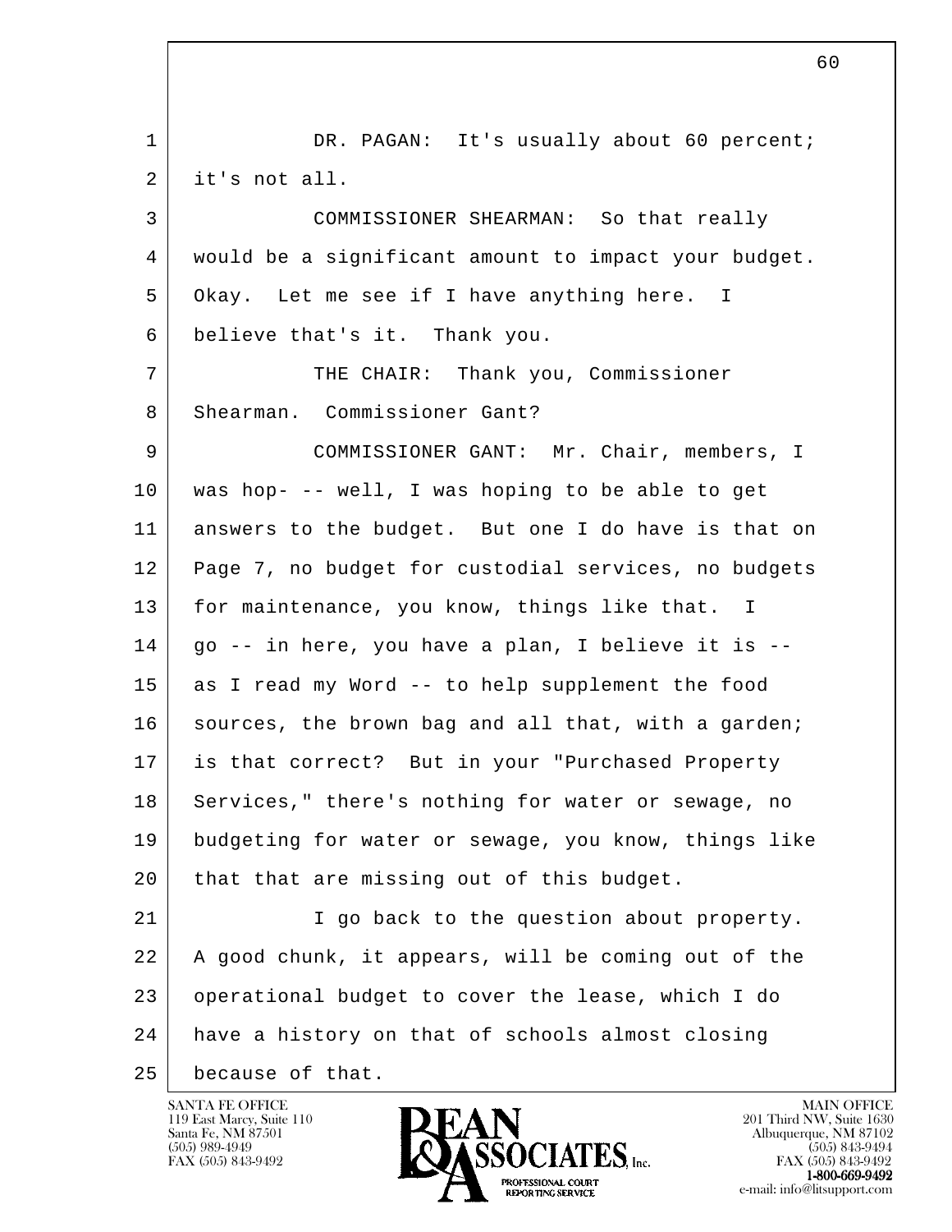DR. PAGAN: It's usually about 60 percent; it's not all.

COMMISSIONER SHEARMAN: So that really would be a significant amount to impact your budget. Okay. Let me see if I have anything here. I believe that's it. Thank you.

THE CHAIR: Thank you, Commissioner Shearman. Commissioner Gant?

COMMISSIONER GANT: Mr. Chair, members, I was hop- -- well, I was hoping to be able to get answers to the budget. But one I do have is that on Page 7, no budget for custodial services, no budgets for maintenance, you know, things like that. I go -- in here, you have a plan, I believe it is -- as I read my Word -- to help supplement the food sources, the brown bag and all that, with a garden; is that correct? But in your "Purchased Property Services," there's nothing for water or sewage, no budgeting for water or sewage, you know, things like that that are missing out of this budget.

I go back to the question about property. A good chunk, it appears, will be coming out of the operational budget to cover the lease, which I do have a history on that of schools almost closing because of that.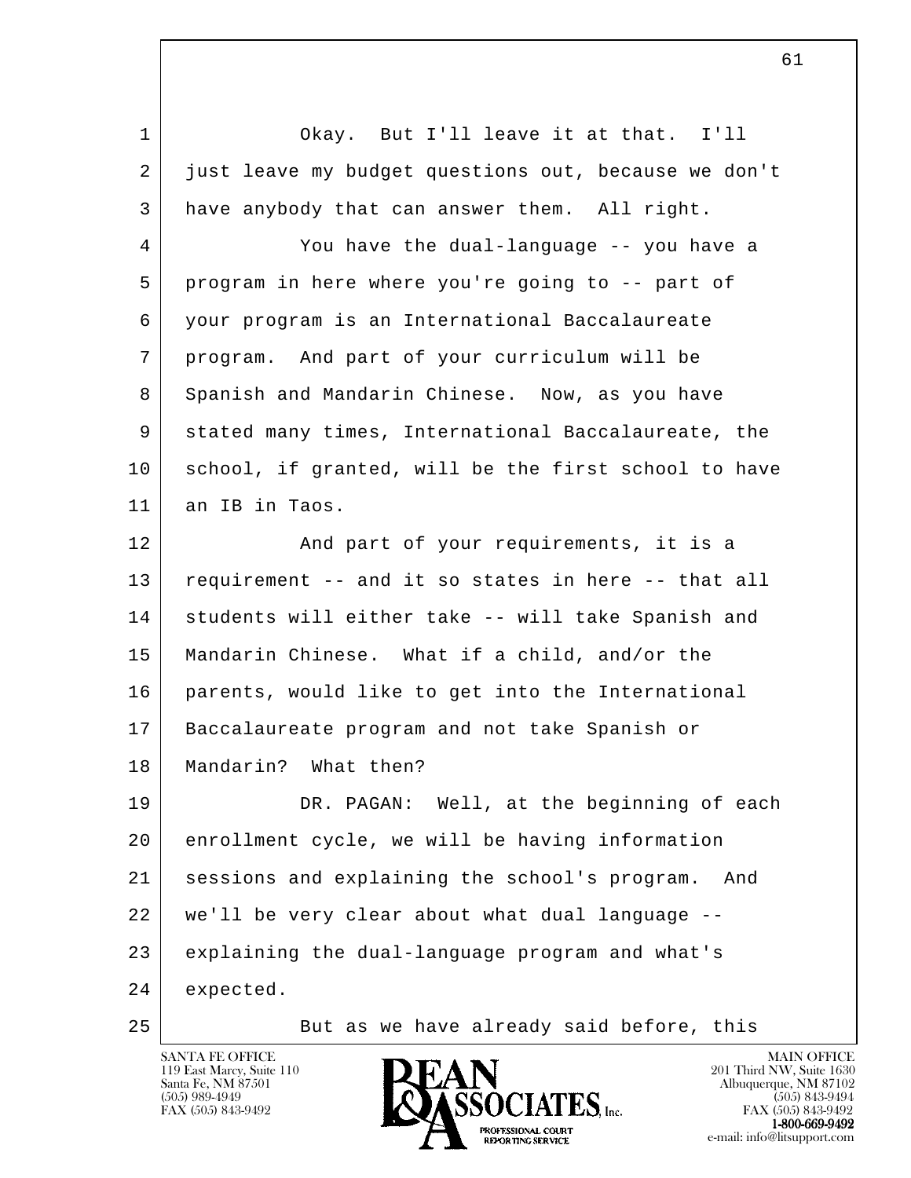Okay. But I'll leave it at that. I'll just leave my budget questions out, because we don't have anybody that can answer them. All right.

You have the dual-language -- you have a program in here where you're going to -- part of your program is an International Baccalaureate program. And part of your curriculum will be Spanish and Mandarin Chinese. Now, as you have stated many times, International Baccalaureate, the school, if granted, will be the first school to have an IB in Taos.

And part of your requirements, it is a requirement -- and it so states in here -- that all students will either take -- will take Spanish and Mandarin Chinese. What if a child, and/or the parents, would like to get into the International Baccalaureate program and not take Spanish or Mandarin? What then?

DR. PAGAN: Well, at the beginning of each enrollment cycle, we will be having information sessions and explaining the school's program. And we'll be very clear about what dual language -- explaining the dual-language program and what's expected.

But as we have already said before, this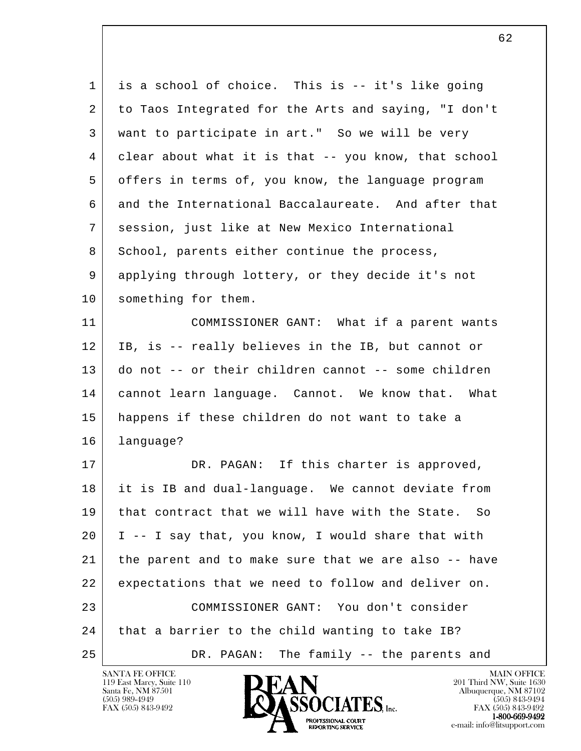is a school of choice. This is -- it's like going to Taos Integrated for the Arts and saying, "I don't want to participate in art." So we will be very clear about what it is that -- you know, that school offers in terms of, you know, the language program and the International Baccalaureate. And after that session, just like at New Mexico International School, parents either continue the process, applying through lottery, or they decide it's not something for them.

COMMISSIONER GANT: What if a parent wants IB, is -- really believes in the IB, but cannot or do not -- or their children cannot -- some children cannot learn language. Cannot. We know that. What happens if these children do not want to take a language?

DR. PAGAN: If this charter is approved, it is IB and dual-language. We cannot deviate from that contract that we will have with the State. So I -- I say that, you know, I would share that with the parent and to make sure that we are also -- have expectations that we need to follow and deliver on.

COMMISSIONER GANT: You don't consider that a barrier to the child wanting to take IB?

DR. PAGAN: The family -- the parents and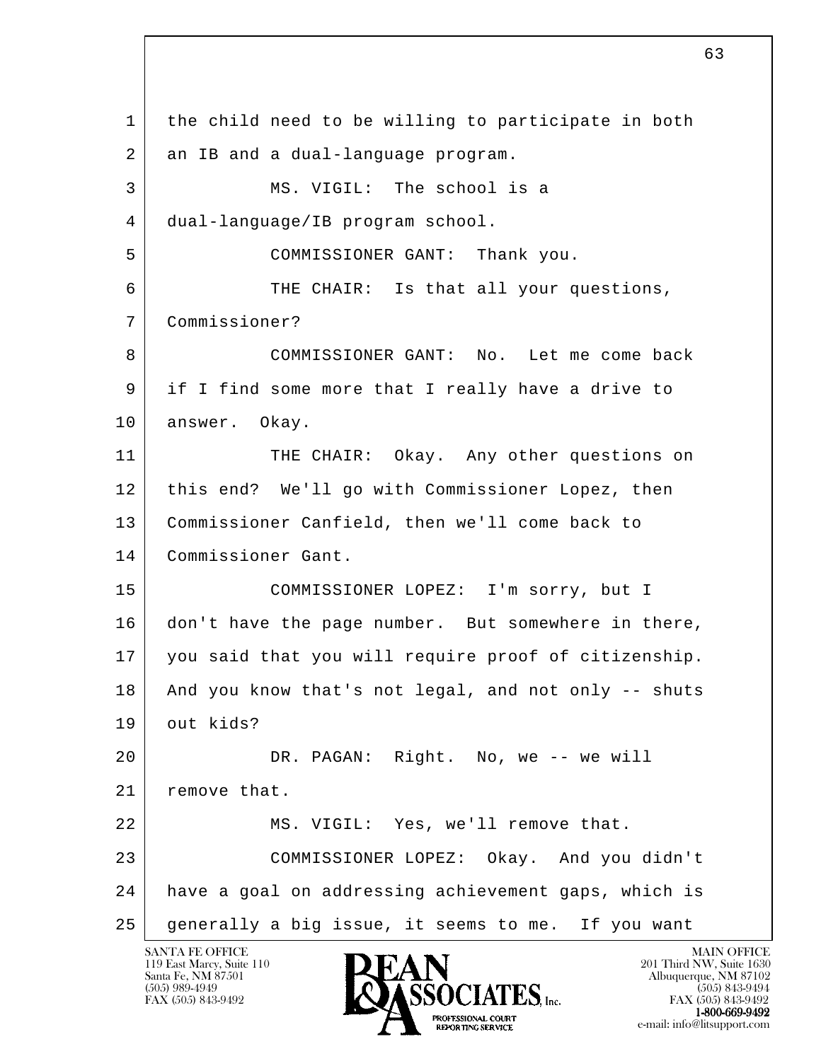1 the child need to be willing to participate in both
2 an IB and a dual-language program.
3 MS. VIGIL: The school is a
4 dual-language/IB program school.
5 COMMISSIONER GANT: Thank you.
6 THE CHAIR: Is that all your questions,
7 Commissioner?
8 COMMISSIONER GANT: No. Let me come back
9 if I find some more that I really have a drive to
10 answer. Okay.
11 THE CHAIR: Okay. Any other questions on
12 this end? We'll go with Commissioner Lopez, then
13 Commissioner Canfield, then we'll come back to
14 Commissioner Gant.
15 COMMISSIONER LOPEZ: I'm sorry, but I
16 don't have the page number. But somewhere in there,
17 you said that you will require proof of citizenship.
18 And you know that's not legal, and not only -- shuts
19 out kids?
20 DR. PAGAN: Right. No, we -- we will
21 remove that.
22 MS. VIGIL: Yes, we'll remove that.
23 COMMISSIONER LOPEZ: Okay. And you didn't
24 have a goal on addressing achievement gaps, which is
25 generally a big issue, it seems to me. If you want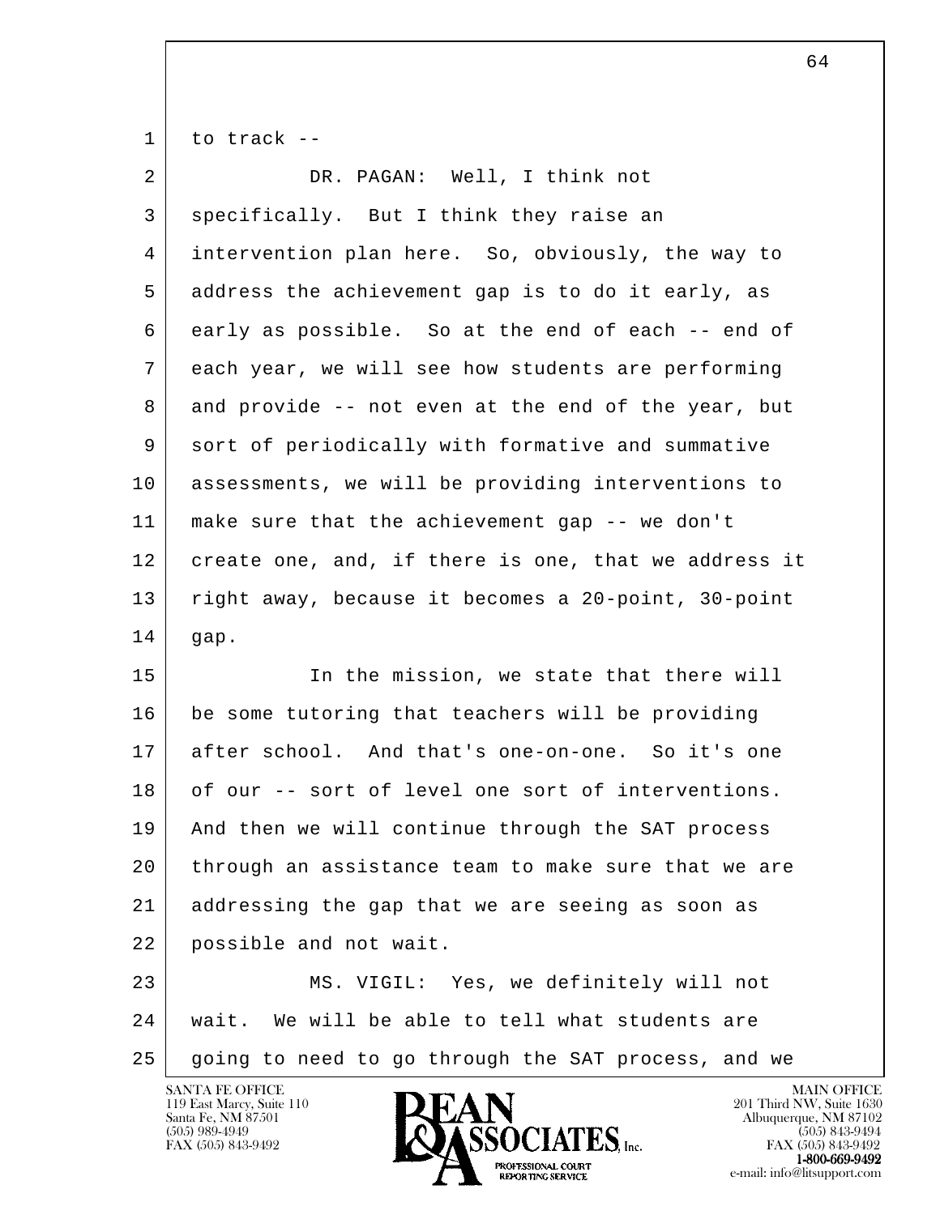to track --

DR. PAGAN: Well, I think not specifically. But I think they raise an intervention plan here. So, obviously, the way to address the achievement gap is to do it early, as early as possible. So at the end of each -- end of each year, we will see how students are performing and provide -- not even at the end of the year, but sort of periodically with formative and summative assessments, we will be providing interventions to make sure that the achievement gap -- we don't create one, and, if there is one, that we address it right away, because it becomes a 20-point, 30-point gap.

In the mission, we state that there will be some tutoring that teachers will be providing after school. And that's one-on-one. So it's one of our -- sort of level one sort of interventions. And then we will continue through the SAT process through an assistance team to make sure that we are addressing the gap that we are seeing as soon as possible and not wait.

MS. VIGIL: Yes, we definitely will not wait. We will be able to tell what students are going to need to go through the SAT process, and we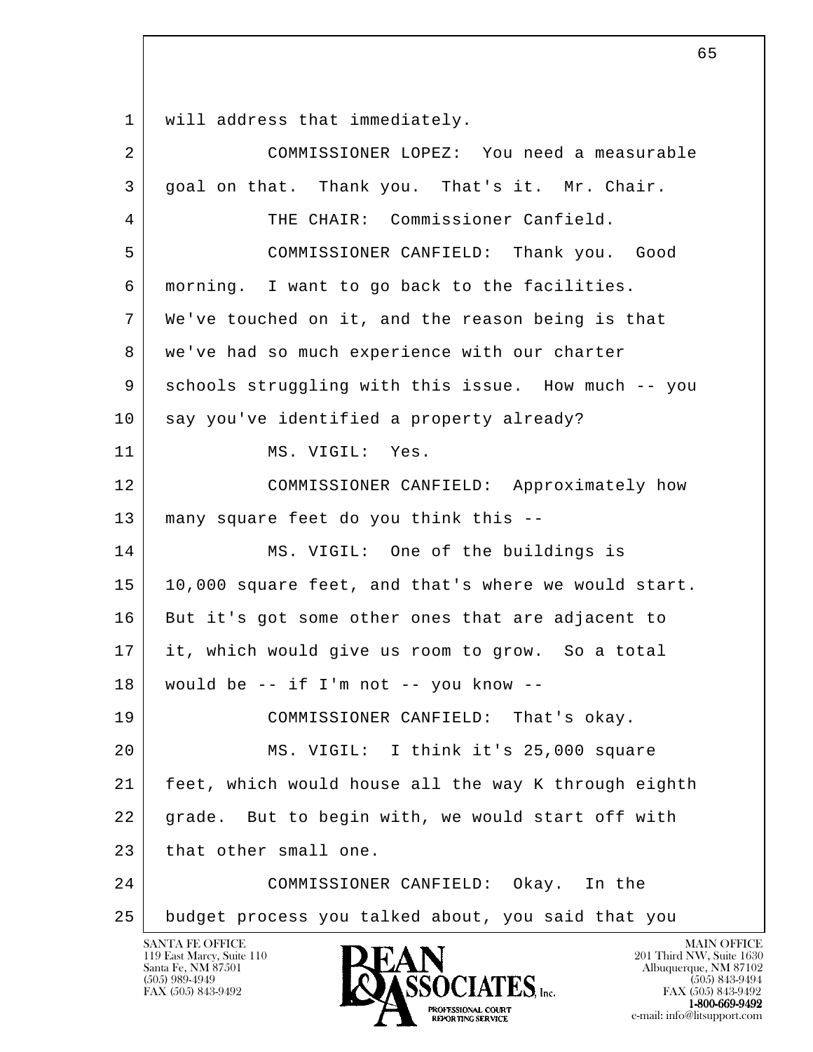will address that immediately.

COMMISSIONER LOPEZ: You need a measurable goal on that. Thank you. That's it. Mr. Chair.

THE CHAIR: Commissioner Canfield.

COMMISSIONER CANFIELD: Thank you. Good morning. I want to go back to the facilities. We've touched on it, and the reason being is that we've had so much experience with our charter schools struggling with this issue. How much -- you say you've identified a property already?

MS. VIGIL: Yes.

COMMISSIONER CANFIELD: Approximately how many square feet do you think this --

MS. VIGIL: One of the buildings is 10,000 square feet, and that's where we would start. But it's got some other ones that are adjacent to it, which would give us room to grow. So a total would be -- if I'm not -- you know --

COMMISSIONER CANFIELD: That's okay.

MS. VIGIL: I think it's 25,000 square feet, which would house all the way K through eighth grade. But to begin with, we would start off with that other small one.

COMMISSIONER CANFIELD: Okay. In the budget process you talked about, you said that you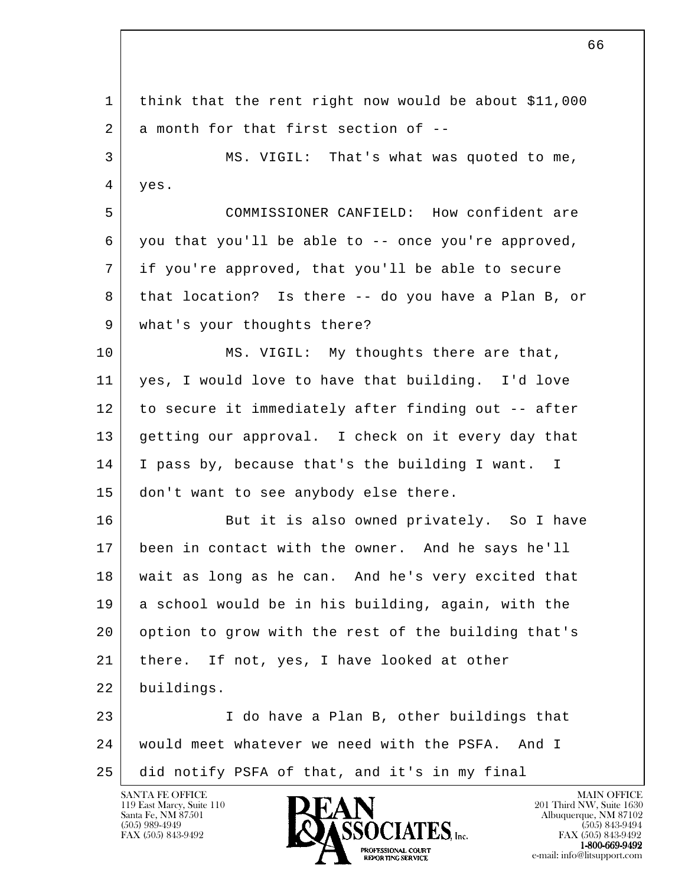think that the rent right now would be about $11,000 a month for that first section of --

MS. VIGIL: That's what was quoted to me, yes.

COMMISSIONER CANFIELD: How confident are you that you'll be able to -- once you're approved, if you're approved, that you'll be able to secure that location? Is there -- do you have a Plan B, or what's your thoughts there?

MS. VIGIL: My thoughts there are that, yes, I would love to have that building. I'd love to secure it immediately after finding out -- after getting our approval. I check on it every day that I pass by, because that's the building I want. I don't want to see anybody else there.

But it is also owned privately. So I have been in contact with the owner. And he says he'll wait as long as he can. And he's very excited that a school would be in his building, again, with the option to grow with the rest of the building that's there. If not, yes, I have looked at other buildings.

I do have a Plan B, other buildings that would meet whatever we need with the PSFA. And I did notify PSFA of that, and it's in my final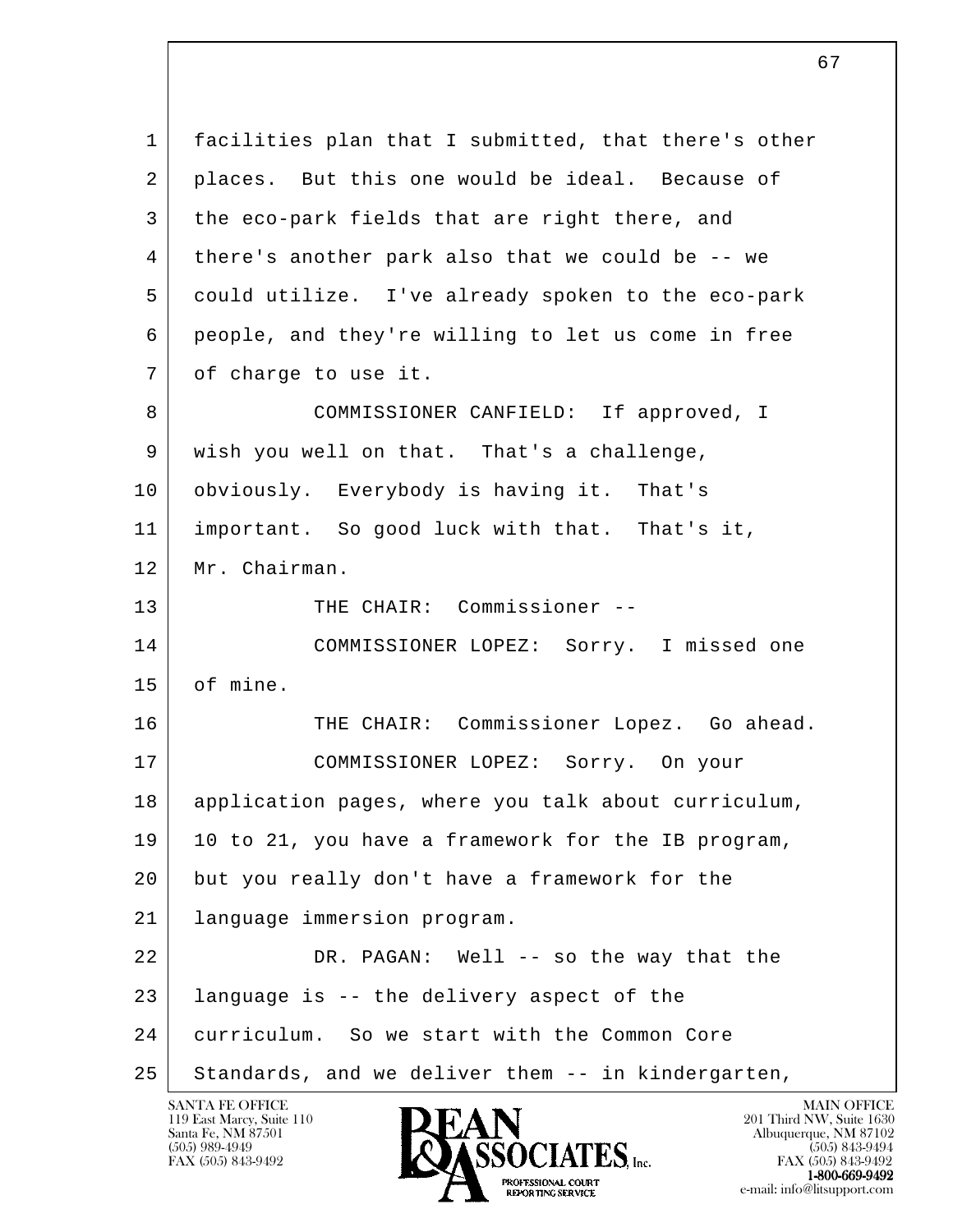1 facilities plan that I submitted, that there's other
2 places. But this one would be ideal. Because of
3 the eco-park fields that are right there, and
4 there's another park also that we could be -- we
5 could utilize. I've already spoken to the eco-park
6 people, and they're willing to let us come in free
7 of charge to use it.

8 COMMISSIONER CANFIELD: If approved, I
9 wish you well on that. That's a challenge,
10 obviously. Everybody is having it. That's
11 important. So good luck with that. That's it,
12 Mr. Chairman.

13 THE CHAIR: Commissioner --

14 COMMISSIONER LOPEZ: Sorry. I missed one
15 of mine.

16 THE CHAIR: Commissioner Lopez. Go ahead.

17 COMMISSIONER LOPEZ: Sorry. On your
18 application pages, where you talk about curriculum,
19 10 to 21, you have a framework for the IB program,
20 but you really don't have a framework for the
21 language immersion program.

22 DR. PAGAN: Well -- so the way that the
23 language is -- the delivery aspect of the
24 curriculum. So we start with the Common Core
25 Standards, and we deliver them -- in kindergarten,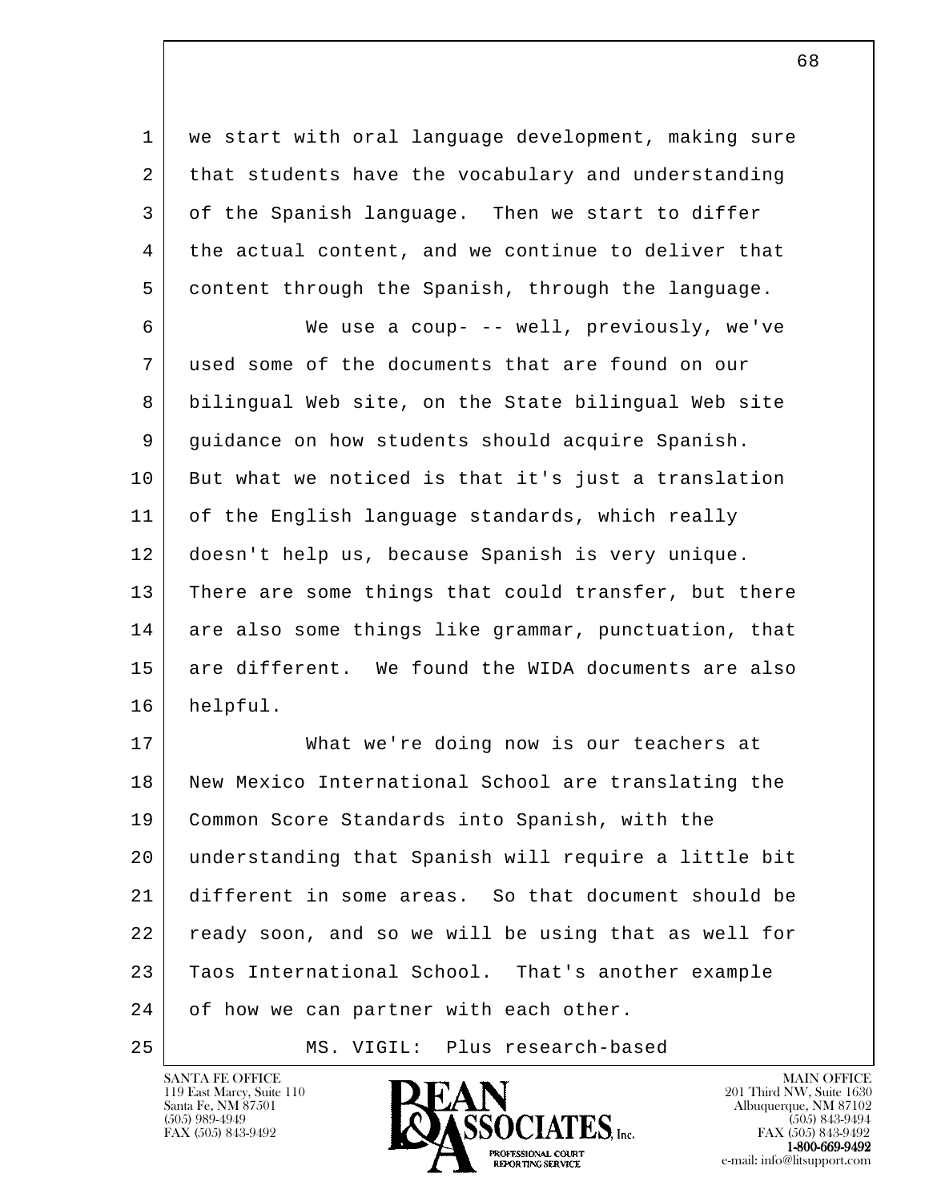we start with oral language development, making sure that students have the vocabulary and understanding of the Spanish language. Then we start to differ the actual content, and we continue to deliver that content through the Spanish, through the language.

We use a coup- -- well, previously, we've used some of the documents that are found on our bilingual Web site, on the State bilingual Web site guidance on how students should acquire Spanish. But what we noticed is that it's just a translation of the English language standards, which really doesn't help us, because Spanish is very unique. There are some things that could transfer, but there are also some things like grammar, punctuation, that are different. We found the WIDA documents are also helpful.

What we're doing now is our teachers at New Mexico International School are translating the Common Score Standards into Spanish, with the understanding that Spanish will require a little bit different in some areas. So that document should be ready soon, and so we will be using that as well for Taos International School. That's another example of how we can partner with each other.

MS. VIGIL: Plus research-based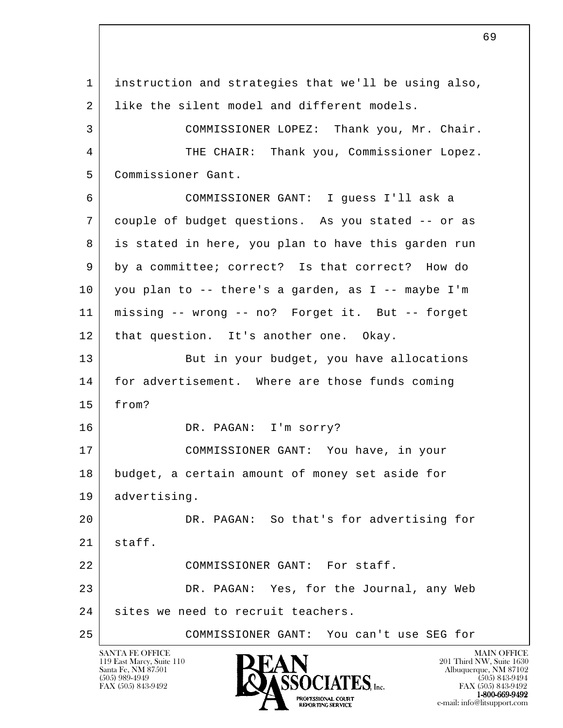instruction and strategies that we'll be using also, like the silent model and different models.

COMMISSIONER LOPEZ: Thank you, Mr. Chair.

THE CHAIR: Thank you, Commissioner Lopez. Commissioner Gant.

COMMISSIONER GANT: I guess I'll ask a couple of budget questions. As you stated -- or as is stated in here, you plan to have this garden run by a committee; correct? Is that correct? How do you plan to -- there's a garden, as I -- maybe I'm missing -- wrong -- no? Forget it. But -- forget that question. It's another one. Okay.

But in your budget, you have allocations for advertisement. Where are those funds coming from?

DR. PAGAN: I'm sorry?

COMMISSIONER GANT: You have, in your budget, a certain amount of money set aside for advertising.

DR. PAGAN: So that's for advertising for staff.

COMMISSIONER GANT: For staff.

DR. PAGAN: Yes, for the Journal, any Web sites we need to recruit teachers.

COMMISSIONER GANT: You can't use SEG for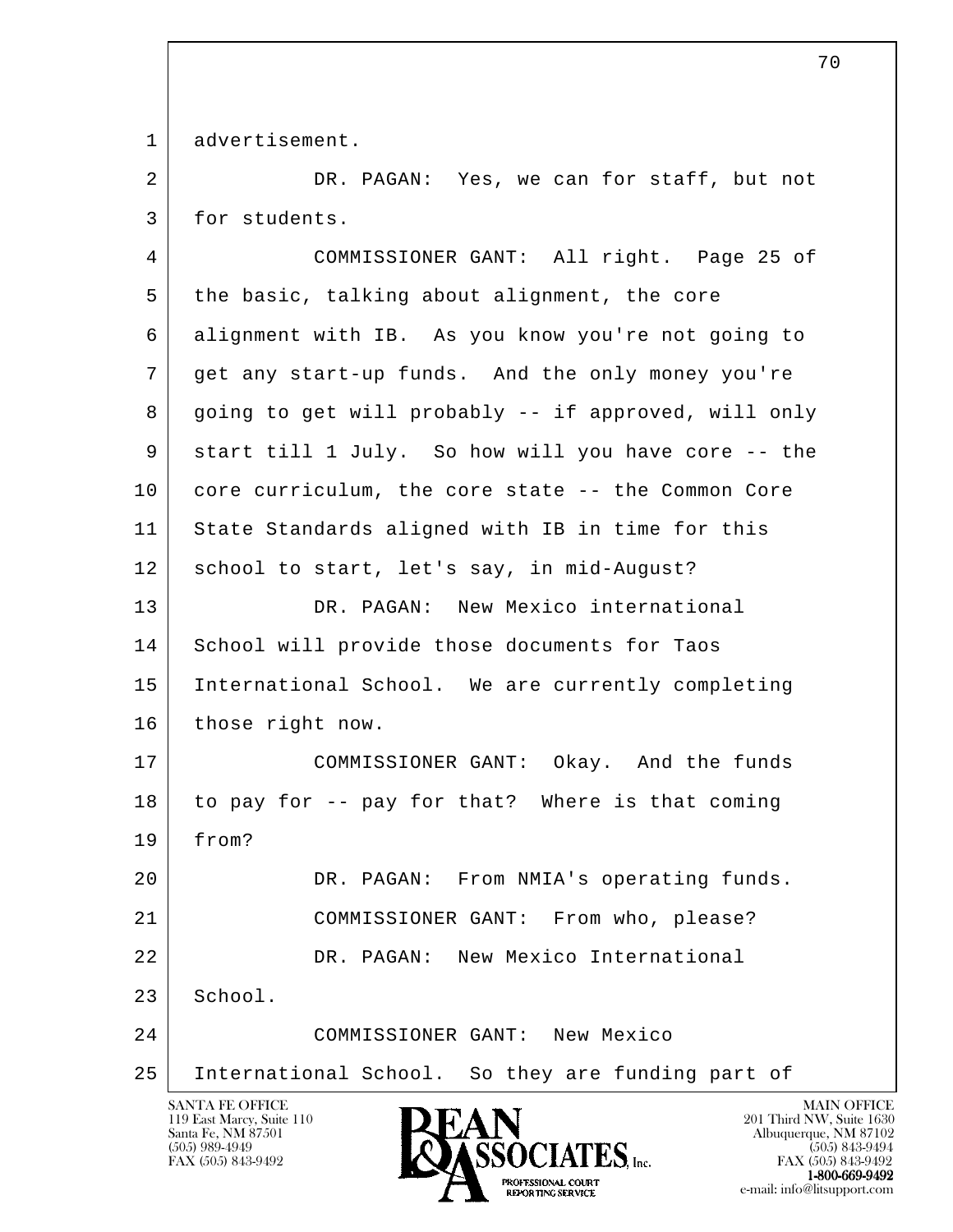advertisement.

DR. PAGAN: Yes, we can for staff, but not for students.

COMMISSIONER GANT: All right. Page 25 of the basic, talking about alignment, the core alignment with IB. As you know you're not going to get any start-up funds. And the only money you're going to get will probably -- if approved, will only start till 1 July. So how will you have core -- the core curriculum, the core state -- the Common Core State Standards aligned with IB in time for this school to start, let's say, in mid-August?

DR. PAGAN: New Mexico international School will provide those documents for Taos International School. We are currently completing those right now.

COMMISSIONER GANT: Okay. And the funds to pay for -- pay for that? Where is that coming from?

DR. PAGAN: From NMIA's operating funds.

COMMISSIONER GANT: From who, please?

DR. PAGAN: New Mexico International School.

COMMISSIONER GANT: New Mexico International School. So they are funding part of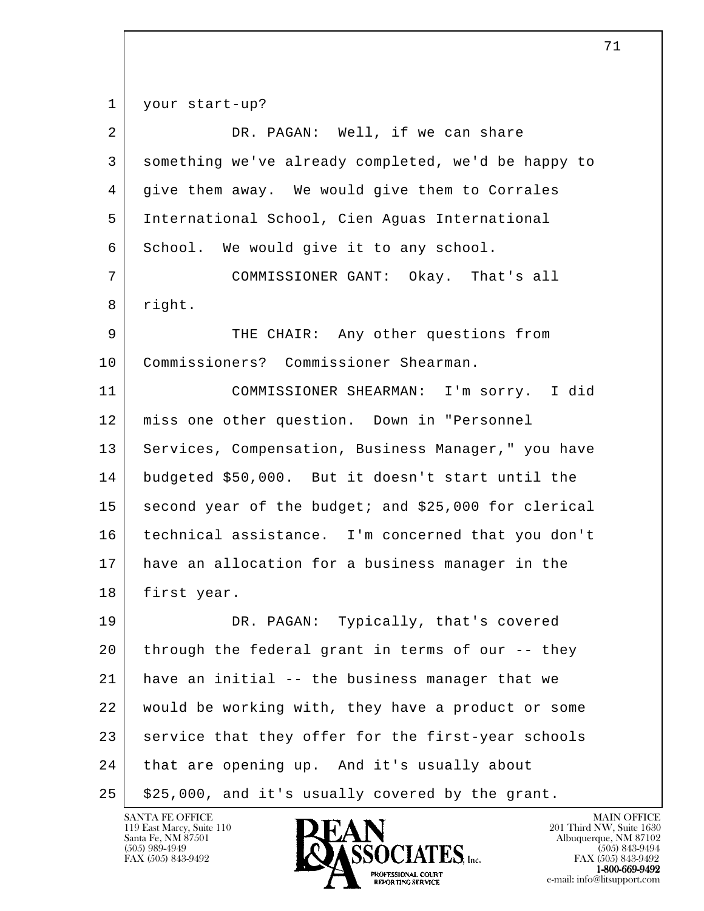your start-up?

DR. PAGAN: Well, if we can share something we've already completed, we'd be happy to give them away. We would give them to Corrales International School, Cien Aguas International School. We would give it to any school.

COMMISSIONER GANT: Okay. That's all right.

THE CHAIR: Any other questions from Commissioners? Commissioner Shearman.

COMMISSIONER SHEARMAN: I'm sorry. I did miss one other question. Down in "Personnel Services, Compensation, Business Manager," you have budgeted $50,000. But it doesn't start until the second year of the budget; and $25,000 for clerical technical assistance. I'm concerned that you don't have an allocation for a business manager in the first year.

DR. PAGAN: Typically, that's covered through the federal grant in terms of our -- they have an initial -- the business manager that we would be working with, they have a product or some service that they offer for the first-year schools that are opening up. And it's usually about $25,000, and it's usually covered by the grant.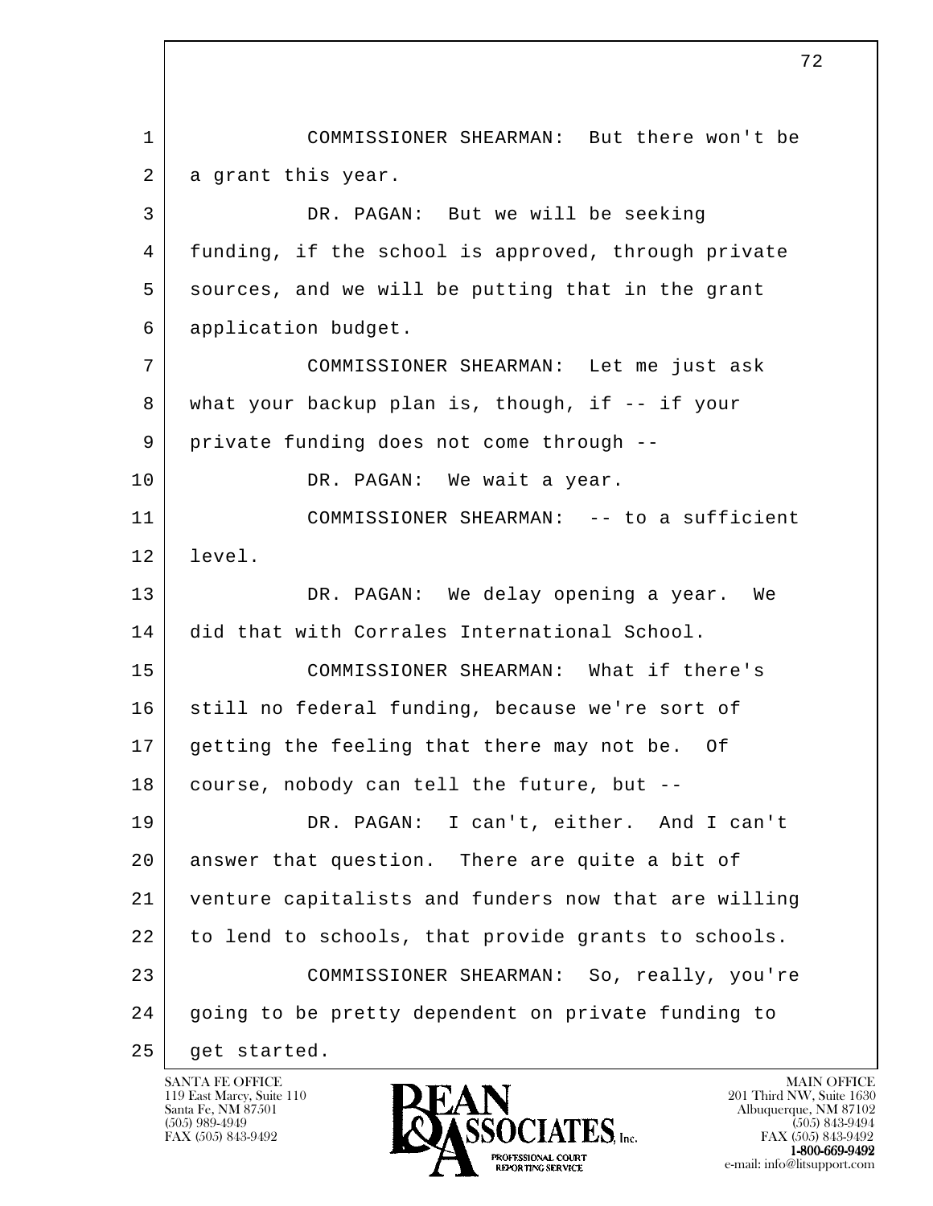1 COMMISSIONER SHEARMAN: But there won't be
2 a grant this year.
3 DR. PAGAN: But we will be seeking
4 funding, if the school is approved, through private
5 sources, and we will be putting that in the grant
6 application budget.
7 COMMISSIONER SHEARMAN: Let me just ask
8 what your backup plan is, though, if -- if your
9 private funding does not come through --
10 DR. PAGAN: We wait a year.
11 COMMISSIONER SHEARMAN: -- to a sufficient
12 level.
13 DR. PAGAN: We delay opening a year. We
14 did that with Corrales International School.
15 COMMISSIONER SHEARMAN: What if there's
16 still no federal funding, because we're sort of
17 getting the feeling that there may not be. Of
18 course, nobody can tell the future, but --
19 DR. PAGAN: I can't, either. And I can't
20 answer that question. There are quite a bit of
21 venture capitalists and funders now that are willing
22 to lend to schools, that provide grants to schools.
23 COMMISSIONER SHEARMAN: So, really, you're
24 going to be pretty dependent on private funding to
25 get started.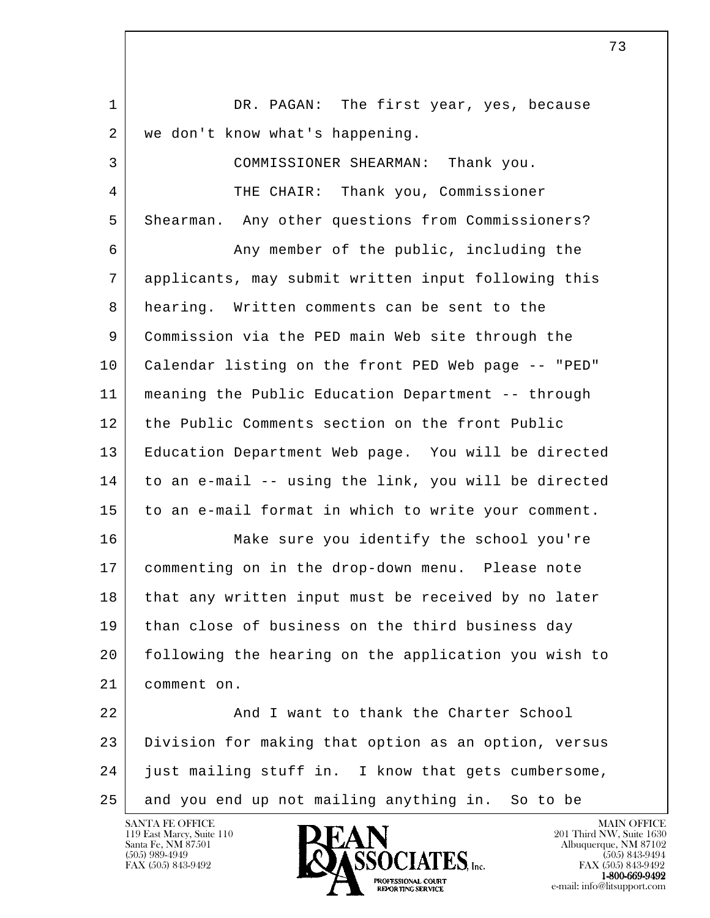DR. PAGAN: The first year, yes, because we don't know what's happening.

COMMISSIONER SHEARMAN: Thank you.

THE CHAIR: Thank you, Commissioner Shearman. Any other questions from Commissioners?

Any member of the public, including the applicants, may submit written input following this hearing. Written comments can be sent to the Commission via the PED main Web site through the Calendar listing on the front PED Web page -- "PED" meaning the Public Education Department -- through the Public Comments section on the front Public Education Department Web page. You will be directed to an e-mail -- using the link, you will be directed to an e-mail format in which to write your comment.

Make sure you identify the school you're commenting on in the drop-down menu. Please note that any written input must be received by no later than close of business on the third business day following the hearing on the application you wish to comment on.

And I want to thank the Charter School Division for making that option as an option, versus just mailing stuff in. I know that gets cumbersome, and you end up not mailing anything in. So to be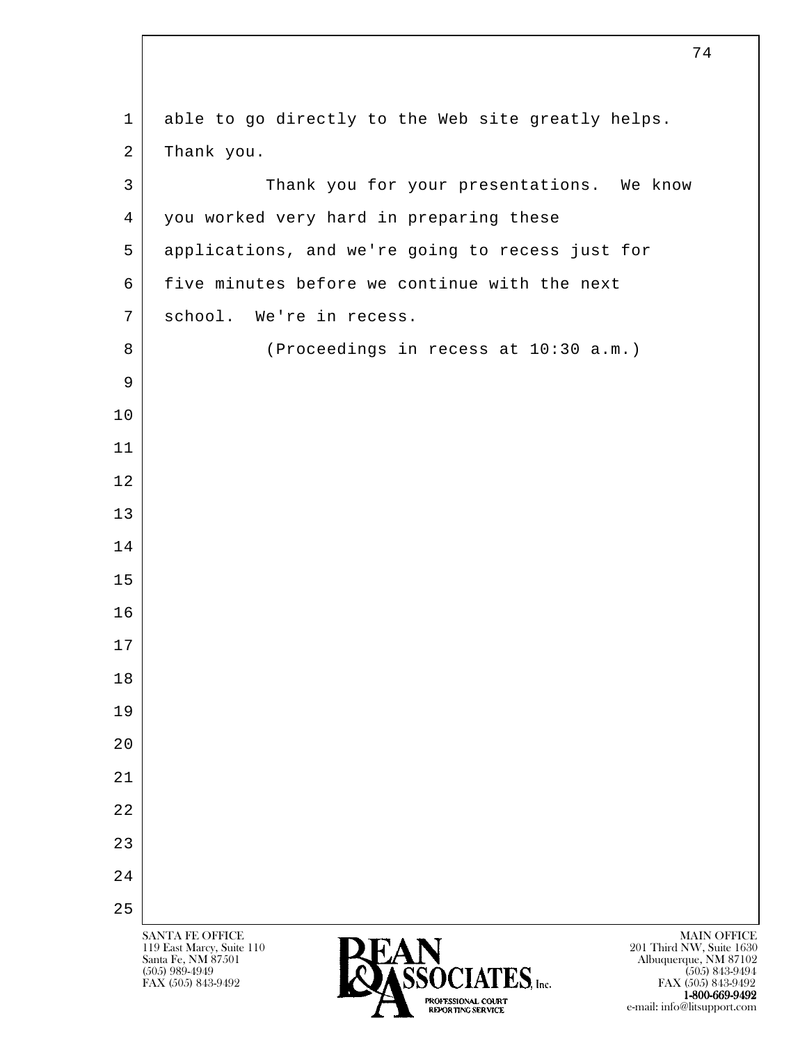able to go directly to the Web site greatly helps. Thank you.

Thank you for your presentations. We know you worked very hard in preparing these applications, and we're going to recess just for five minutes before we continue with the next school. We're in recess.

(Proceedings in recess at 10:30 a.m.)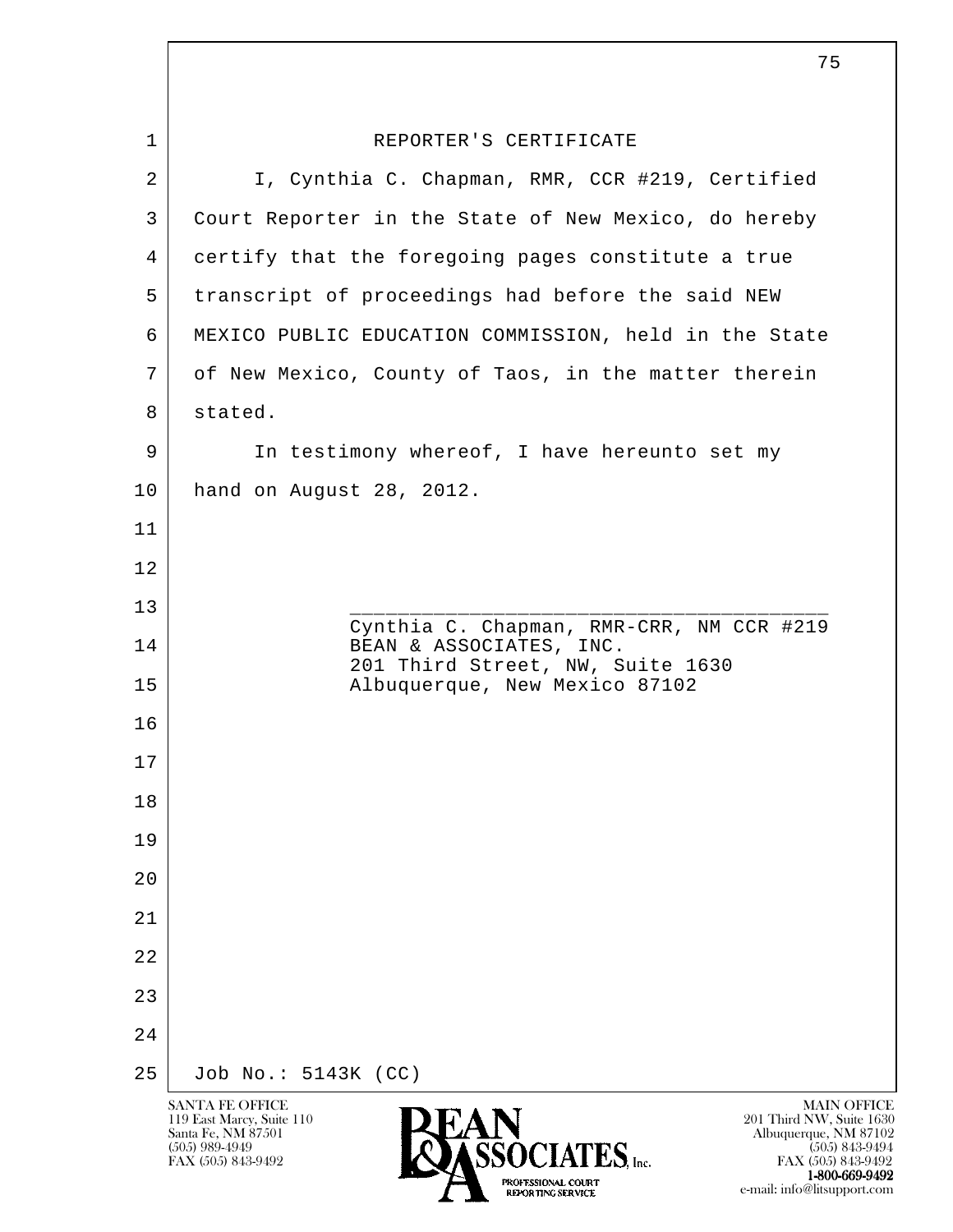# REPORTER'S CERTIFICATE

I, Cynthia C. Chapman, RMR, CCR #219, Certified Court Reporter in the State of New Mexico, do hereby certify that the foregoing pages constitute a true transcript of proceedings had before the said NEW MEXICO PUBLIC EDUCATION COMMISSION, held in the State of New Mexico, County of Taos, in the matter therein stated.

In testimony whereof, I have hereunto set my hand on August 28, 2012.

_______________________________________
Cynthia C. Chapman, RMR-CRR, NM CCR #219
BEAN & ASSOCIATES, INC.
201 Third Street, NW, Suite 1630
Albuquerque, New Mexico 87102

Job No.: 5143K (CC)

SANTA FE OFFICE
119 East Marcy, Suite 110
Santa Fe, NM 87501
(505) 989-4949
FAX (505) 843-9492

BEAN & ASSOCIATES, Inc.
PROFESSIONAL COURT REPORTING SERVICE

MAIN OFFICE
201 Third NW, Suite 1630
Albuquerque, NM 87102
(505) 843-9494
FAX (505) 843-9492
1-800-669-9492
e-mail: info@litsupport.com